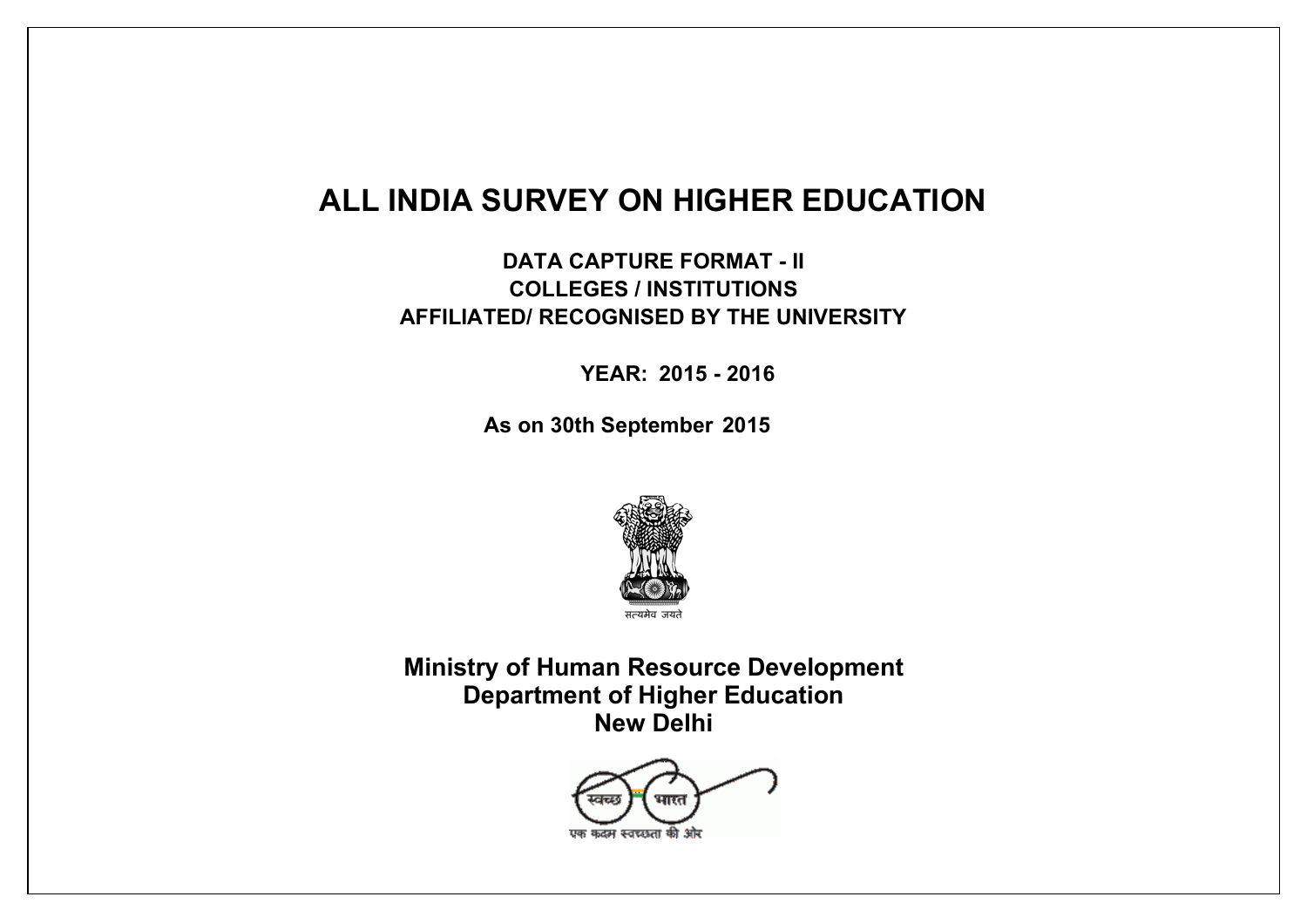# ALL INDIA SURVEY ON HIGHER EDUCATION

**DATA CAPTURE FORMAT - II**

**COLLEGES / INSTITUTIONS**

**AFFILIATED/ RECOGNISED BY THE UNIVERSITY**

**YEAR: 2015 - 2016**

**As on 30th September 2015**

सत्यमेव जयते

**Ministry of Human Resource Development**

**Department of Higher Education**

**New Delhi**

स्वच्छ भारत

एक कदम स्वच्छता की ओर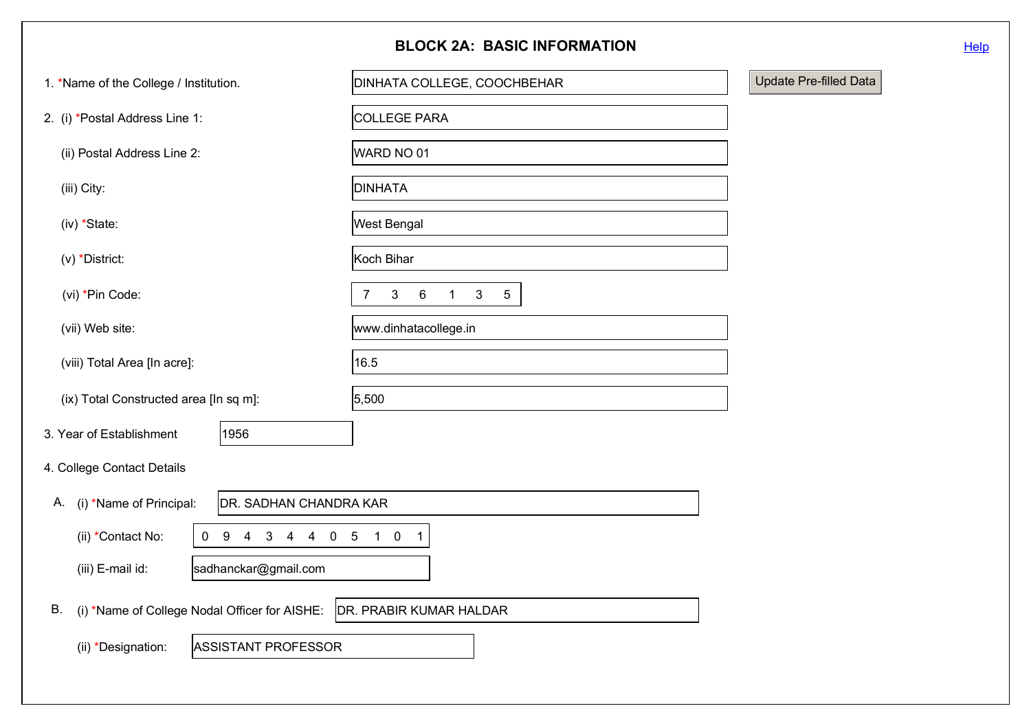## BLOCK 2A: BASIC INFORMATION

Help

1. *Name of the College / Institution. DINHATA COLLEGE, COOCHBEHAR

Update Pre-filled Data

2. (i) *Postal Address Line 1: COLLEGE PARA

   (ii) Postal Address Line 2: WARD NO 01

   (iii) City: DINHATA

   (iv) *State: West Bengal

   (v) *District: Koch Bihar

   (vi) *Pin Code: 7 3 6 1 3 5

   (vii) Web site: www.dinhatacollege.in

   (viii) Total Area [In acre]: 16.5

   (ix) Total Constructed area [In sq m]: 5,500

3. Year of Establishment 1956

4. College Contact Details

   A. (i) *Name of Principal: DR. SADHAN CHANDRA KAR

   (ii) *Contact No: 0 9 4 3 4 4 0 5 1 0 1

   (iii) E-mail id: sadhanckar@gmail.com

   B. (i) *Name of College Nodal Officer for AISHE: DR. PRABIR KUMAR HALDAR

   (ii) *Designation: ASSISTANT PROFESSOR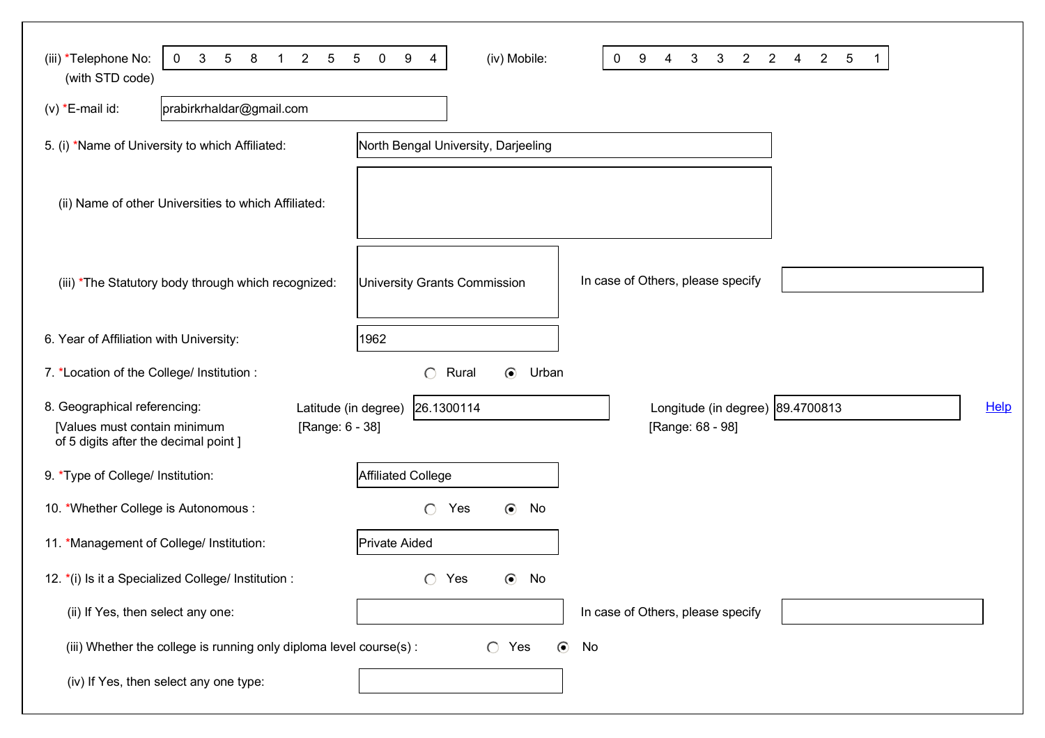(iii) *Telephone No: (with STD code) 0 3 5 8 1 2 5 5 0 9 4

(iv) Mobile: 0 9 4 3 3 2 2 4 2 5 1

(v) *E-mail id: prabirkrhaldar@gmail.com

5. (i) *Name of University to which Affiliated: North Bengal University, Darjeeling

(ii) Name of other Universities to which Affiliated:

(iii) *The Statutory body through which recognized: University Grants Commission

In case of Others, please specify

6. Year of Affiliation with University: 1962

7. *Location of the College/ Institution : ○ Rural ◉ Urban

8. Geographical referencing: [Values must contain minimum of 5 digits after the decimal point ]

Latitude (in degree) [Range: 6 - 38] 26.1300114

Longitude (in degree) [Range: 68 - 98] 89.4700813

Help

9. *Type of College/ Institution: Affiliated College

10. *Whether College is Autonomous : ○ Yes ◉ No

11. *Management of College/ Institution: Private Aided

12. *(i) Is it a Specialized College/ Institution : ○ Yes ◉ No

(ii) If Yes, then select any one:

In case of Others, please specify

(iii) Whether the college is running only diploma level course(s) : ○ Yes ◉ No

(iv) If Yes, then select any one type: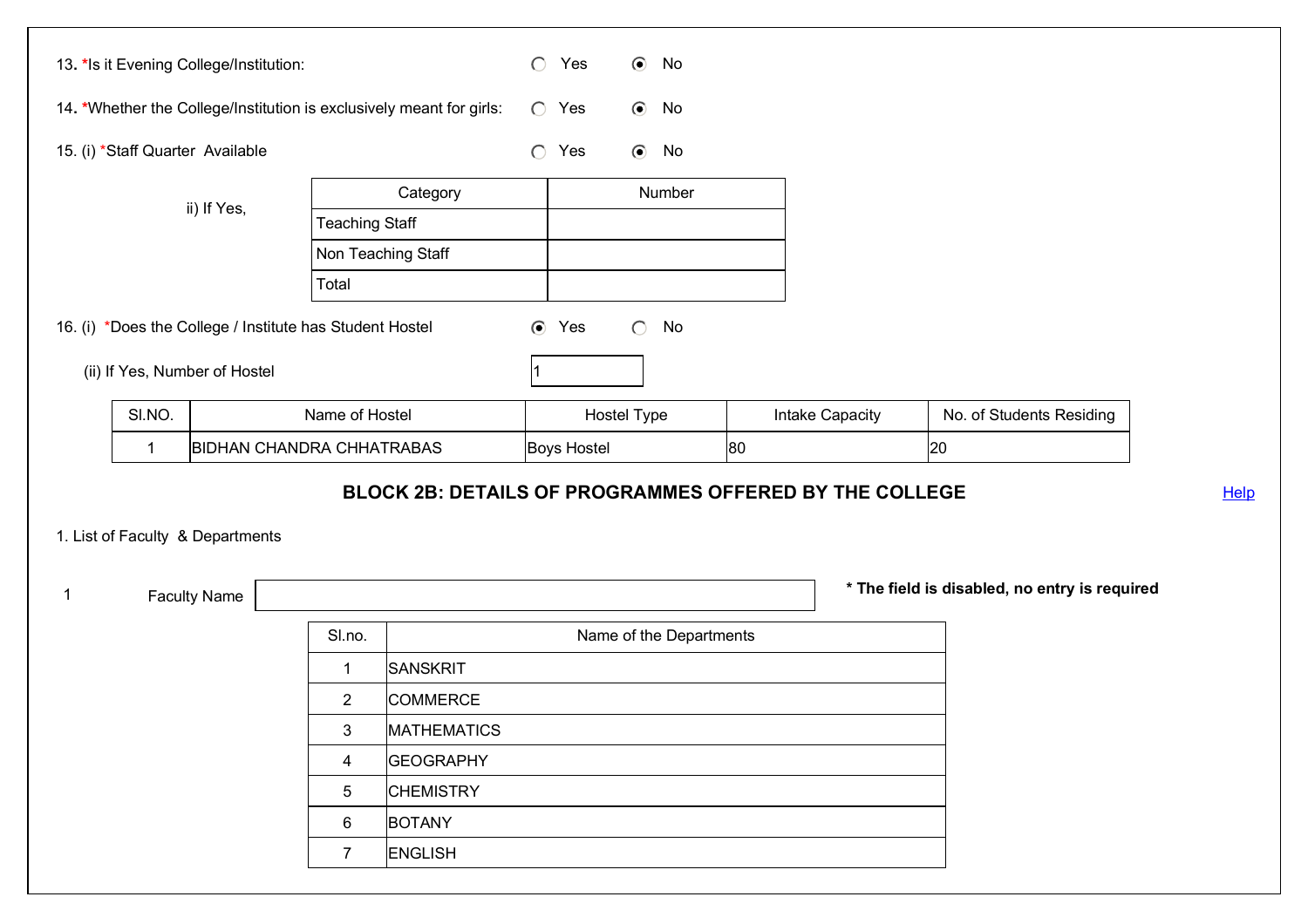13. *Is it Evening College/Institution: ○ Yes ◉ No

14. *Whether the College/Institution is exclusively meant for girls: ○ Yes ◉ No

15. (i) *Staff Quarter Available ○ Yes ◉ No

ii) If Yes,

| Category | Number |
| --- | --- |
| Teaching Staff | |
| Non Teaching Staff | |
| Total | |

16. (i) *Does the College / Institute has Student Hostel ◉ Yes ○ No

(ii) If Yes, Number of Hostel: 1

| Sl.NO. | Name of Hostel | Hostel Type | Intake Capacity | No. of Students Residing |
| --- | --- | --- | --- | --- |
| 1 | BIDHAN CHANDRA CHHATRABAS | Boys Hostel | 80 | 20 |

## BLOCK 2B: DETAILS OF PROGRAMMES OFFERED BY THE COLLEGE

Help

1. List of Faculty & Departments

1 Faculty Name: 

**\* The field is disabled, no entry is required**

| Sl.no. | Name of the Departments |
| --- | --- |
| 1 | SANSKRIT |
| 2 | COMMERCE |
| 3 | MATHEMATICS |
| 4 | GEOGRAPHY |
| 5 | CHEMISTRY |
| 6 | BOTANY |
| 7 | ENGLISH |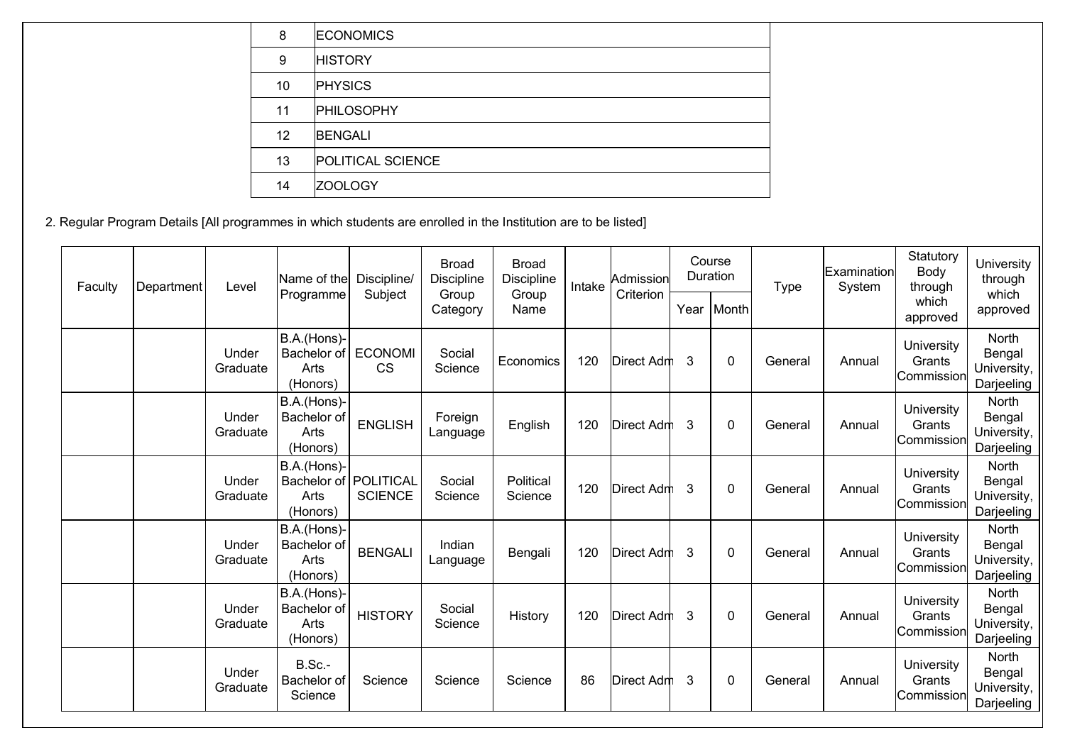| 8 | ECONOMICS |
|---|---|
| 9 | HISTORY |
| 10 | PHYSICS |
| 11 | PHILOSOPHY |
| 12 | BENGALI |
| 13 | POLITICAL SCIENCE |
| 14 | ZOOLOGY |

2. Regular Program Details [All programmes in which students are enrolled in the Institution are to be listed]

| Faculty | Department | Level | Name of the Programme | Discipline/ Subject | Broad Discipline Group Category | Broad Discipline Group Name | Intake | Admission Criterion | Course Duration | | Type | Examination System | Statutory Body through which approved | University through which approved |
|---|---|---|---|---|---|---|---|---|---|---|---|---|---|---|
| | | | | | | | | | Year | Month | | | | |
| | | Under Graduate | B.A.(Hons)-Bachelor of Arts (Honors) | ECONOMICS | Social Science | Economics | 120 | Direct Adm | 3 | 0 | General | Annual | University Grants Commission | North Bengal University, Darjeeling |
| | | Under Graduate | B.A.(Hons)-Bachelor of Arts (Honors) | ENGLISH | Foreign Language | English | 120 | Direct Adm | 3 | 0 | General | Annual | University Grants Commission | North Bengal University, Darjeeling |
| | | Under Graduate | B.A.(Hons)-Bachelor of Arts (Honors) | POLITICAL SCIENCE | Social Science | Political Science | 120 | Direct Adm | 3 | 0 | General | Annual | University Grants Commission | North Bengal University, Darjeeling |
| | | Under Graduate | B.A.(Hons)-Bachelor of Arts (Honors) | BENGALI | Indian Language | Bengali | 120 | Direct Adm | 3 | 0 | General | Annual | University Grants Commission | North Bengal University, Darjeeling |
| | | Under Graduate | B.A.(Hons)-Bachelor of Arts (Honors) | HISTORY | Social Science | History | 120 | Direct Adm | 3 | 0 | General | Annual | University Grants Commission | North Bengal University, Darjeeling |
| | | Under Graduate | B.Sc.-Bachelor of Science | Science | Science | Science | 86 | Direct Adm | 3 | 0 | General | Annual | University Grants Commission | North Bengal University, Darjeeling |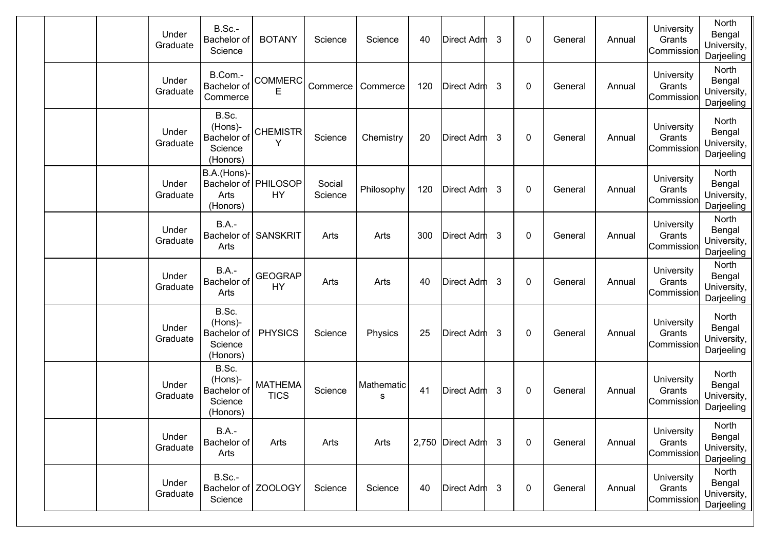|  |  |  |  |  |  |  |  |  |  |  |  |  |  |  |
|---|---|---|---|---|---|---|---|---|---|---|---|---|---|---|
|  |  | Under Graduate | B.Sc.-Bachelor of Science | BOTANY | Science | Science | 40 | Direct Adm | 3 | 0 | General | Annual | University Grants Commission | North Bengal University, Darjeeling |
|  |  | Under Graduate | B.Com.-Bachelor of Commerce | COMMERCE | Commerce | Commerce | 120 | Direct Adm | 3 | 0 | General | Annual | University Grants Commission | North Bengal University, Darjeeling |
|  |  | Under Graduate | B.Sc. (Hons)-Bachelor of Science (Honors) | CHEMISTRY | Science | Chemistry | 20 | Direct Adm | 3 | 0 | General | Annual | University Grants Commission | North Bengal University, Darjeeling |
|  |  | Under Graduate | B.A.(Hons)-Bachelor of Arts (Honors) | PHILOSOPHY | Social Science | Philosophy | 120 | Direct Adm | 3 | 0 | General | Annual | University Grants Commission | North Bengal University, Darjeeling |
|  |  | Under Graduate | B.A.-Bachelor of Arts | SANSKRIT | Arts | Arts | 300 | Direct Adm | 3 | 0 | General | Annual | University Grants Commission | North Bengal University, Darjeeling |
|  |  | Under Graduate | B.A.-Bachelor of Arts | GEOGRAPHY | Arts | Arts | 40 | Direct Adm | 3 | 0 | General | Annual | University Grants Commission | North Bengal University, Darjeeling |
|  |  | Under Graduate | B.Sc. (Hons)-Bachelor of Science (Honors) | PHYSICS | Science | Physics | 25 | Direct Adm | 3 | 0 | General | Annual | University Grants Commission | North Bengal University, Darjeeling |
|  |  | Under Graduate | B.Sc. (Hons)-Bachelor of Science (Honors) | MATHEMATICS | Science | Mathematics | 41 | Direct Adm | 3 | 0 | General | Annual | University Grants Commission | North Bengal University, Darjeeling |
|  |  | Under Graduate | B.A.-Bachelor of Arts | Arts | Arts | Arts | 2,750 | Direct Adm | 3 | 0 | General | Annual | University Grants Commission | North Bengal University, Darjeeling |
|  |  | Under Graduate | B.Sc.-Bachelor of Science | ZOOLOGY | Science | Science | 40 | Direct Adm | 3 | 0 | General | Annual | University Grants Commission | North Bengal University, Darjeeling |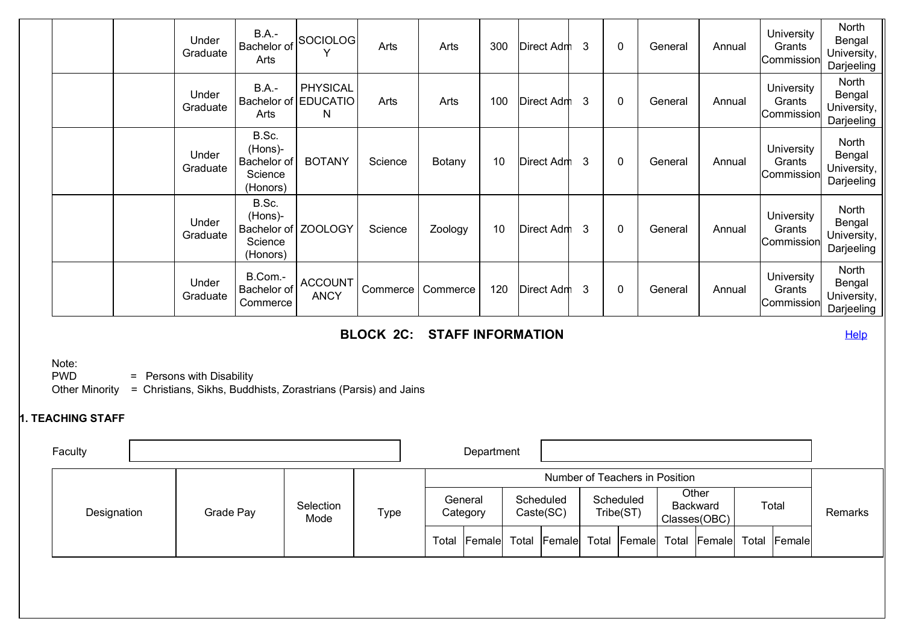|  |  |  |  |  |  |  |  |  |  |  |  |  |  |
|---|---|---|---|---|---|---|---|---|---|---|---|---|---|
|  |  | Under Graduate | B.A.-Bachelor of Arts | SOCIOLOGY | Arts | Arts | 300 | Direct Adm | 3 | 0 | General | Annual | University Grants Commission | North Bengal University, Darjeeling |
|  |  | Under Graduate | B.A.-Bachelor of Arts | PHYSICAL EDUCATION | Arts | Arts | 100 | Direct Adm | 3 | 0 | General | Annual | University Grants Commission | North Bengal University, Darjeeling |
|  |  | Under Graduate | B.Sc. (Hons)-Bachelor of Science (Honors) | BOTANY | Science | Botany | 10 | Direct Adm | 3 | 0 | General | Annual | University Grants Commission | North Bengal University, Darjeeling |
|  |  | Under Graduate | B.Sc. (Hons)-Bachelor of Science (Honors) | ZOOLOGY | Science | Zoology | 10 | Direct Adm | 3 | 0 | General | Annual | University Grants Commission | North Bengal University, Darjeeling |
|  |  | Under Graduate | B.Com.-Bachelor of Commerce | ACCOUNTANCY | Commerce | Commerce | 120 | Direct Adm | 3 | 0 | General | Annual | University Grants Commission | North Bengal University, Darjeeling |

## BLOCK 2C: STAFF INFORMATION

Help

Note:
PWD = Persons with Disability
Other Minority = Christians, Sikhs, Buddhists, Zorastrians (Parsis) and Jains

### 1. TEACHING STAFF

Faculty | Department

| Designation | Grade Pay | Selection Mode | Type | Number of Teachers in Position | | | | | | | | | | Remarks |
|---|---|---|---|---|---|---|---|---|---|---|---|---|---|---|
| | | | | General Category | | Scheduled Caste(SC) | | Scheduled Tribe(ST) | | Other Backward Classes(OBC) | | Total | | |
| | | | | Total | Female | Total | Female | Total | Female | Total | Female | Total | Female | |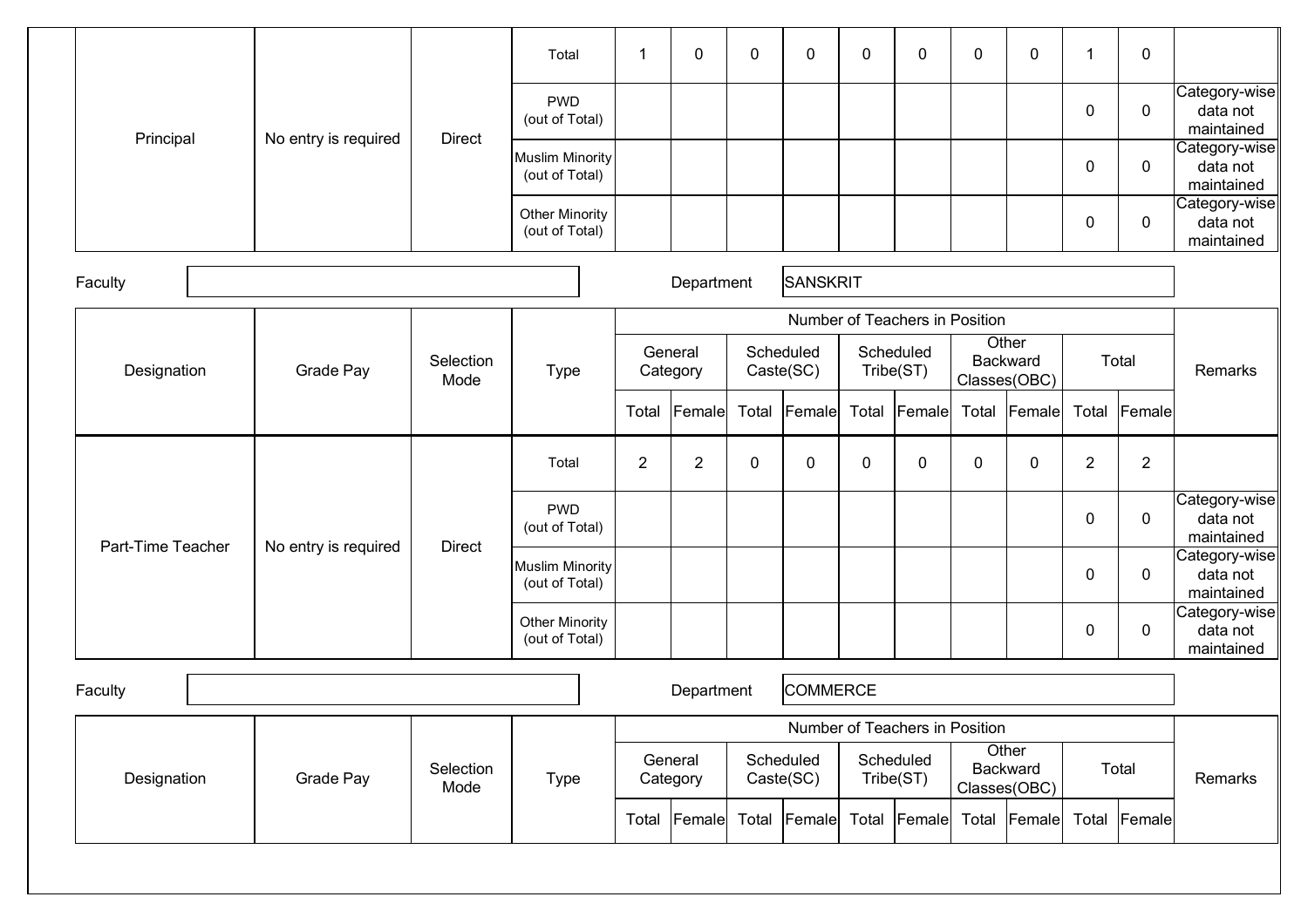| Designation | Grade Pay | Selection Mode | Type | General Category | | Scheduled Caste(SC) | | Scheduled Tribe(ST) | | Other Backward Classes(OBC) | | Total | | Remarks |
|---|---|---|---|---|---|---|---|---|---|---|---|---|---|---|
| | | | | Total | Female | Total | Female | Total | Female | Total | Female | Total | Female | |
| Principal | No entry is required | Direct | Total | 1 | 0 | 0 | 0 | 0 | 0 | 0 | 0 | 1 | 0 | |
| | | | PWD (out of Total) | | | | | | | | | 0 | 0 | Category-wise data not maintained |
| | | | Muslim Minority (out of Total) | | | | | | | | | 0 | 0 | Category-wise data not maintained |
| | | | Other Minority (out of Total) | | | | | | | | | 0 | 0 | Category-wise data not maintained |

Faculty | | Department | SANSKRIT

| Designation | Grade Pay | Selection Mode | Type | General Category | | Scheduled Caste(SC) | | Scheduled Tribe(ST) | | Other Backward Classes(OBC) | | Total | | Remarks |
|---|---|---|---|---|---|---|---|---|---|---|---|---|---|---|
| | | | | Number of Teachers in Position | | | | | | | | | | |
| | | | | Total | Female | Total | Female | Total | Female | Total | Female | Total | Female | |
| Part-Time Teacher | No entry is required | Direct | Total | 2 | 2 | 0 | 0 | 0 | 0 | 0 | 0 | 2 | 2 | |
| | | | PWD (out of Total) | | | | | | | | | 0 | 0 | Category-wise data not maintained |
| | | | Muslim Minority (out of Total) | | | | | | | | | 0 | 0 | Category-wise data not maintained |
| | | | Other Minority (out of Total) | | | | | | | | | 0 | 0 | Category-wise data not maintained |

Faculty | | Department | COMMERCE

| Designation | Grade Pay | Selection Mode | Type | General Category | | Scheduled Caste(SC) | | Scheduled Tribe(ST) | | Other Backward Classes(OBC) | | Total | | Remarks |
|---|---|---|---|---|---|---|---|---|---|---|---|---|---|---|
| | | | | Number of Teachers in Position | | | | | | | | | | |
| | | | | Total | Female | Total | Female | Total | Female | Total | Female | Total | Female | |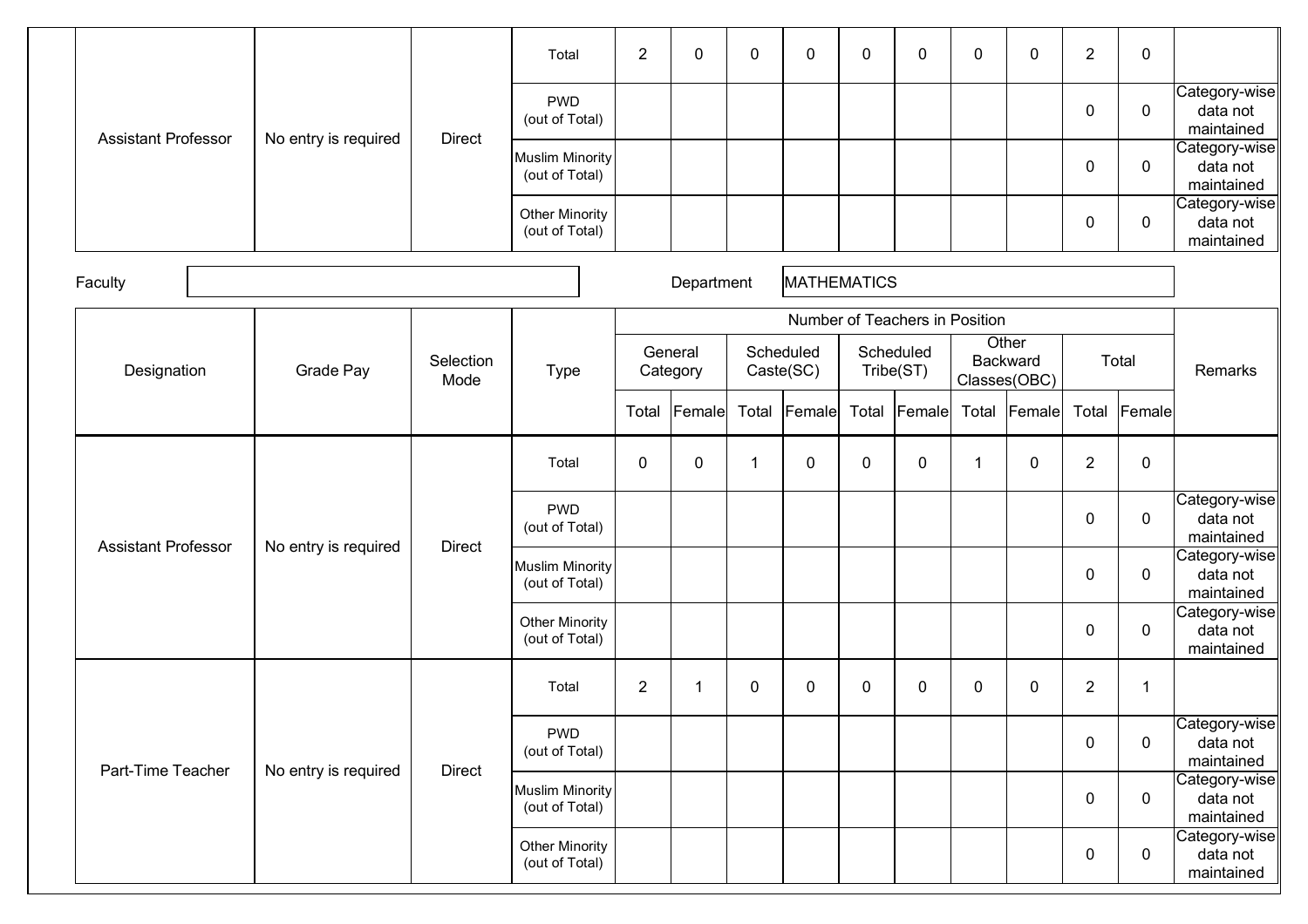| Assistant Professor | No entry is required | Direct | Total | 2 | 0 | 0 | 0 | 0 | 0 | 0 | 0 | 2 | 0 | |
|---|---|---|---|---|---|---|---|---|---|---|---|---|---|---|
| | | | PWD (out of Total) | | | | | | | | | 0 | 0 | Category-wise data not maintained |
| | | | Muslim Minority (out of Total) | | | | | | | | | 0 | 0 | Category-wise data not maintained |
| | | | Other Minority (out of Total) | | | | | | | | | 0 | 0 | Category-wise data not maintained |

Faculty | | Department | MATHEMATICS

| Designation | Grade Pay | Selection Mode | Type | Number of Teachers in Position | | | | | | | | | | Remarks |
|---|---|---|---|---|---|---|---|---|---|---|---|---|---|---|
| | | | | General Category | | Scheduled Caste(SC) | | Scheduled Tribe(ST) | | Other Backward Classes(OBC) | | Total | | |
| | | | | Total | Female | Total | Female | Total | Female | Total | Female | Total | Female | |
| Assistant Professor | No entry is required | Direct | Total | 0 | 0 | 1 | 0 | 0 | 0 | 1 | 0 | 2 | 0 | |
| | | | PWD (out of Total) | | | | | | | | | 0 | 0 | Category-wise data not maintained |
| | | | Muslim Minority (out of Total) | | | | | | | | | 0 | 0 | Category-wise data not maintained |
| | | | Other Minority (out of Total) | | | | | | | | | 0 | 0 | Category-wise data not maintained |
| Part-Time Teacher | No entry is required | Direct | Total | 2 | 1 | 0 | 0 | 0 | 0 | 0 | 0 | 2 | 1 | |
| | | | PWD (out of Total) | | | | | | | | | 0 | 0 | Category-wise data not maintained |
| | | | Muslim Minority (out of Total) | | | | | | | | | 0 | 0 | Category-wise data not maintained |
| | | | Other Minority (out of Total) | | | | | | | | | 0 | 0 | Category-wise data not maintained |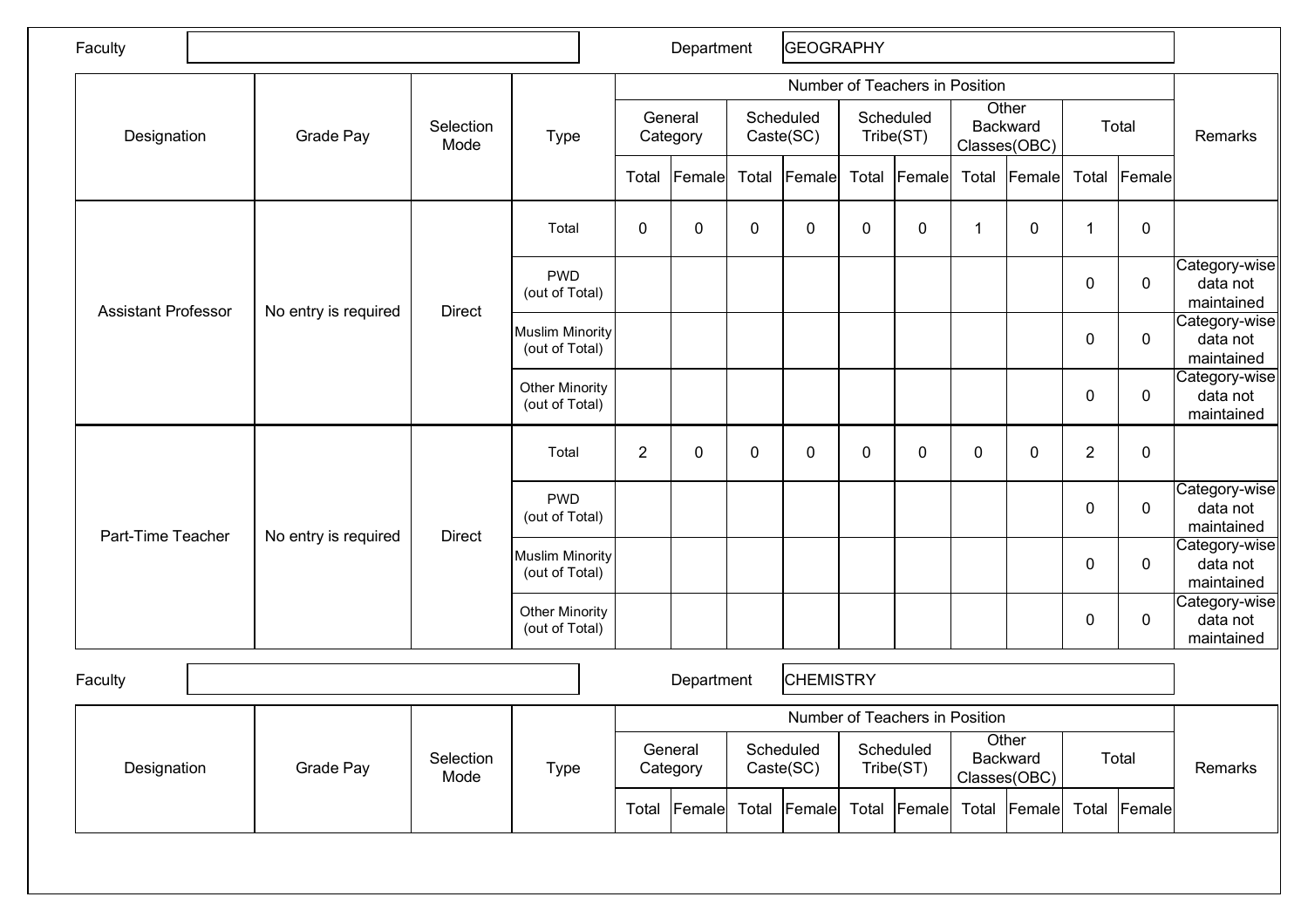Faculty | | Department | GEOGRAPHY

| Designation | Grade Pay | Selection Mode | Type | Number of Teachers in Position | | | | | | | | | | Remarks |
|---|---|---|---|---|---|---|---|---|---|---|---|---|---|---|
| | | | | General Category | | Scheduled Caste(SC) | | Scheduled Tribe(ST) | | Other Backward Classes(OBC) | | Total | | |
| | | | | Total | Female | Total | Female | Total | Female | Total | Female | Total | Female | |
| Assistant Professor | No entry is required | Direct | Total | 0 | 0 | 0 | 0 | 0 | 0 | 1 | 0 | 1 | 0 | |
| | | | PWD (out of Total) | | | | | | | | | 0 | 0 | Category-wise data not maintained |
| | | | Muslim Minority (out of Total) | | | | | | | | | 0 | 0 | Category-wise data not maintained |
| | | | Other Minority (out of Total) | | | | | | | | | 0 | 0 | Category-wise data not maintained |
| Part-Time Teacher | No entry is required | Direct | Total | 2 | 0 | 0 | 0 | 0 | 0 | 0 | 0 | 2 | 0 | |
| | | | PWD (out of Total) | | | | | | | | | 0 | 0 | Category-wise data not maintained |
| | | | Muslim Minority (out of Total) | | | | | | | | | 0 | 0 | Category-wise data not maintained |
| | | | Other Minority (out of Total) | | | | | | | | | 0 | 0 | Category-wise data not maintained |

Faculty | | Department | CHEMISTRY

| Designation | Grade Pay | Selection Mode | Type | Number of Teachers in Position | | | | | | | | | | Remarks |
|---|---|---|---|---|---|---|---|---|---|---|---|---|---|---|
| | | | | General Category | | Scheduled Caste(SC) | | Scheduled Tribe(ST) | | Other Backward Classes(OBC) | | Total | | |
| | | | | Total | Female | Total | Female | Total | Female | Total | Female | Total | Female | |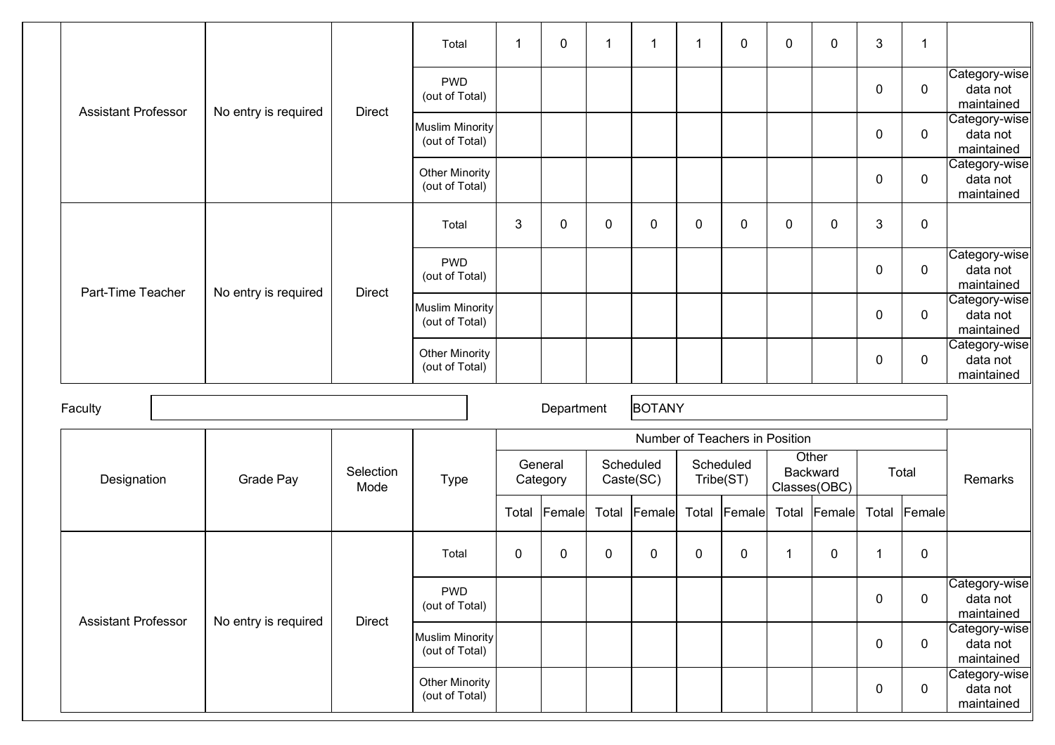| Assistant Professor | No entry is required | Direct | Total | 1 | 0 | 1 | 1 | 1 | 0 | 0 | 0 | 3 | 1 | |
|---|---|---|---|---|---|---|---|---|---|---|---|---|---|---|
| | | | PWD (out of Total) | | | | | | | | | 0 | 0 | Category-wise data not maintained |
| | | | Muslim Minority (out of Total) | | | | | | | | | 0 | 0 | Category-wise data not maintained |
| | | | Other Minority (out of Total) | | | | | | | | | 0 | 0 | Category-wise data not maintained |
| Part-Time Teacher | No entry is required | Direct | Total | 3 | 0 | 0 | 0 | 0 | 0 | 0 | 0 | 3 | 0 | |
| | | | PWD (out of Total) | | | | | | | | | 0 | 0 | Category-wise data not maintained |
| | | | Muslim Minority (out of Total) | | | | | | | | | 0 | 0 | Category-wise data not maintained |
| | | | Other Minority (out of Total) | | | | | | | | | 0 | 0 | Category-wise data not maintained |

Faculty: 

Department: BOTANY

| Designation | Grade Pay | Selection Mode | Type | Number of Teachers in Position | | | | | | | | | | Remarks |
|---|---|---|---|---|---|---|---|---|---|---|---|---|---|---|
| | | | | General Category | | Scheduled Caste(SC) | | Scheduled Tribe(ST) | | Other Backward Classes(OBC) | | Total | | |
| | | | | Total | Female | Total | Female | Total | Female | Total | Female | Total | Female | |
| Assistant Professor | No entry is required | Direct | Total | 0 | 0 | 0 | 0 | 0 | 0 | 1 | 0 | 1 | 0 | |
| | | | PWD (out of Total) | | | | | | | | | 0 | 0 | Category-wise data not maintained |
| | | | Muslim Minority (out of Total) | | | | | | | | | 0 | 0 | Category-wise data not maintained |
| | | | Other Minority (out of Total) | | | | | | | | | 0 | 0 | Category-wise data not maintained |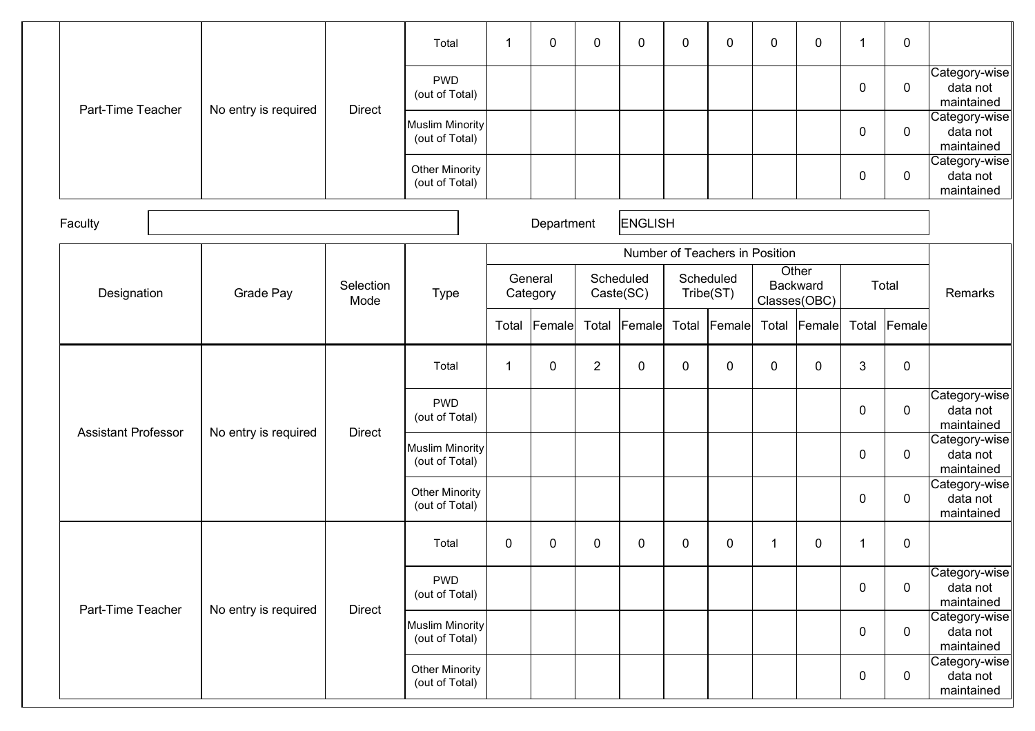| Designation | Grade Pay | Selection Mode | Type | General Category Total | General Category Female | Scheduled Caste(SC) Total | Scheduled Caste(SC) Female | Scheduled Tribe(ST) Total | Scheduled Tribe(ST) Female | Other Backward Classes(OBC) Total | Other Backward Classes(OBC) Female | Total Total | Total Female | Remarks |
|---|---|---|---|---|---|---|---|---|---|---|---|---|---|---|
| Part-Time Teacher | No entry is required | Direct | Total | 1 | 0 | 0 | 0 | 0 | 0 | 0 | 0 | 1 | 0 | |
| | | | PWD (out of Total) | | | | | | | | | 0 | 0 | Category-wise data not maintained |
| | | | Muslim Minority (out of Total) | | | | | | | | | 0 | 0 | Category-wise data not maintained |
| | | | Other Minority (out of Total) | | | | | | | | | 0 | 0 | Category-wise data not maintained |

Faculty | | Department: ENGLISH

| Designation | Grade Pay | Selection Mode | Type | Number of Teachers in Position | | | | | | | | | | Remarks |
|---|---|---|---|---|---|---|---|---|---|---|---|---|---|---|
| | | | | General Category | | Scheduled Caste(SC) | | Scheduled Tribe(ST) | | Other Backward Classes(OBC) | | Total | | |
| | | | | Total | Female | Total | Female | Total | Female | Total | Female | Total | Female | |
| Assistant Professor | No entry is required | Direct | Total | 1 | 0 | 2 | 0 | 0 | 0 | 0 | 0 | 3 | 0 | |
| | | | PWD (out of Total) | | | | | | | | | 0 | 0 | Category-wise data not maintained |
| | | | Muslim Minority (out of Total) | | | | | | | | | 0 | 0 | Category-wise data not maintained |
| | | | Other Minority (out of Total) | | | | | | | | | 0 | 0 | Category-wise data not maintained |
| Part-Time Teacher | No entry is required | Direct | Total | 0 | 0 | 0 | 0 | 0 | 0 | 1 | 0 | 1 | 0 | |
| | | | PWD (out of Total) | | | | | | | | | 0 | 0 | Category-wise data not maintained |
| | | | Muslim Minority (out of Total) | | | | | | | | | 0 | 0 | Category-wise data not maintained |
| | | | Other Minority (out of Total) | | | | | | | | | 0 | 0 | Category-wise data not maintained |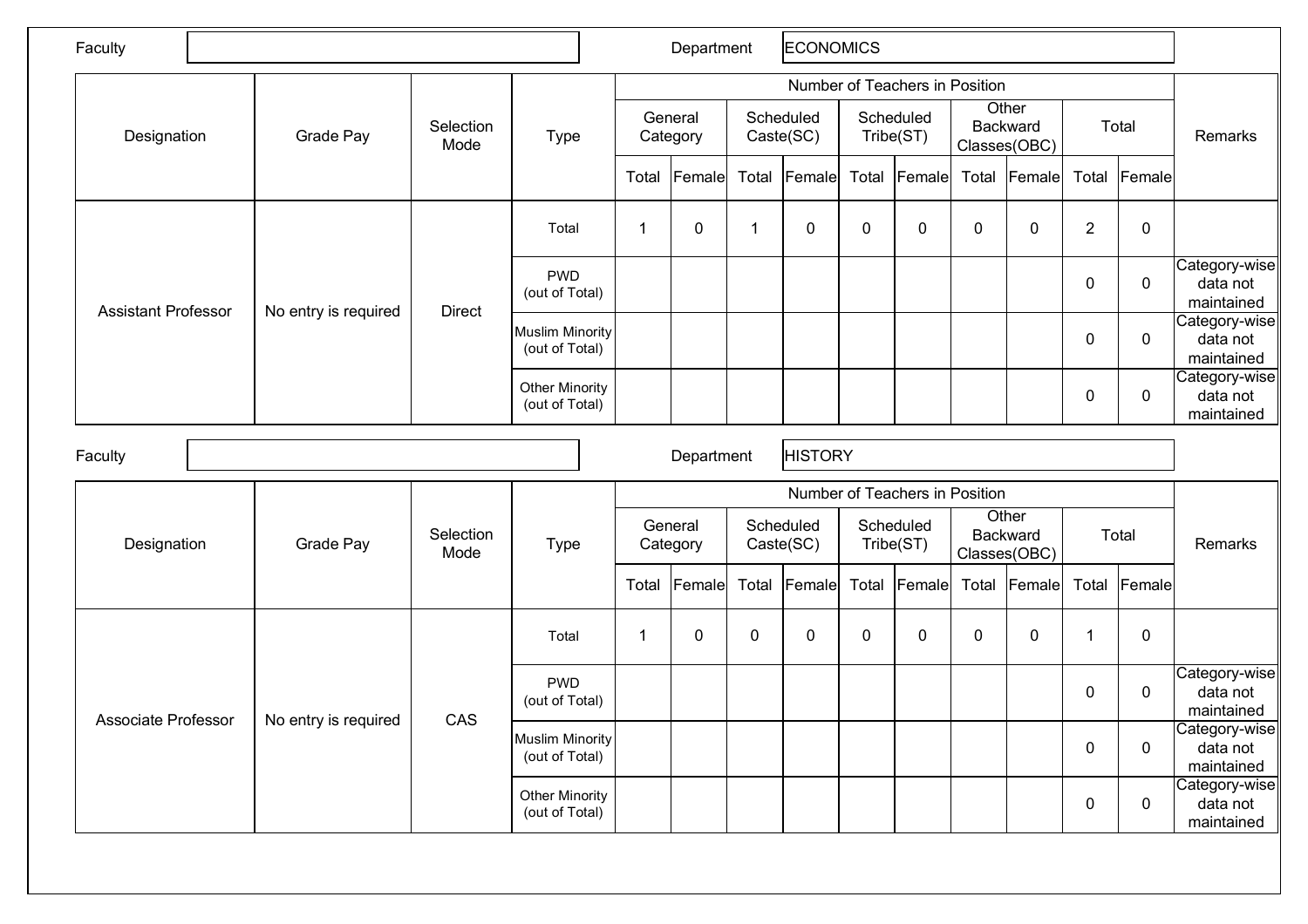Faculty | | Department | ECONOMICS

| Designation | Grade Pay | Selection Mode | Type | Number of Teachers in Position | | | | | | | | | | Remarks |
|---|---|---|---|---|---|---|---|---|---|---|---|---|---|---|
| | | | | General Category | | Scheduled Caste(SC) | | Scheduled Tribe(ST) | | Other Backward Classes(OBC) | | Total | | |
| | | | | Total | Female | Total | Female | Total | Female | Total | Female | Total | Female | |
| Assistant Professor | No entry is required | Direct | Total | 1 | 0 | 1 | 0 | 0 | 0 | 0 | 0 | 2 | 0 | |
| | | | PWD (out of Total) | | | | | | | | | 0 | 0 | Category-wise data not maintained |
| | | | Muslim Minority (out of Total) | | | | | | | | | 0 | 0 | Category-wise data not maintained |
| | | | Other Minority (out of Total) | | | | | | | | | 0 | 0 | Category-wise data not maintained |

Faculty | | Department | HISTORY

| Designation | Grade Pay | Selection Mode | Type | Number of Teachers in Position | | | | | | | | | | Remarks |
|---|---|---|---|---|---|---|---|---|---|---|---|---|---|---|
| | | | | General Category | | Scheduled Caste(SC) | | Scheduled Tribe(ST) | | Other Backward Classes(OBC) | | Total | | |
| | | | | Total | Female | Total | Female | Total | Female | Total | Female | Total | Female | |
| Associate Professor | No entry is required | CAS | Total | 1 | 0 | 0 | 0 | 0 | 0 | 0 | 0 | 1 | 0 | |
| | | | PWD (out of Total) | | | | | | | | | 0 | 0 | Category-wise data not maintained |
| | | | Muslim Minority (out of Total) | | | | | | | | | 0 | 0 | Category-wise data not maintained |
| | | | Other Minority (out of Total) | | | | | | | | | 0 | 0 | Category-wise data not maintained |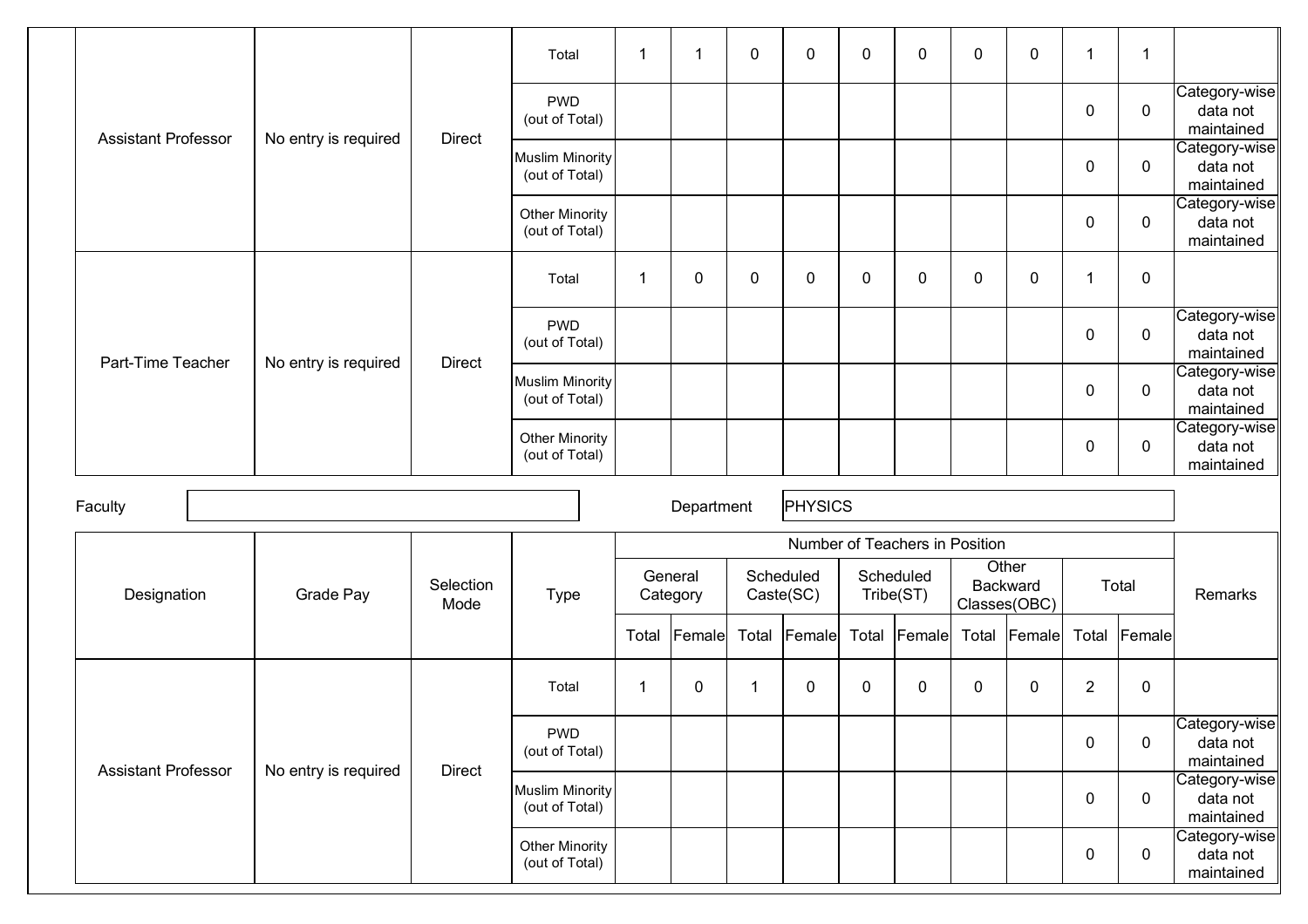| Designation | Grade Pay | Selection Mode | Type | General Category | | Scheduled Caste(SC) | | Scheduled Tribe(ST) | | Other Backward Classes(OBC) | | Total | | Remarks |
|---|---|---|---|---|---|---|---|---|---|---|---|---|---|---|
| | | | | Total | Female | Total | Female | Total | Female | Total | Female | Total | Female | |
| Assistant Professor | No entry is required | Direct | Total | 1 | 1 | 0 | 0 | 0 | 0 | 0 | 0 | 1 | 1 | |
| | | | PWD (out of Total) | | | | | | | | | 0 | 0 | Category-wise data not maintained |
| | | | Muslim Minority (out of Total) | | | | | | | | | 0 | 0 | Category-wise data not maintained |
| | | | Other Minority (out of Total) | | | | | | | | | 0 | 0 | Category-wise data not maintained |
| Part-Time Teacher | No entry is required | Direct | Total | 1 | 0 | 0 | 0 | 0 | 0 | 0 | 0 | 1 | 0 | |
| | | | PWD (out of Total) | | | | | | | | | 0 | 0 | Category-wise data not maintained |
| | | | Muslim Minority (out of Total) | | | | | | | | | 0 | 0 | Category-wise data not maintained |
| | | | Other Minority (out of Total) | | | | | | | | | 0 | 0 | Category-wise data not maintained |

Faculty: 

Department: PHYSICS

| Designation | Grade Pay | Selection Mode | Type | Number of Teachers in Position | | | | | | | | | | Remarks |
|---|---|---|---|---|---|---|---|---|---|---|---|---|---|---|
| | | | | General Category | | Scheduled Caste(SC) | | Scheduled Tribe(ST) | | Other Backward Classes(OBC) | | Total | | |
| | | | | Total | Female | Total | Female | Total | Female | Total | Female | Total | Female | |
| Assistant Professor | No entry is required | Direct | Total | 1 | 0 | 1 | 0 | 0 | 0 | 0 | 0 | 2 | 0 | |
| | | | PWD (out of Total) | | | | | | | | | 0 | 0 | Category-wise data not maintained |
| | | | Muslim Minority (out of Total) | | | | | | | | | 0 | 0 | Category-wise data not maintained |
| | | | Other Minority (out of Total) | | | | | | | | | 0 | 0 | Category-wise data not maintained |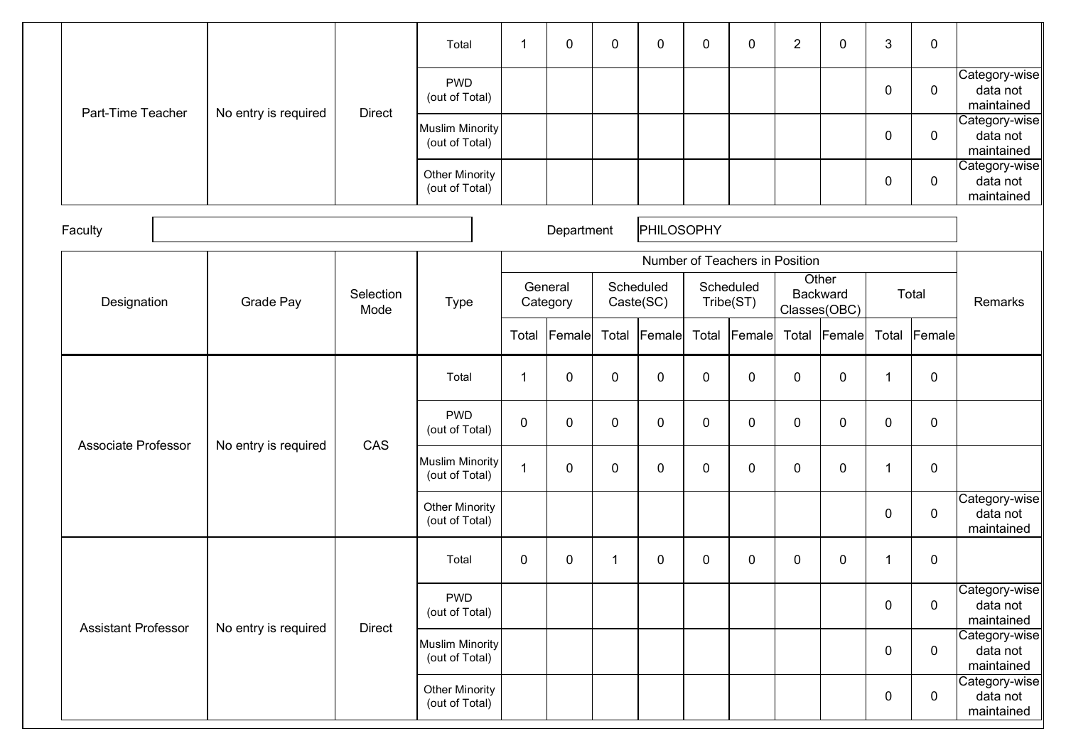| Designation | Grade Pay | Selection Mode | Type | General Category Total | General Category Female | SC Total | SC Female | ST Total | ST Female | OBC Total | OBC Female | Total Total | Total Female | Remarks |
|---|---|---|---|---|---|---|---|---|---|---|---|---|---|---|
| Part-Time Teacher | No entry is required | Direct | Total | 1 | 0 | 0 | 0 | 0 | 0 | 2 | 0 | 3 | 0 | |
| | | | PWD (out of Total) | | | | | | | | | 0 | 0 | Category-wise data not maintained |
| | | | Muslim Minority (out of Total) | | | | | | | | | 0 | 0 | Category-wise data not maintained |
| | | | Other Minority (out of Total) | | | | | | | | | 0 | 0 | Category-wise data not maintained |

Faculty | | Department: PHILOSOPHY

| Designation | Grade Pay | Selection Mode | Type | Number of Teachers in Position | | | | | | | | | | Remarks |
|---|---|---|---|---|---|---|---|---|---|---|---|---|---|---|
| | | | | General Category | | Scheduled Caste(SC) | | Scheduled Tribe(ST) | | Other Backward Classes(OBC) | | Total | | |
| | | | | Total | Female | Total | Female | Total | Female | Total | Female | Total | Female | |
| Associate Professor | No entry is required | CAS | Total | 1 | 0 | 0 | 0 | 0 | 0 | 0 | 0 | 1 | 0 | |
| | | | PWD (out of Total) | 0 | 0 | 0 | 0 | 0 | 0 | 0 | 0 | 0 | 0 | |
| | | | Muslim Minority (out of Total) | 1 | 0 | 0 | 0 | 0 | 0 | 0 | 0 | 1 | 0 | |
| | | | Other Minority (out of Total) | | | | | | | | | 0 | 0 | Category-wise data not maintained |
| Assistant Professor | No entry is required | Direct | Total | 0 | 0 | 1 | 0 | 0 | 0 | 0 | 0 | 1 | 0 | |
| | | | PWD (out of Total) | | | | | | | | | 0 | 0 | Category-wise data not maintained |
| | | | Muslim Minority (out of Total) | | | | | | | | | 0 | 0 | Category-wise data not maintained |
| | | | Other Minority (out of Total) | | | | | | | | | 0 | 0 | Category-wise data not maintained |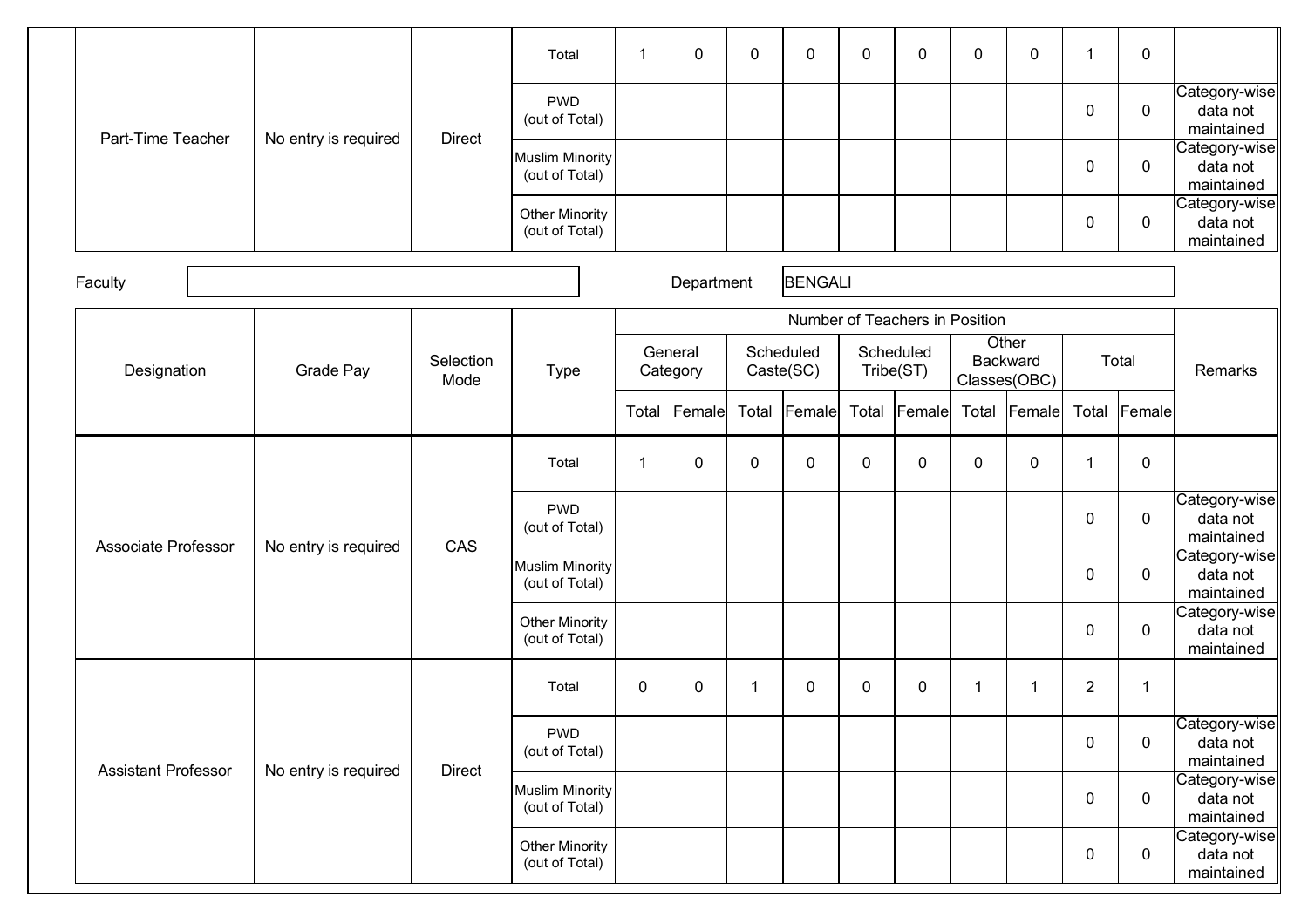| | | | Total | 1 | 0 | 0 | 0 | 0 | 0 | 0 | 0 | 1 | 0 | |
|---|---|---|---|---|---|---|---|---|---|---|---|---|---|---|
| Part-Time Teacher | No entry is required | Direct | PWD (out of Total) | | | | | | | | | 0 | 0 | Category-wise data not maintained |
| | | | Muslim Minority (out of Total) | | | | | | | | | 0 | 0 | Category-wise data not maintained |
| | | | Other Minority (out of Total) | | | | | | | | | 0 | 0 | Category-wise data not maintained |

Faculty | | Department BENGALI

| Designation | Grade Pay | Selection Mode | Type | Number of Teachers in Position | | | | | | | | | | Remarks |
|---|---|---|---|---|---|---|---|---|---|---|---|---|---|---|
| | | | | General Category | | Scheduled Caste(SC) | | Scheduled Tribe(ST) | | Other Backward Classes(OBC) | | Total | | |
| | | | | Total | Female | Total | Female | Total | Female | Total | Female | Total | Female | |
| Associate Professor | No entry is required | CAS | Total | 1 | 0 | 0 | 0 | 0 | 0 | 0 | 0 | 1 | 0 | |
| | | | PWD (out of Total) | | | | | | | | | 0 | 0 | Category-wise data not maintained |
| | | | Muslim Minority (out of Total) | | | | | | | | | 0 | 0 | Category-wise data not maintained |
| | | | Other Minority (out of Total) | | | | | | | | | 0 | 0 | Category-wise data not maintained |
| Assistant Professor | No entry is required | Direct | Total | 0 | 0 | 1 | 0 | 0 | 0 | 1 | 1 | 2 | 1 | |
| | | | PWD (out of Total) | | | | | | | | | 0 | 0 | Category-wise data not maintained |
| | | | Muslim Minority (out of Total) | | | | | | | | | 0 | 0 | Category-wise data not maintained |
| | | | Other Minority (out of Total) | | | | | | | | | 0 | 0 | Category-wise data not maintained |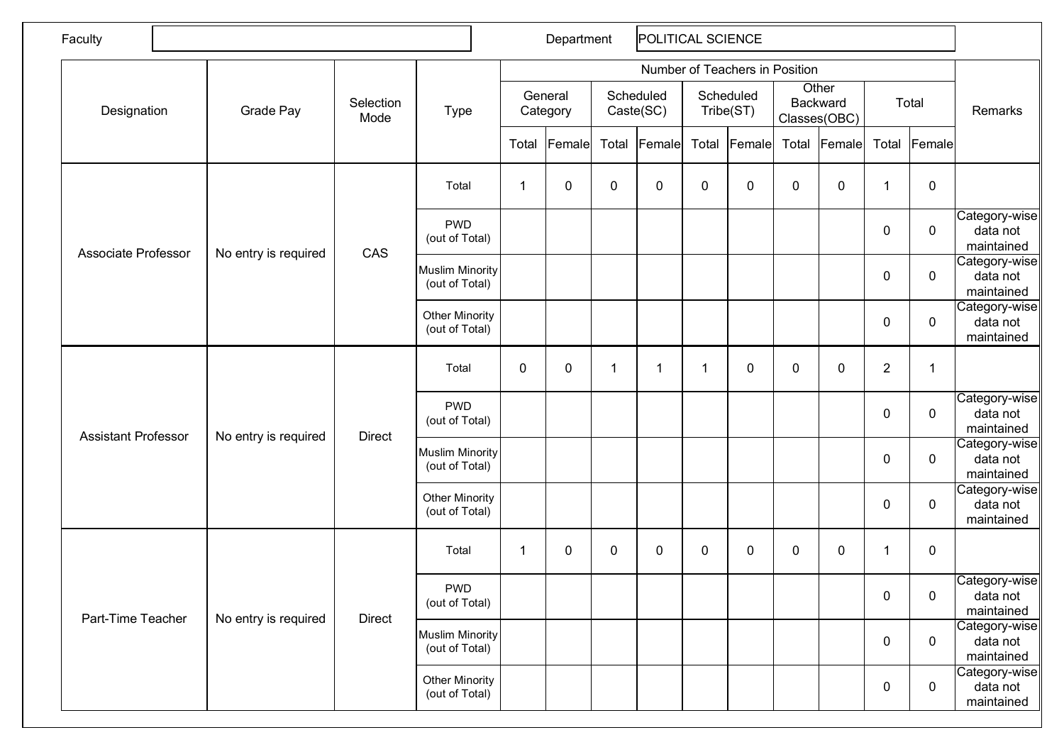| Faculty | | Department | POLITICAL SCIENCE |
|---|---|---|---|

| Designation | Grade Pay | Selection Mode | Type | Number of Teachers in Position | | | | | | | | | | Remarks |
|---|---|---|---|---|---|---|---|---|---|---|---|---|---|---|
| | | | | General Category | | Scheduled Caste(SC) | | Scheduled Tribe(ST) | | Other Backward Classes(OBC) | | Total | | |
| | | | | Total | Female | Total | Female | Total | Female | Total | Female | Total | Female | |
| Associate Professor | No entry is required | CAS | Total | 1 | 0 | 0 | 0 | 0 | 0 | 0 | 0 | 1 | 0 | |
| | | | PWD (out of Total) | | | | | | | | | 0 | 0 | Category-wise data not maintained |
| | | | Muslim Minority (out of Total) | | | | | | | | | 0 | 0 | Category-wise data not maintained |
| | | | Other Minority (out of Total) | | | | | | | | | 0 | 0 | Category-wise data not maintained |
| Assistant Professor | No entry is required | Direct | Total | 0 | 0 | 1 | 1 | 1 | 0 | 0 | 0 | 2 | 1 | |
| | | | PWD (out of Total) | | | | | | | | | 0 | 0 | Category-wise data not maintained |
| | | | Muslim Minority (out of Total) | | | | | | | | | 0 | 0 | Category-wise data not maintained |
| | | | Other Minority (out of Total) | | | | | | | | | 0 | 0 | Category-wise data not maintained |
| Part-Time Teacher | No entry is required | Direct | Total | 1 | 0 | 0 | 0 | 0 | 0 | 0 | 0 | 1 | 0 | |
| | | | PWD (out of Total) | | | | | | | | | 0 | 0 | Category-wise data not maintained |
| | | | Muslim Minority (out of Total) | | | | | | | | | 0 | 0 | Category-wise data not maintained |
| | | | Other Minority (out of Total) | | | | | | | | | 0 | 0 | Category-wise data not maintained |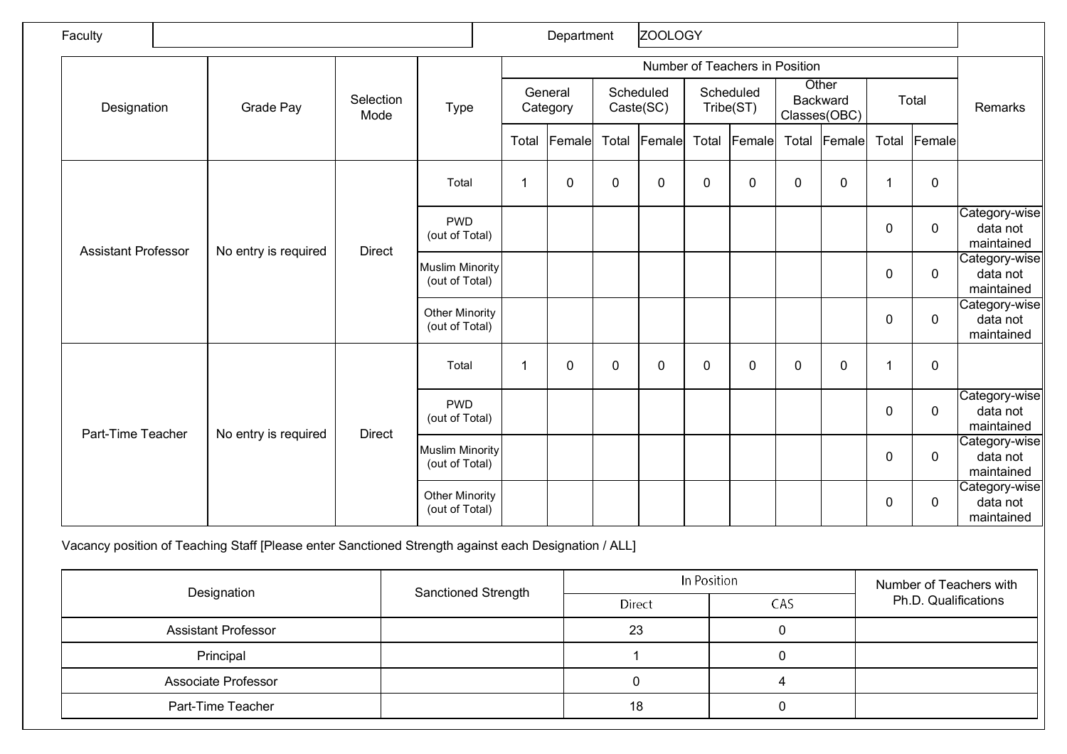| Faculty | | Department | ZOOLOGY |
|---|---|---|---|

| Designation | Grade Pay | Selection Mode | Type | Number of Teachers in Position | | | | | | | | | | Remarks |
|---|---|---|---|---|---|---|---|---|---|---|---|---|---|---|
| | | | | General Category | | Scheduled Caste(SC) | | Scheduled Tribe(ST) | | Other Backward Classes(OBC) | | Total | | |
| | | | | Total | Female | Total | Female | Total | Female | Total | Female | Total | Female | |
| Assistant Professor | No entry is required | Direct | Total | 1 | 0 | 0 | 0 | 0 | 0 | 0 | 0 | 1 | 0 | |
| | | | PWD (out of Total) | | | | | | | | | 0 | 0 | Category-wise data not maintained |
| | | | Muslim Minority (out of Total) | | | | | | | | | 0 | 0 | Category-wise data not maintained |
| | | | Other Minority (out of Total) | | | | | | | | | 0 | 0 | Category-wise data not maintained |
| Part-Time Teacher | No entry is required | Direct | Total | 1 | 0 | 0 | 0 | 0 | 0 | 0 | 0 | 1 | 0 | |
| | | | PWD (out of Total) | | | | | | | | | 0 | 0 | Category-wise data not maintained |
| | | | Muslim Minority (out of Total) | | | | | | | | | 0 | 0 | Category-wise data not maintained |
| | | | Other Minority (out of Total) | | | | | | | | | 0 | 0 | Category-wise data not maintained |

Vacancy position of Teaching Staff [Please enter Sanctioned Strength against each Designation / ALL]

| Designation | Sanctioned Strength | In Position | | Number of Teachers with Ph.D. Qualifications |
|---|---|---|---|---|
| | | Direct | CAS | |
| Assistant Professor | | 23 | 0 | |
| Principal | | 1 | 0 | |
| Associate Professor | | 0 | 4 | |
| Part-Time Teacher | | 18 | 0 | |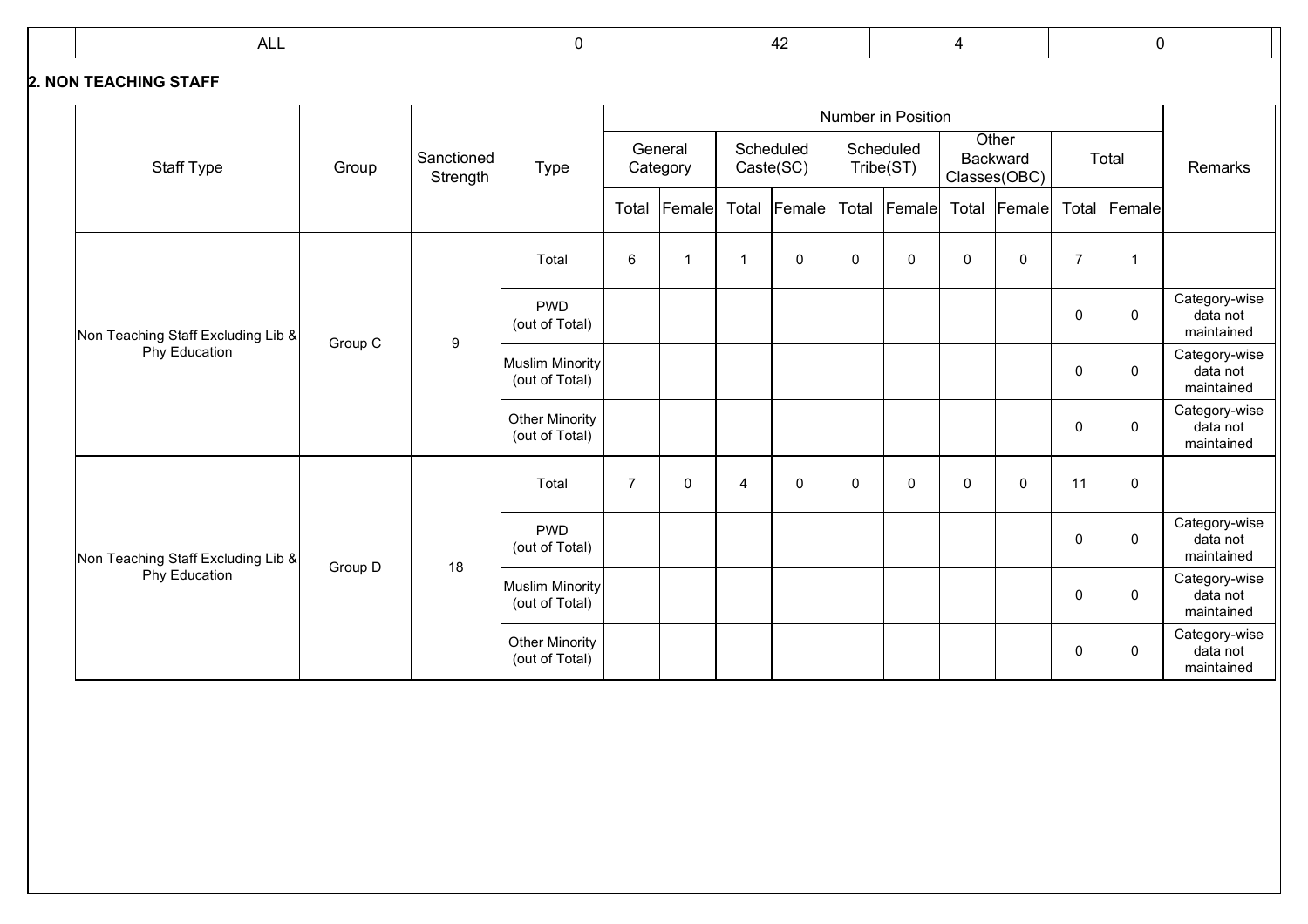| ALL | 0 | 42 | 4 | 0 |
|---|---|---|---|---|

## 2. NON TEACHING STAFF

| Staff Type | Group | Sanctioned Strength | Type | Number in Position | | | | | | | | | | Remarks |
|---|---|---|---|---|---|---|---|---|---|---|---|---|---|---|
| | | | | General Category | | Scheduled Caste(SC) | | Scheduled Tribe(ST) | | Other Backward Classes(OBC) | | Total | | |
| | | | | Total | Female | Total | Female | Total | Female | Total | Female | Total | Female | |
| Non Teaching Staff Excluding Lib & Phy Education | Group C | 9 | Total | 6 | 1 | 1 | 0 | 0 | 0 | 0 | 0 | 7 | 1 | |
| | | | PWD (out of Total) | | | | | | | | | 0 | 0 | Category-wise data not maintained |
| | | | Muslim Minority (out of Total) | | | | | | | | | 0 | 0 | Category-wise data not maintained |
| | | | Other Minority (out of Total) | | | | | | | | | 0 | 0 | Category-wise data not maintained |
| Non Teaching Staff Excluding Lib & Phy Education | Group D | 18 | Total | 7 | 0 | 4 | 0 | 0 | 0 | 0 | 0 | 11 | 0 | |
| | | | PWD (out of Total) | | | | | | | | | 0 | 0 | Category-wise data not maintained |
| | | | Muslim Minority (out of Total) | | | | | | | | | 0 | 0 | Category-wise data not maintained |
| | | | Other Minority (out of Total) | | | | | | | | | 0 | 0 | Category-wise data not maintained |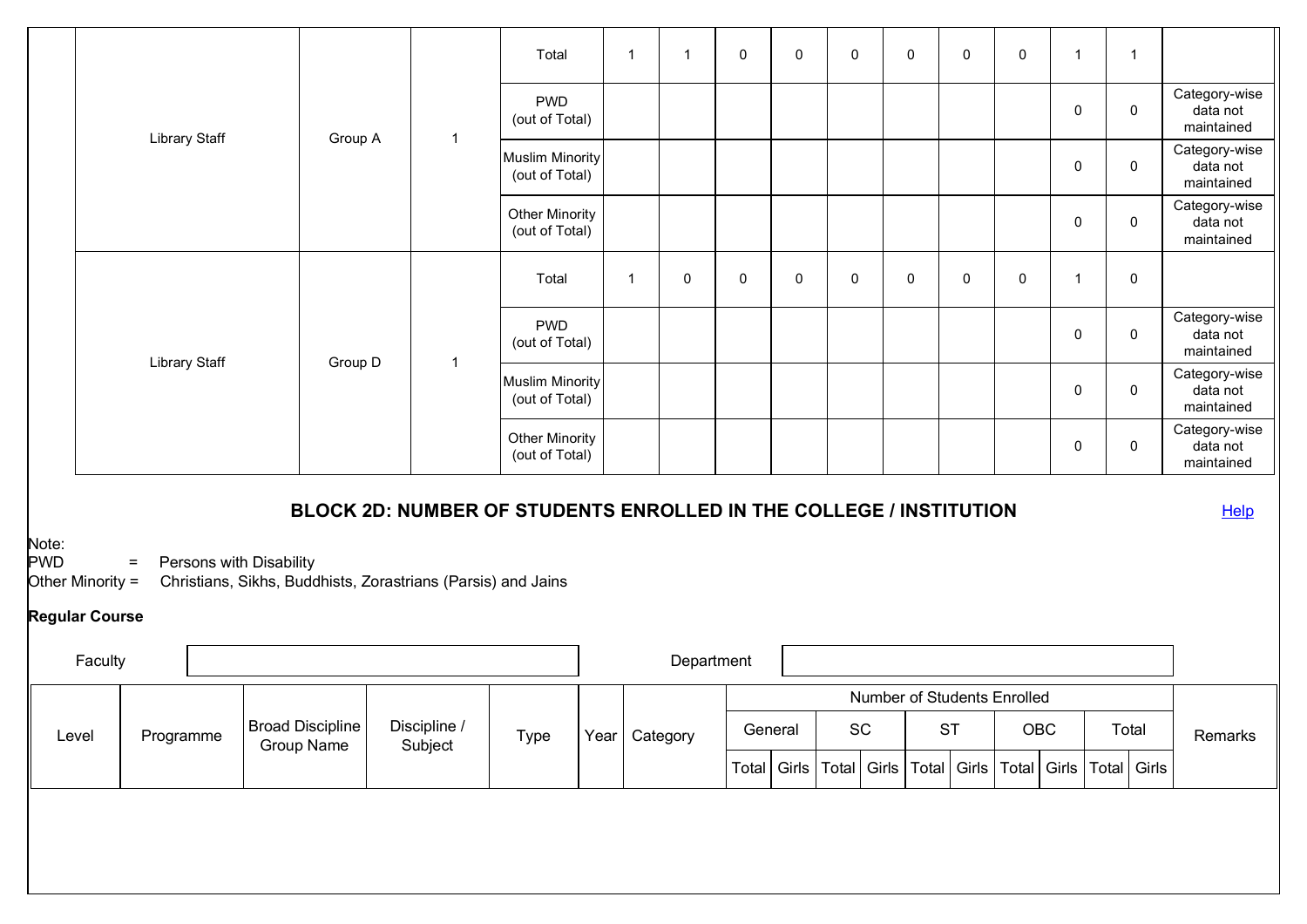| Library Staff | Group A | 1 | Total | 1 | 1 | 0 | 0 | 0 | 0 | 0 | 0 | 1 | 1 | |
|---|---|---|---|---|---|---|---|---|---|---|---|---|---|---|
| | | | PWD (out of Total) | | | | | | | | | 0 | 0 | Category-wise data not maintained |
| | | | Muslim Minority (out of Total) | | | | | | | | | 0 | 0 | Category-wise data not maintained |
| | | | Other Minority (out of Total) | | | | | | | | | 0 | 0 | Category-wise data not maintained |
| Library Staff | Group D | 1 | Total | 1 | 0 | 0 | 0 | 0 | 0 | 0 | 0 | 1 | 0 | |
| | | | PWD (out of Total) | | | | | | | | | 0 | 0 | Category-wise data not maintained |
| | | | Muslim Minority (out of Total) | | | | | | | | | 0 | 0 | Category-wise data not maintained |
| | | | Other Minority (out of Total) | | | | | | | | | 0 | 0 | Category-wise data not maintained |

## BLOCK 2D: NUMBER OF STUDENTS ENROLLED IN THE COLLEGE / INSTITUTION

Help

Note:
PWD = Persons with Disability
Other Minority = Christians, Sikhs, Buddhists, Zorastrians (Parsis) and Jains

**Regular Course**

Faculty | | Department | |

| Level | Programme | Broad Discipline Group Name | Discipline / Subject | Type | Year | Category | Number of Students Enrolled | | | | | | | | | | Remarks |
|---|---|---|---|---|---|---|---|---|---|---|---|---|---|---|---|---|---|
| | | | | | | | General | | SC | | ST | | OBC | | Total | | |
| | | | | | | | Total | Girls | Total | Girls | Total | Girls | Total | Girls | Total | Girls | |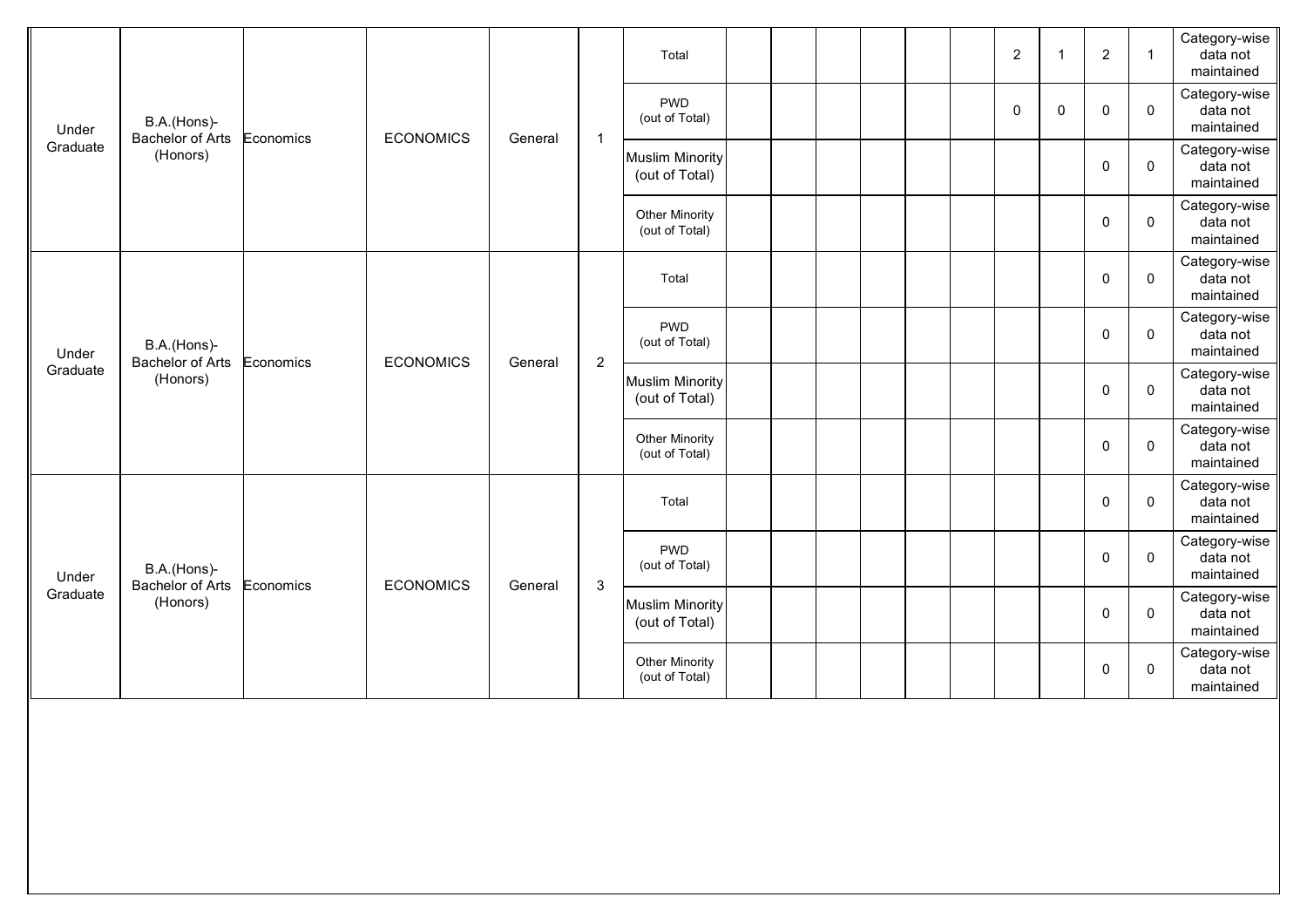| | | | | | | | | | | | | | | | | | |
|---|---|---|---|---|---|---|---|---|---|---|---|---|---|---|---|---|---|
| Under Graduate | B.A.(Hons)-Bachelor of Arts (Honors) | Economics | ECONOMICS | General | 1 | Total | | | | | | | 2 | 1 | 2 | 1 | Category-wise data not maintained |
| | | | | | | PWD (out of Total) | | | | | | | 0 | 0 | 0 | 0 | Category-wise data not maintained |
| | | | | | | Muslim Minority (out of Total) | | | | | | | | | 0 | 0 | Category-wise data not maintained |
| | | | | | | Other Minority (out of Total) | | | | | | | | | 0 | 0 | Category-wise data not maintained |
| Under Graduate | B.A.(Hons)-Bachelor of Arts (Honors) | Economics | ECONOMICS | General | 2 | Total | | | | | | | | | 0 | 0 | Category-wise data not maintained |
| | | | | | | PWD (out of Total) | | | | | | | | | 0 | 0 | Category-wise data not maintained |
| | | | | | | Muslim Minority (out of Total) | | | | | | | | | 0 | 0 | Category-wise data not maintained |
| | | | | | | Other Minority (out of Total) | | | | | | | | | 0 | 0 | Category-wise data not maintained |
| Under Graduate | B.A.(Hons)-Bachelor of Arts (Honors) | Economics | ECONOMICS | General | 3 | Total | | | | | | | | | 0 | 0 | Category-wise data not maintained |
| | | | | | | PWD (out of Total) | | | | | | | | | 0 | 0 | Category-wise data not maintained |
| | | | | | | Muslim Minority (out of Total) | | | | | | | | | 0 | 0 | Category-wise data not maintained |
| | | | | | | Other Minority (out of Total) | | | | | | | | | 0 | 0 | Category-wise data not maintained |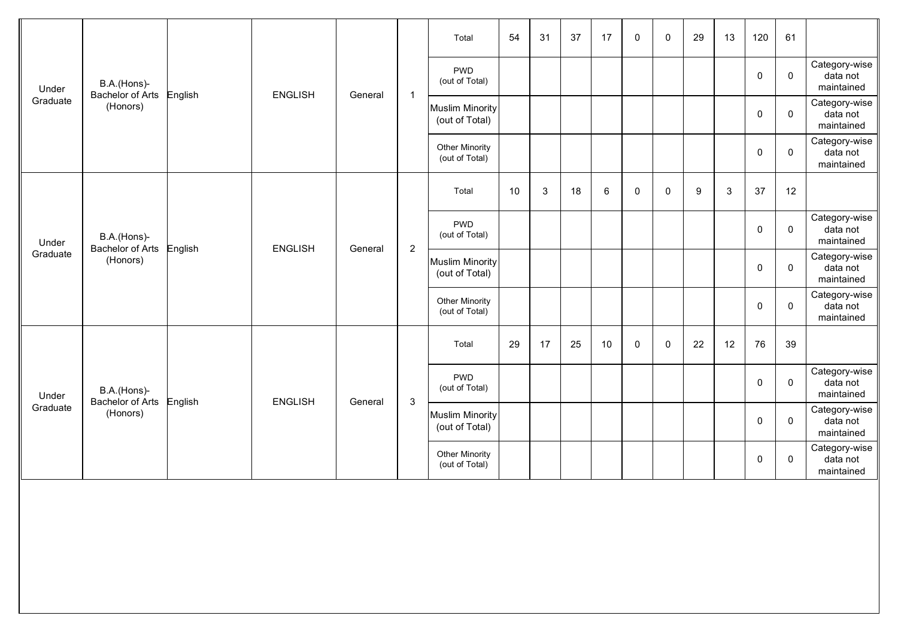| | | | | | | | | | | | | | | | | | |
|---|---|---|---|---|---|---|---|---|---|---|---|---|---|---|---|---|---|
| Under Graduate | B.A.(Hons)-Bachelor of Arts (Honors) | English | ENGLISH | General | 1 | Total | 54 | 31 | 37 | 17 | 0 | 0 | 29 | 13 | 120 | 61 | |
| | | | | | | PWD (out of Total) | | | | | | | | | 0 | 0 | Category-wise data not maintained |
| | | | | | | Muslim Minority (out of Total) | | | | | | | | | 0 | 0 | Category-wise data not maintained |
| | | | | | | Other Minority (out of Total) | | | | | | | | | 0 | 0 | Category-wise data not maintained |
| Under Graduate | B.A.(Hons)-Bachelor of Arts (Honors) | English | ENGLISH | General | 2 | Total | 10 | 3 | 18 | 6 | 0 | 0 | 9 | 3 | 37 | 12 | |
| | | | | | | PWD (out of Total) | | | | | | | | | 0 | 0 | Category-wise data not maintained |
| | | | | | | Muslim Minority (out of Total) | | | | | | | | | 0 | 0 | Category-wise data not maintained |
| | | | | | | Other Minority (out of Total) | | | | | | | | | 0 | 0 | Category-wise data not maintained |
| Under Graduate | B.A.(Hons)-Bachelor of Arts (Honors) | English | ENGLISH | General | 3 | Total | 29 | 17 | 25 | 10 | 0 | 0 | 22 | 12 | 76 | 39 | |
| | | | | | | PWD (out of Total) | | | | | | | | | 0 | 0 | Category-wise data not maintained |
| | | | | | | Muslim Minority (out of Total) | | | | | | | | | 0 | 0 | Category-wise data not maintained |
| | | | | | | Other Minority (out of Total) | | | | | | | | | 0 | 0 | Category-wise data not maintained |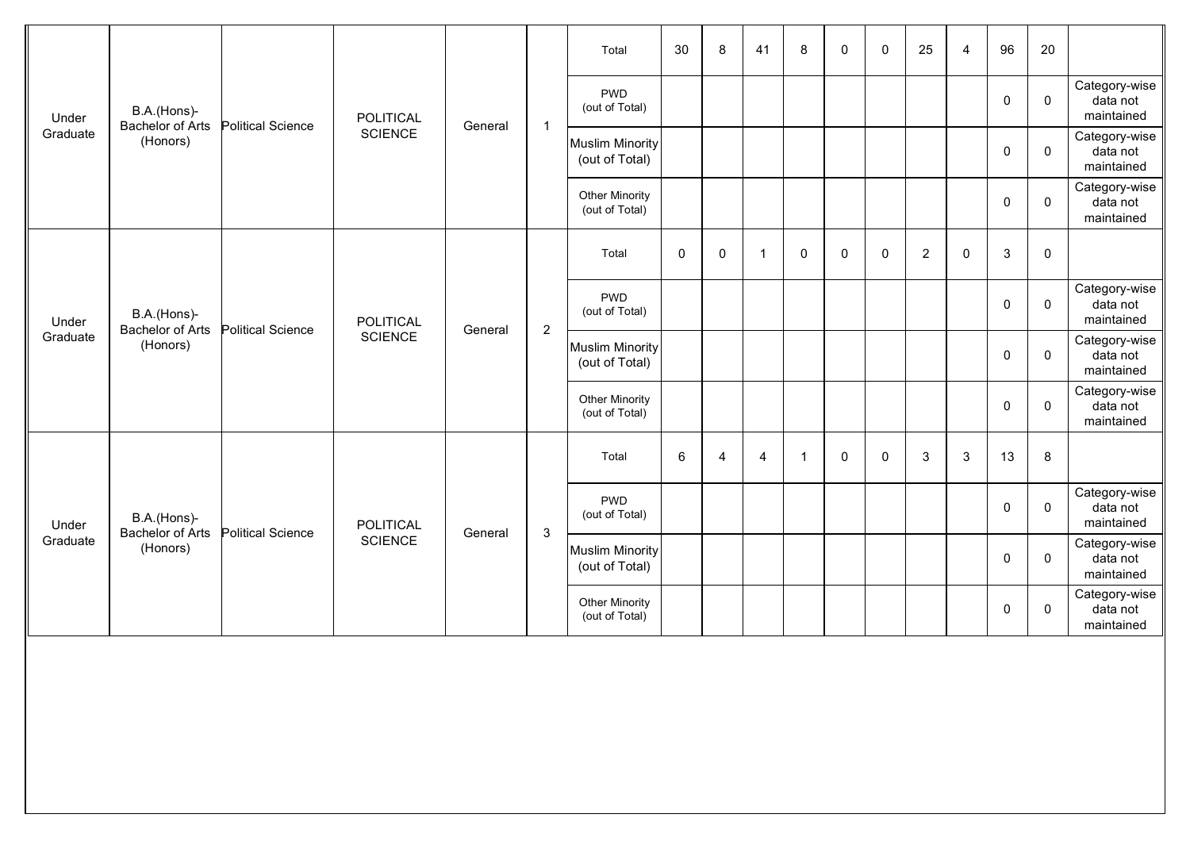| | | | | | | | | | | | | | | | | | |
|---|---|---|---|---|---|---|---|---|---|---|---|---|---|---|---|---|---|
| Under Graduate | B.A.(Hons)-Bachelor of Arts (Honors) | Political Science | POLITICAL SCIENCE | General | 1 | Total | 30 | 8 | 41 | 8 | 0 | 0 | 25 | 4 | 96 | 20 | |
| | | | | | | PWD (out of Total) | | | | | | | | | 0 | 0 | Category-wise data not maintained |
| | | | | | | Muslim Minority (out of Total) | | | | | | | | | 0 | 0 | Category-wise data not maintained |
| | | | | | | Other Minority (out of Total) | | | | | | | | | 0 | 0 | Category-wise data not maintained |
| Under Graduate | B.A.(Hons)-Bachelor of Arts (Honors) | Political Science | POLITICAL SCIENCE | General | 2 | Total | 0 | 0 | 1 | 0 | 0 | 0 | 2 | 0 | 3 | 0 | |
| | | | | | | PWD (out of Total) | | | | | | | | | 0 | 0 | Category-wise data not maintained |
| | | | | | | Muslim Minority (out of Total) | | | | | | | | | 0 | 0 | Category-wise data not maintained |
| | | | | | | Other Minority (out of Total) | | | | | | | | | 0 | 0 | Category-wise data not maintained |
| Under Graduate | B.A.(Hons)-Bachelor of Arts (Honors) | Political Science | POLITICAL SCIENCE | General | 3 | Total | 6 | 4 | 4 | 1 | 0 | 0 | 3 | 3 | 13 | 8 | |
| | | | | | | PWD (out of Total) | | | | | | | | | 0 | 0 | Category-wise data not maintained |
| | | | | | | Muslim Minority (out of Total) | | | | | | | | | 0 | 0 | Category-wise data not maintained |
| | | | | | | Other Minority (out of Total) | | | | | | | | | 0 | 0 | Category-wise data not maintained |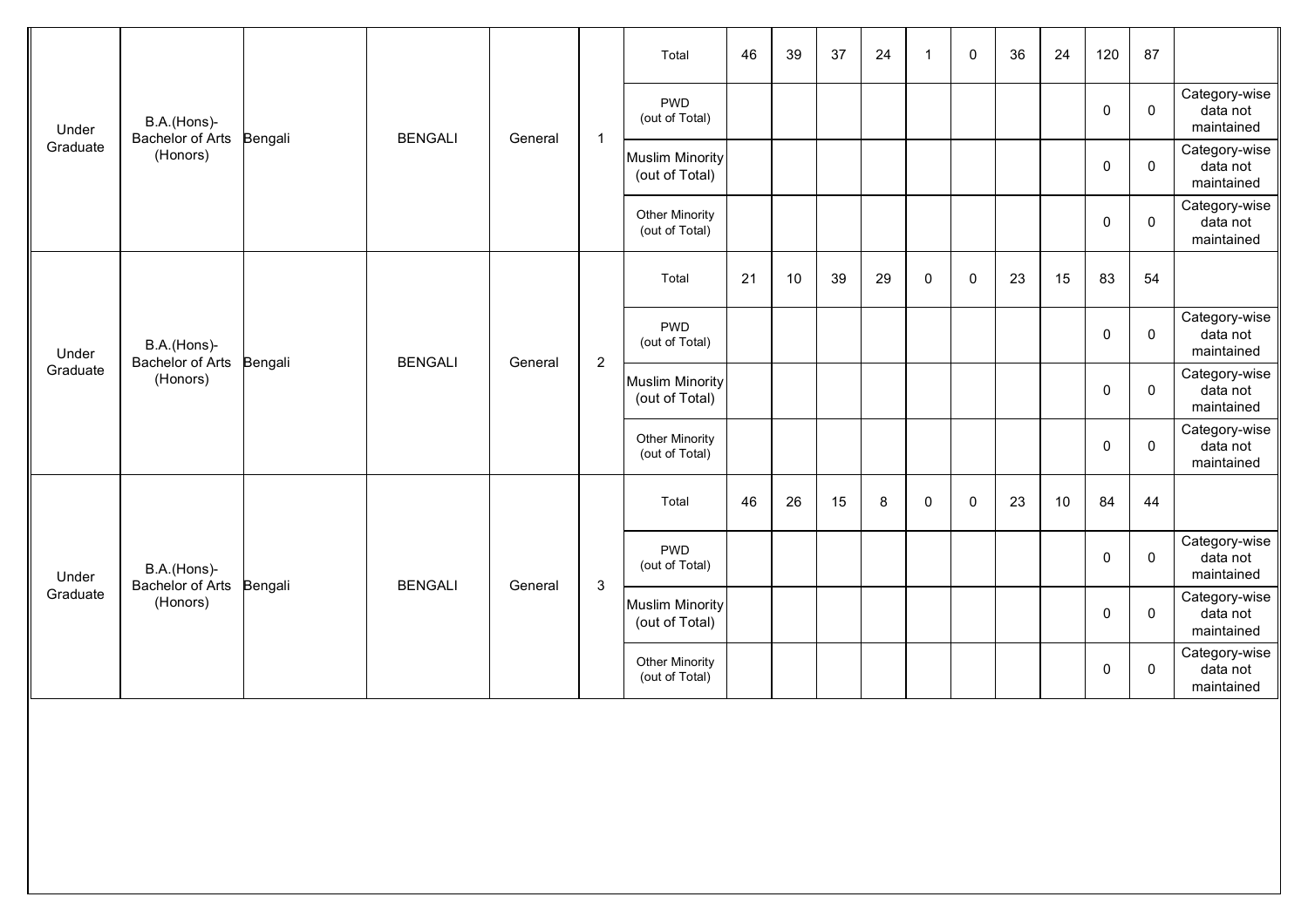| Under Graduate | B.A.(Hons)-Bachelor of Arts (Honors) | Bengali | BENGALI | General | 1 | Total | 46 | 39 | 37 | 24 | 1 | 0 | 36 | 24 | 120 | 87 | |
|---|---|---|---|---|---|---|---|---|---|---|---|---|---|---|---|---|---|
| | | | | | | PWD (out of Total) | | | | | | | | | 0 | 0 | Category-wise data not maintained |
| | | | | | | Muslim Minority (out of Total) | | | | | | | | | 0 | 0 | Category-wise data not maintained |
| | | | | | | Other Minority (out of Total) | | | | | | | | | 0 | 0 | Category-wise data not maintained |
| Under Graduate | B.A.(Hons)-Bachelor of Arts (Honors) | Bengali | BENGALI | General | 2 | Total | 21 | 10 | 39 | 29 | 0 | 0 | 23 | 15 | 83 | 54 | |
| | | | | | | PWD (out of Total) | | | | | | | | | 0 | 0 | Category-wise data not maintained |
| | | | | | | Muslim Minority (out of Total) | | | | | | | | | 0 | 0 | Category-wise data not maintained |
| | | | | | | Other Minority (out of Total) | | | | | | | | | 0 | 0 | Category-wise data not maintained |
| Under Graduate | B.A.(Hons)-Bachelor of Arts (Honors) | Bengali | BENGALI | General | 3 | Total | 46 | 26 | 15 | 8 | 0 | 0 | 23 | 10 | 84 | 44 | |
| | | | | | | PWD (out of Total) | | | | | | | | | 0 | 0 | Category-wise data not maintained |
| | | | | | | Muslim Minority (out of Total) | | | | | | | | | 0 | 0 | Category-wise data not maintained |
| | | | | | | Other Minority (out of Total) | | | | | | | | | 0 | 0 | Category-wise data not maintained |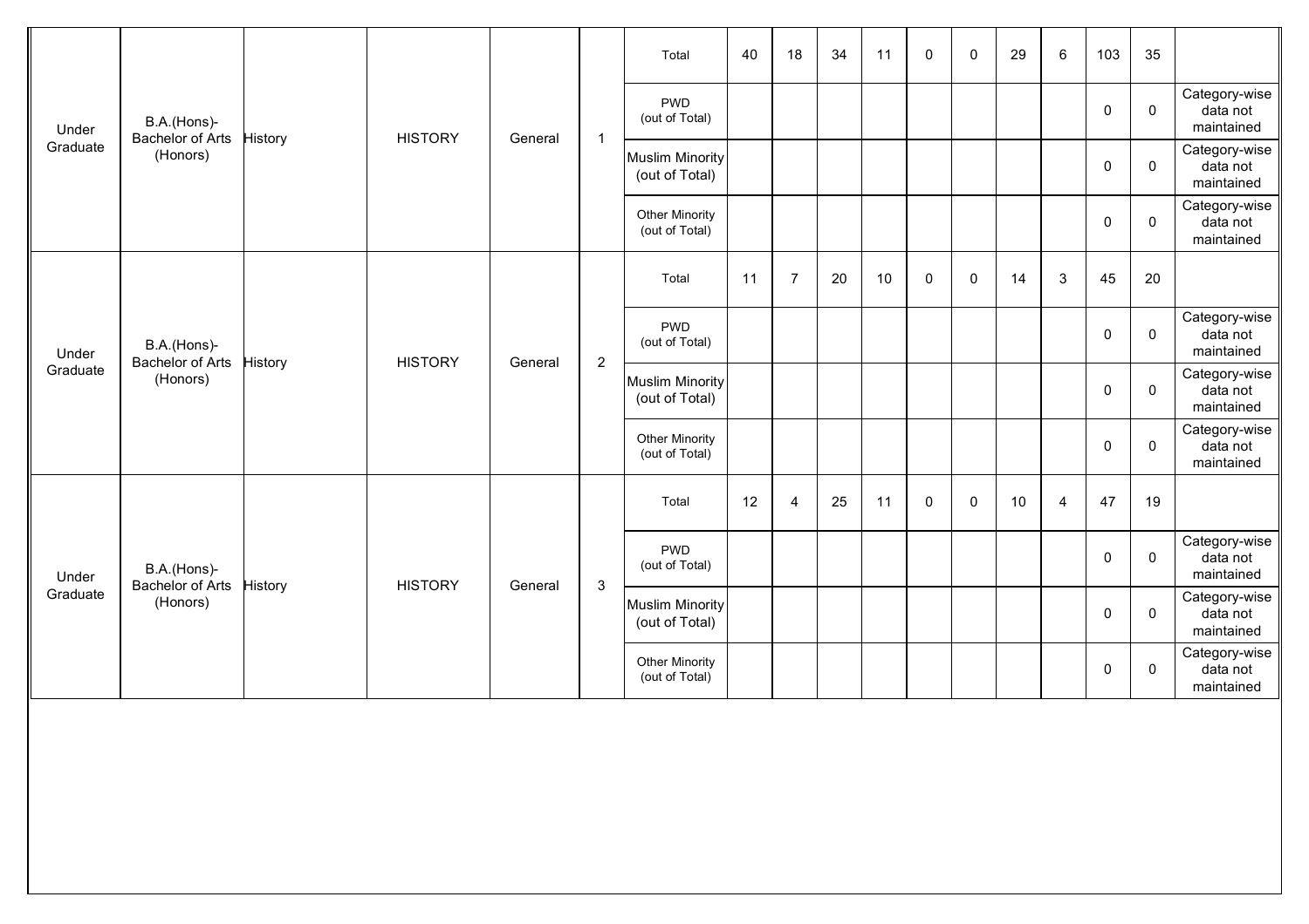| | | | | | | | | | | | | | | | | | |
|---|---|---|---|---|---|---|---|---|---|---|---|---|---|---|---|---|---|
| Under Graduate | B.A.(Hons)-Bachelor of Arts (Honors) | History | HISTORY | General | 1 | Total | 40 | 18 | 34 | 11 | 0 | 0 | 29 | 6 | 103 | 35 | |
| | | | | | | PWD (out of Total) | | | | | | | | | 0 | 0 | Category-wise data not maintained |
| | | | | | | Muslim Minority (out of Total) | | | | | | | | | 0 | 0 | Category-wise data not maintained |
| | | | | | | Other Minority (out of Total) | | | | | | | | | 0 | 0 | Category-wise data not maintained |
| Under Graduate | B.A.(Hons)-Bachelor of Arts (Honors) | History | HISTORY | General | 2 | Total | 11 | 7 | 20 | 10 | 0 | 0 | 14 | 3 | 45 | 20 | |
| | | | | | | PWD (out of Total) | | | | | | | | | 0 | 0 | Category-wise data not maintained |
| | | | | | | Muslim Minority (out of Total) | | | | | | | | | 0 | 0 | Category-wise data not maintained |
| | | | | | | Other Minority (out of Total) | | | | | | | | | 0 | 0 | Category-wise data not maintained |
| Under Graduate | B.A.(Hons)-Bachelor of Arts (Honors) | History | HISTORY | General | 3 | Total | 12 | 4 | 25 | 11 | 0 | 0 | 10 | 4 | 47 | 19 | |
| | | | | | | PWD (out of Total) | | | | | | | | | 0 | 0 | Category-wise data not maintained |
| | | | | | | Muslim Minority (out of Total) | | | | | | | | | 0 | 0 | Category-wise data not maintained |
| | | | | | | Other Minority (out of Total) | | | | | | | | | 0 | 0 | Category-wise data not maintained |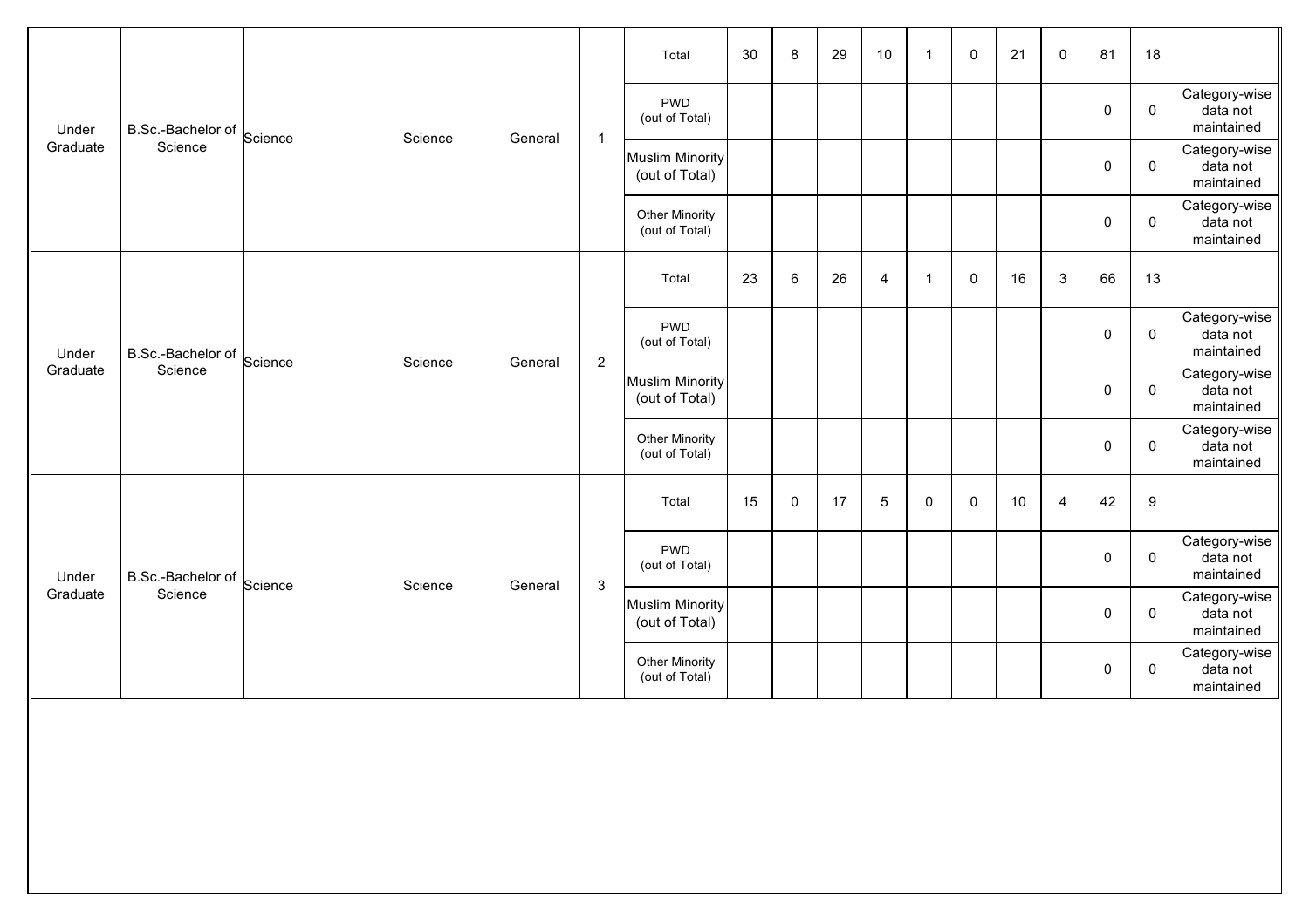| Under Graduate | B.Sc.-Bachelor of Science | Science | Science | General | 1 | Total | 30 | 8 | 29 | 10 | 1 | 0 | 21 | 0 | 81 | 18 | |
|---|---|---|---|---|---|---|---|---|---|---|---|---|---|---|---|---|---|
| | | | | | | PWD (out of Total) | | | | | | | | | 0 | 0 | Category-wise data not maintained |
| | | | | | | Muslim Minority (out of Total) | | | | | | | | | 0 | 0 | Category-wise data not maintained |
| | | | | | | Other Minority (out of Total) | | | | | | | | | 0 | 0 | Category-wise data not maintained |
| Under Graduate | B.Sc.-Bachelor of Science | Science | Science | General | 2 | Total | 23 | 6 | 26 | 4 | 1 | 0 | 16 | 3 | 66 | 13 | |
| | | | | | | PWD (out of Total) | | | | | | | | | 0 | 0 | Category-wise data not maintained |
| | | | | | | Muslim Minority (out of Total) | | | | | | | | | 0 | 0 | Category-wise data not maintained |
| | | | | | | Other Minority (out of Total) | | | | | | | | | 0 | 0 | Category-wise data not maintained |
| Under Graduate | B.Sc.-Bachelor of Science | Science | Science | General | 3 | Total | 15 | 0 | 17 | 5 | 0 | 0 | 10 | 4 | 42 | 9 | |
| | | | | | | PWD (out of Total) | | | | | | | | | 0 | 0 | Category-wise data not maintained |
| | | | | | | Muslim Minority (out of Total) | | | | | | | | | 0 | 0 | Category-wise data not maintained |
| | | | | | | Other Minority (out of Total) | | | | | | | | | 0 | 0 | Category-wise data not maintained |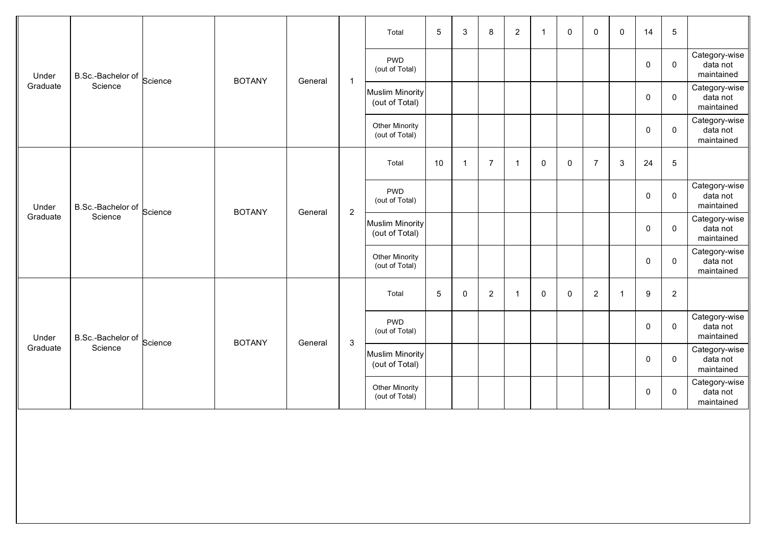| | | | | | | | | | | | | | | | | | |
|---|---|---|---|---|---|---|---|---|---|---|---|---|---|---|---|---|---|
| Under Graduate | B.Sc.-Bachelor of Science | Science | BOTANY | General | 1 | Total | 5 | 3 | 8 | 2 | 1 | 0 | 0 | 0 | 14 | 5 | |
| | | | | | | PWD (out of Total) | | | | | | | | | 0 | 0 | Category-wise data not maintained |
| | | | | | | Muslim Minority (out of Total) | | | | | | | | | 0 | 0 | Category-wise data not maintained |
| | | | | | | Other Minority (out of Total) | | | | | | | | | 0 | 0 | Category-wise data not maintained |
| Under Graduate | B.Sc.-Bachelor of Science | Science | BOTANY | General | 2 | Total | 10 | 1 | 7 | 1 | 0 | 0 | 7 | 3 | 24 | 5 | |
| | | | | | | PWD (out of Total) | | | | | | | | | 0 | 0 | Category-wise data not maintained |
| | | | | | | Muslim Minority (out of Total) | | | | | | | | | 0 | 0 | Category-wise data not maintained |
| | | | | | | Other Minority (out of Total) | | | | | | | | | 0 | 0 | Category-wise data not maintained |
| Under Graduate | B.Sc.-Bachelor of Science | Science | BOTANY | General | 3 | Total | 5 | 0 | 2 | 1 | 0 | 0 | 2 | 1 | 9 | 2 | |
| | | | | | | PWD (out of Total) | | | | | | | | | 0 | 0 | Category-wise data not maintained |
| | | | | | | Muslim Minority (out of Total) | | | | | | | | | 0 | 0 | Category-wise data not maintained |
| | | | | | | Other Minority (out of Total) | | | | | | | | | 0 | 0 | Category-wise data not maintained |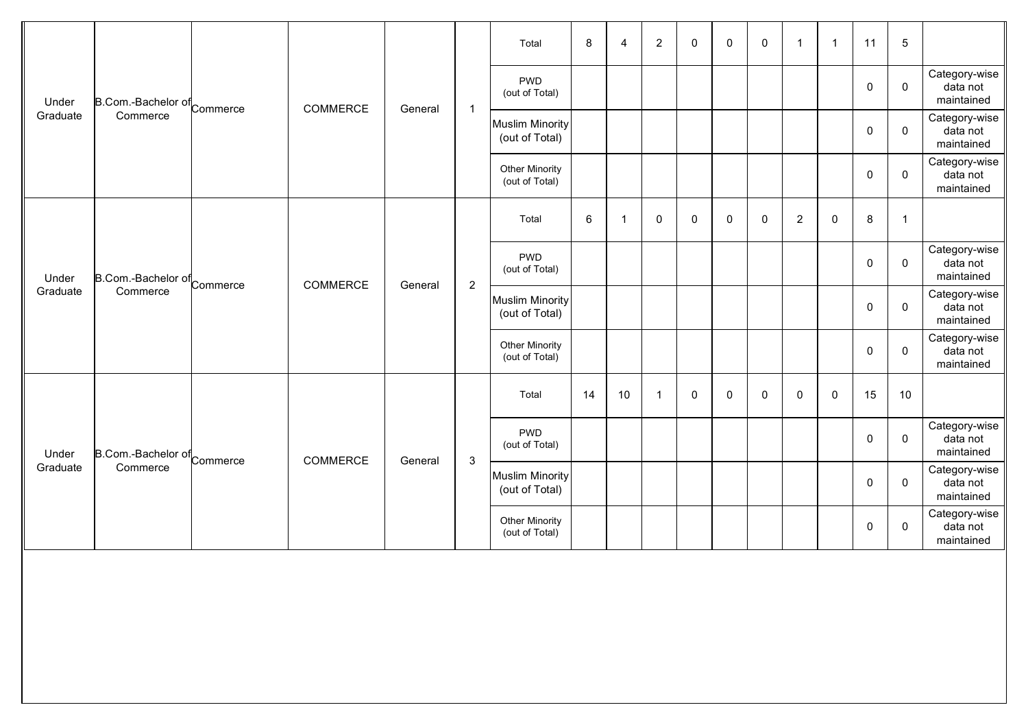| Under Graduate | B.Com.-Bachelor of Commerce | Commerce | COMMERCE | General | 1 | Total | 8 | 4 | 2 | 0 | 0 | 0 | 1 | 1 | 11 | 5 | |
|---|---|---|---|---|---|---|---|---|---|---|---|---|---|---|---|---|---|
| | | | | | | PWD (out of Total) | | | | | | | | | 0 | 0 | Category-wise data not maintained |
| | | | | | | Muslim Minority (out of Total) | | | | | | | | | 0 | 0 | Category-wise data not maintained |
| | | | | | | Other Minority (out of Total) | | | | | | | | | 0 | 0 | Category-wise data not maintained |
| Under Graduate | B.Com.-Bachelor of Commerce | Commerce | COMMERCE | General | 2 | Total | 6 | 1 | 0 | 0 | 0 | 0 | 2 | 0 | 8 | 1 | |
| | | | | | | PWD (out of Total) | | | | | | | | | 0 | 0 | Category-wise data not maintained |
| | | | | | | Muslim Minority (out of Total) | | | | | | | | | 0 | 0 | Category-wise data not maintained |
| | | | | | | Other Minority (out of Total) | | | | | | | | | 0 | 0 | Category-wise data not maintained |
| Under Graduate | B.Com.-Bachelor of Commerce | Commerce | COMMERCE | General | 3 | Total | 14 | 10 | 1 | 0 | 0 | 0 | 0 | 0 | 15 | 10 | |
| | | | | | | PWD (out of Total) | | | | | | | | | 0 | 0 | Category-wise data not maintained |
| | | | | | | Muslim Minority (out of Total) | | | | | | | | | 0 | 0 | Category-wise data not maintained |
| | | | | | | Other Minority (out of Total) | | | | | | | | | 0 | 0 | Category-wise data not maintained |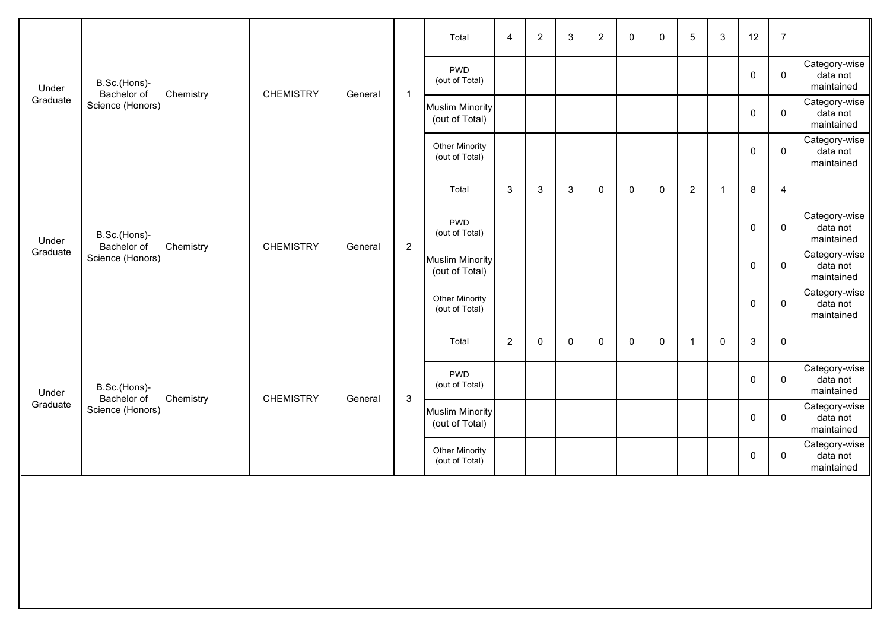| | | | | | | | | | | | | | | | | | |
|---|---|---|---|---|---|---|---|---|---|---|---|---|---|---|---|---|---|
| Under Graduate | B.Sc.(Hons)- Bachelor of Science (Honors) | Chemistry | CHEMISTRY | General | 1 | Total | 4 | 2 | 3 | 2 | 0 | 0 | 5 | 3 | 12 | 7 | |
| | | | | | | PWD (out of Total) | | | | | | | | | 0 | 0 | Category-wise data not maintained |
| | | | | | | Muslim Minority (out of Total) | | | | | | | | | 0 | 0 | Category-wise data not maintained |
| | | | | | | Other Minority (out of Total) | | | | | | | | | 0 | 0 | Category-wise data not maintained |
| Under Graduate | B.Sc.(Hons)- Bachelor of Science (Honors) | Chemistry | CHEMISTRY | General | 2 | Total | 3 | 3 | 3 | 0 | 0 | 0 | 2 | 1 | 8 | 4 | |
| | | | | | | PWD (out of Total) | | | | | | | | | 0 | 0 | Category-wise data not maintained |
| | | | | | | Muslim Minority (out of Total) | | | | | | | | | 0 | 0 | Category-wise data not maintained |
| | | | | | | Other Minority (out of Total) | | | | | | | | | 0 | 0 | Category-wise data not maintained |
| Under Graduate | B.Sc.(Hons)- Bachelor of Science (Honors) | Chemistry | CHEMISTRY | General | 3 | Total | 2 | 0 | 0 | 0 | 0 | 0 | 1 | 0 | 3 | 0 | |
| | | | | | | PWD (out of Total) | | | | | | | | | 0 | 0 | Category-wise data not maintained |
| | | | | | | Muslim Minority (out of Total) | | | | | | | | | 0 | 0 | Category-wise data not maintained |
| | | | | | | Other Minority (out of Total) | | | | | | | | | 0 | 0 | Category-wise data not maintained |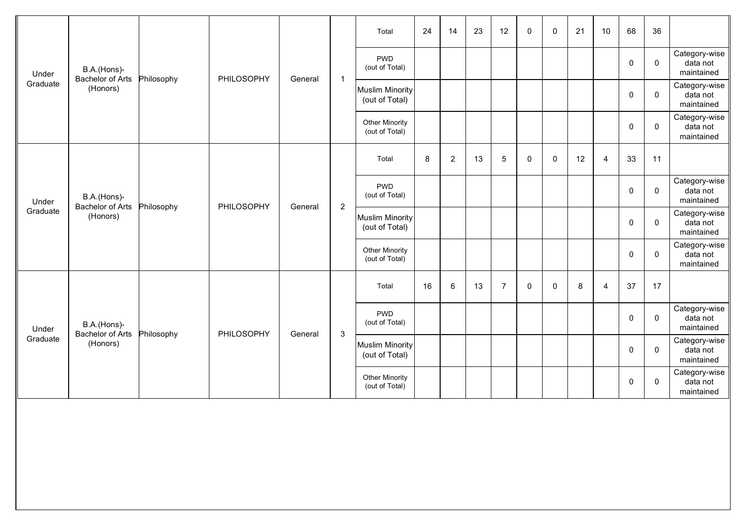| | | | | | | | | | | | | | | | | | |
|---|---|---|---|---|---|---|---|---|---|---|---|---|---|---|---|---|---|
| Under Graduate | B.A.(Hons)-Bachelor of Arts (Honors) | Philosophy | PHILOSOPHY | General | 1 | Total | 24 | 14 | 23 | 12 | 0 | 0 | 21 | 10 | 68 | 36 | |
| | | | | | | PWD (out of Total) | | | | | | | | | 0 | 0 | Category-wise data not maintained |
| | | | | | | Muslim Minority (out of Total) | | | | | | | | | 0 | 0 | Category-wise data not maintained |
| | | | | | | Other Minority (out of Total) | | | | | | | | | 0 | 0 | Category-wise data not maintained |
| Under Graduate | B.A.(Hons)-Bachelor of Arts (Honors) | Philosophy | PHILOSOPHY | General | 2 | Total | 8 | 2 | 13 | 5 | 0 | 0 | 12 | 4 | 33 | 11 | |
| | | | | | | PWD (out of Total) | | | | | | | | | 0 | 0 | Category-wise data not maintained |
| | | | | | | Muslim Minority (out of Total) | | | | | | | | | 0 | 0 | Category-wise data not maintained |
| | | | | | | Other Minority (out of Total) | | | | | | | | | 0 | 0 | Category-wise data not maintained |
| Under Graduate | B.A.(Hons)-Bachelor of Arts (Honors) | Philosophy | PHILOSOPHY | General | 3 | Total | 16 | 6 | 13 | 7 | 0 | 0 | 8 | 4 | 37 | 17 | |
| | | | | | | PWD (out of Total) | | | | | | | | | 0 | 0 | Category-wise data not maintained |
| | | | | | | Muslim Minority (out of Total) | | | | | | | | | 0 | 0 | Category-wise data not maintained |
| | | | | | | Other Minority (out of Total) | | | | | | | | | 0 | 0 | Category-wise data not maintained |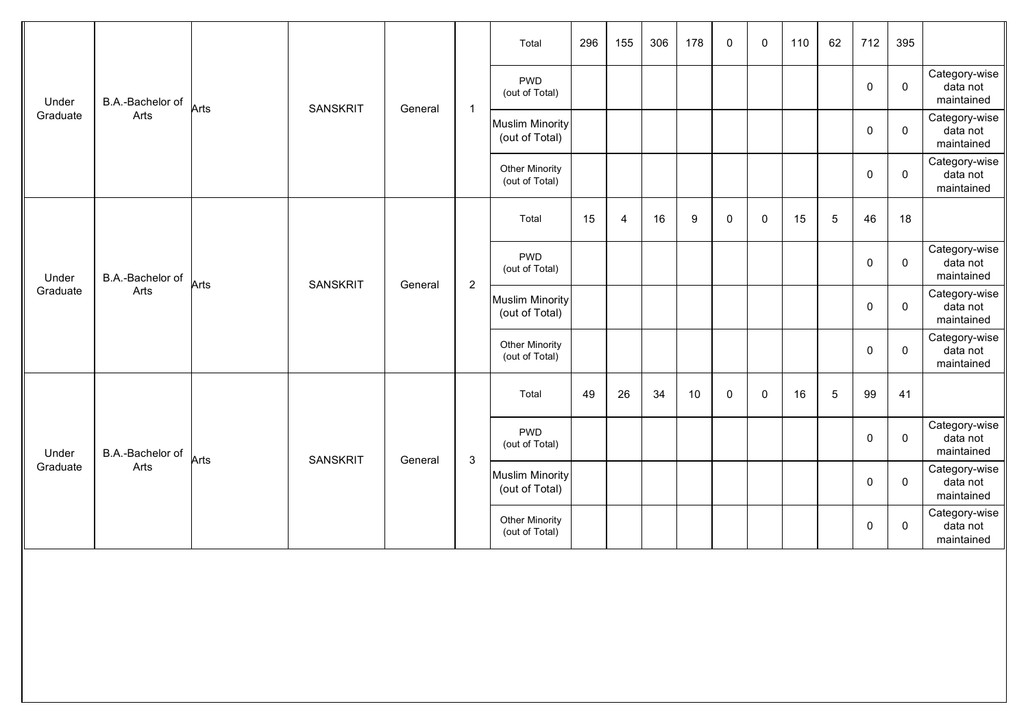| Under Graduate | B.A.-Bachelor of Arts | Arts | SANSKRIT | General | 1 | Total | 296 | 155 | 306 | 178 | 0 | 0 | 110 | 62 | 712 | 395 | |
|---|---|---|---|---|---|---|---|---|---|---|---|---|---|---|---|---|---|
| | | | | | | PWD (out of Total) | | | | | | | | | 0 | 0 | Category-wise data not maintained |
| | | | | | | Muslim Minority (out of Total) | | | | | | | | | 0 | 0 | Category-wise data not maintained |
| | | | | | | Other Minority (out of Total) | | | | | | | | | 0 | 0 | Category-wise data not maintained |
| Under Graduate | B.A.-Bachelor of Arts | Arts | SANSKRIT | General | 2 | Total | 15 | 4 | 16 | 9 | 0 | 0 | 15 | 5 | 46 | 18 | |
| | | | | | | PWD (out of Total) | | | | | | | | | 0 | 0 | Category-wise data not maintained |
| | | | | | | Muslim Minority (out of Total) | | | | | | | | | 0 | 0 | Category-wise data not maintained |
| | | | | | | Other Minority (out of Total) | | | | | | | | | 0 | 0 | Category-wise data not maintained |
| Under Graduate | B.A.-Bachelor of Arts | Arts | SANSKRIT | General | 3 | Total | 49 | 26 | 34 | 10 | 0 | 0 | 16 | 5 | 99 | 41 | |
| | | | | | | PWD (out of Total) | | | | | | | | | 0 | 0 | Category-wise data not maintained |
| | | | | | | Muslim Minority (out of Total) | | | | | | | | | 0 | 0 | Category-wise data not maintained |
| | | | | | | Other Minority (out of Total) | | | | | | | | | 0 | 0 | Category-wise data not maintained |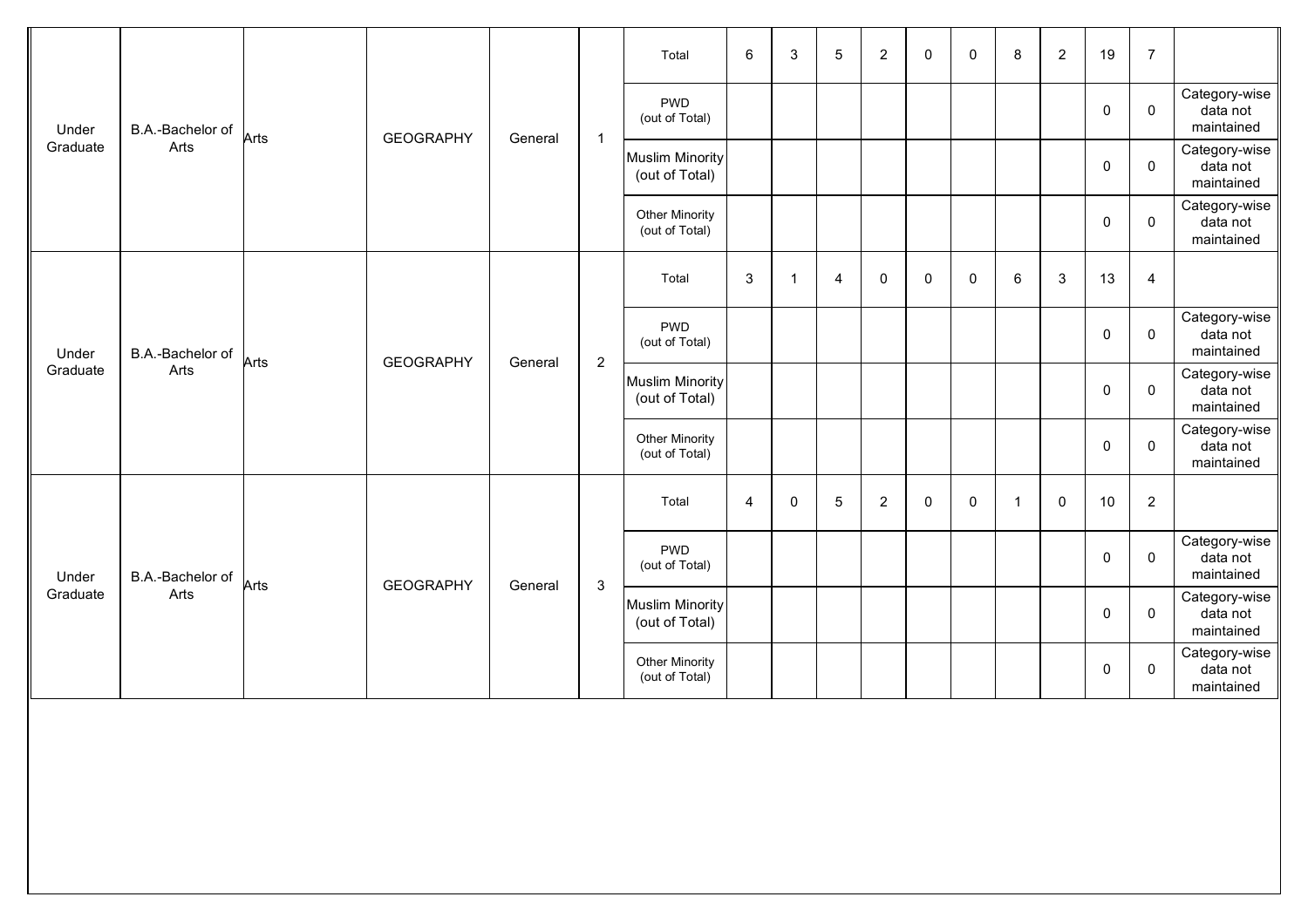| | | | | | | | | | | | | | | | | | |
|---|---|---|---|---|---|---|---|---|---|---|---|---|---|---|---|---|---|
| Under Graduate | B.A.-Bachelor of Arts | Arts | GEOGRAPHY | General | 1 | Total | 6 | 3 | 5 | 2 | 0 | 0 | 8 | 2 | 19 | 7 | |
| | | | | | | PWD (out of Total) | | | | | | | | | 0 | 0 | Category-wise data not maintained |
| | | | | | | Muslim Minority (out of Total) | | | | | | | | | 0 | 0 | Category-wise data not maintained |
| | | | | | | Other Minority (out of Total) | | | | | | | | | 0 | 0 | Category-wise data not maintained |
| Under Graduate | B.A.-Bachelor of Arts | Arts | GEOGRAPHY | General | 2 | Total | 3 | 1 | 4 | 0 | 0 | 0 | 6 | 3 | 13 | 4 | |
| | | | | | | PWD (out of Total) | | | | | | | | | 0 | 0 | Category-wise data not maintained |
| | | | | | | Muslim Minority (out of Total) | | | | | | | | | 0 | 0 | Category-wise data not maintained |
| | | | | | | Other Minority (out of Total) | | | | | | | | | 0 | 0 | Category-wise data not maintained |
| Under Graduate | B.A.-Bachelor of Arts | Arts | GEOGRAPHY | General | 3 | Total | 4 | 0 | 5 | 2 | 0 | 0 | 1 | 0 | 10 | 2 | |
| | | | | | | PWD (out of Total) | | | | | | | | | 0 | 0 | Category-wise data not maintained |
| | | | | | | Muslim Minority (out of Total) | | | | | | | | | 0 | 0 | Category-wise data not maintained |
| | | | | | | Other Minority (out of Total) | | | | | | | | | 0 | 0 | Category-wise data not maintained |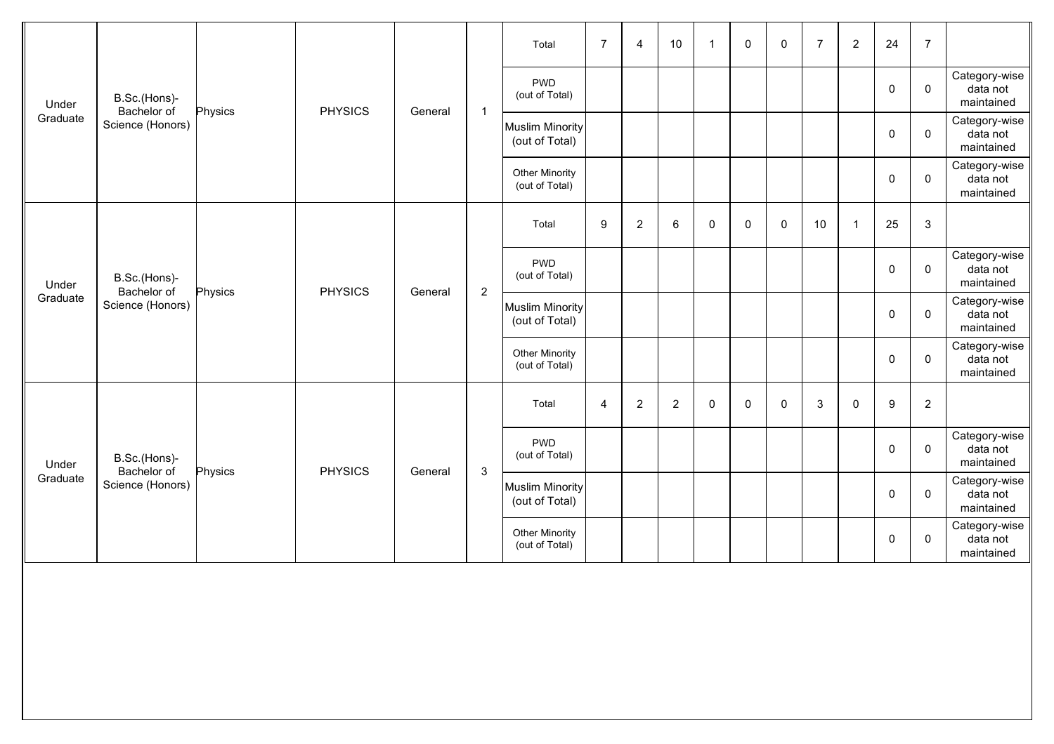| | | | | | | | | | | | | | | | | | |
|---|---|---|---|---|---|---|---|---|---|---|---|---|---|---|---|---|---|
| Under Graduate | B.Sc.(Hons)-Bachelor of Science (Honors) | Physics | PHYSICS | General | 1 | Total | 7 | 4 | 10 | 1 | 0 | 0 | 7 | 2 | 24 | 7 | |
| | | | | | | PWD (out of Total) | | | | | | | | | 0 | 0 | Category-wise data not maintained |
| | | | | | | Muslim Minority (out of Total) | | | | | | | | | 0 | 0 | Category-wise data not maintained |
| | | | | | | Other Minority (out of Total) | | | | | | | | | 0 | 0 | Category-wise data not maintained |
| Under Graduate | B.Sc.(Hons)-Bachelor of Science (Honors) | Physics | PHYSICS | General | 2 | Total | 9 | 2 | 6 | 0 | 0 | 0 | 10 | 1 | 25 | 3 | |
| | | | | | | PWD (out of Total) | | | | | | | | | 0 | 0 | Category-wise data not maintained |
| | | | | | | Muslim Minority (out of Total) | | | | | | | | | 0 | 0 | Category-wise data not maintained |
| | | | | | | Other Minority (out of Total) | | | | | | | | | 0 | 0 | Category-wise data not maintained |
| Under Graduate | B.Sc.(Hons)-Bachelor of Science (Honors) | Physics | PHYSICS | General | 3 | Total | 4 | 2 | 2 | 0 | 0 | 0 | 3 | 0 | 9 | 2 | |
| | | | | | | PWD (out of Total) | | | | | | | | | 0 | 0 | Category-wise data not maintained |
| | | | | | | Muslim Minority (out of Total) | | | | | | | | | 0 | 0 | Category-wise data not maintained |
| | | | | | | Other Minority (out of Total) | | | | | | | | | 0 | 0 | Category-wise data not maintained |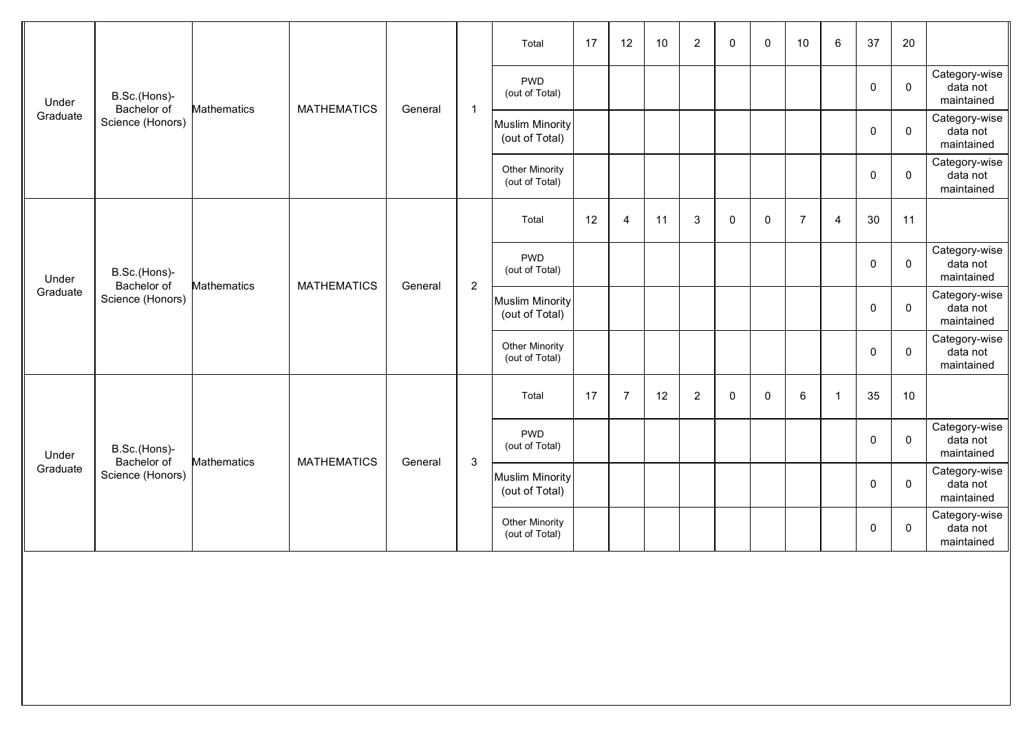| | | | | | | | | | | | | | | | | | |
|---|---|---|---|---|---|---|---|---|---|---|---|---|---|---|---|---|---|
| Under Graduate | B.Sc.(Hons)-Bachelor of Science (Honors) | Mathematics | MATHEMATICS | General | 1 | Total | 17 | 12 | 10 | 2 | 0 | 0 | 10 | 6 | 37 | 20 | |
| | | | | | | PWD (out of Total) | | | | | | | | | 0 | 0 | Category-wise data not maintained |
| | | | | | | Muslim Minority (out of Total) | | | | | | | | | 0 | 0 | Category-wise data not maintained |
| | | | | | | Other Minority (out of Total) | | | | | | | | | 0 | 0 | Category-wise data not maintained |
| Under Graduate | B.Sc.(Hons)-Bachelor of Science (Honors) | Mathematics | MATHEMATICS | General | 2 | Total | 12 | 4 | 11 | 3 | 0 | 0 | 7 | 4 | 30 | 11 | |
| | | | | | | PWD (out of Total) | | | | | | | | | 0 | 0 | Category-wise data not maintained |
| | | | | | | Muslim Minority (out of Total) | | | | | | | | | 0 | 0 | Category-wise data not maintained |
| | | | | | | Other Minority (out of Total) | | | | | | | | | 0 | 0 | Category-wise data not maintained |
| Under Graduate | B.Sc.(Hons)-Bachelor of Science (Honors) | Mathematics | MATHEMATICS | General | 3 | Total | 17 | 7 | 12 | 2 | 0 | 0 | 6 | 1 | 35 | 10 | |
| | | | | | | PWD (out of Total) | | | | | | | | | 0 | 0 | Category-wise data not maintained |
| | | | | | | Muslim Minority (out of Total) | | | | | | | | | 0 | 0 | Category-wise data not maintained |
| | | | | | | Other Minority (out of Total) | | | | | | | | | 0 | 0 | Category-wise data not maintained |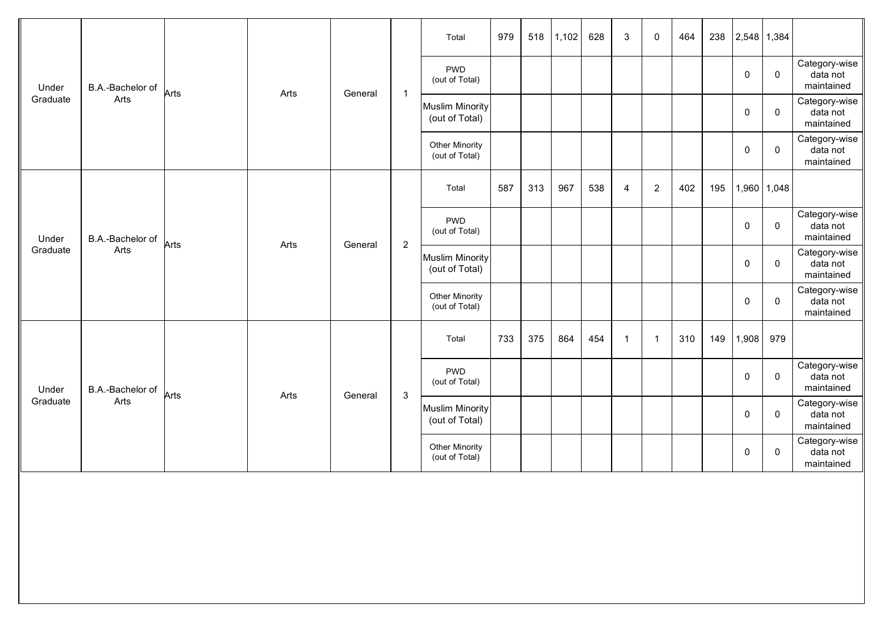| | | | | | | | | | | | | | | | | | |
|---|---|---|---|---|---|---|---|---|---|---|---|---|---|---|---|---|---|
| Under Graduate | B.A.-Bachelor of Arts | Arts | Arts | General | 1 | Total | 979 | 518 | 1,102 | 628 | 3 | 0 | 464 | 238 | 2,548 | 1,384 | |
| | | | | | | PWD (out of Total) | | | | | | | | | 0 | 0 | Category-wise data not maintained |
| | | | | | | Muslim Minority (out of Total) | | | | | | | | | 0 | 0 | Category-wise data not maintained |
| | | | | | | Other Minority (out of Total) | | | | | | | | | 0 | 0 | Category-wise data not maintained |
| Under Graduate | B.A.-Bachelor of Arts | Arts | Arts | General | 2 | Total | 587 | 313 | 967 | 538 | 4 | 2 | 402 | 195 | 1,960 | 1,048 | |
| | | | | | | PWD (out of Total) | | | | | | | | | 0 | 0 | Category-wise data not maintained |
| | | | | | | Muslim Minority (out of Total) | | | | | | | | | 0 | 0 | Category-wise data not maintained |
| | | | | | | Other Minority (out of Total) | | | | | | | | | 0 | 0 | Category-wise data not maintained |
| Under Graduate | B.A.-Bachelor of Arts | Arts | Arts | General | 3 | Total | 733 | 375 | 864 | 454 | 1 | 1 | 310 | 149 | 1,908 | 979 | |
| | | | | | | PWD (out of Total) | | | | | | | | | 0 | 0 | Category-wise data not maintained |
| | | | | | | Muslim Minority (out of Total) | | | | | | | | | 0 | 0 | Category-wise data not maintained |
| | | | | | | Other Minority (out of Total) | | | | | | | | | 0 | 0 | Category-wise data not maintained |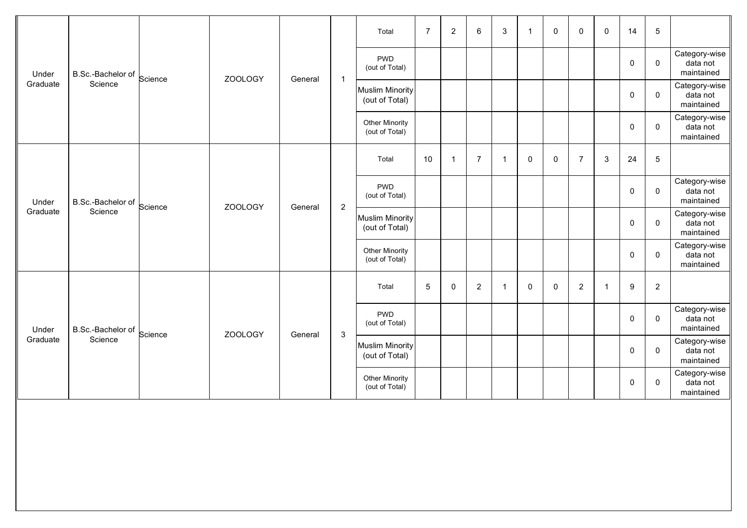| | | | | | | | | | | | | | | | | | |
|---|---|---|---|---|---|---|---|---|---|---|---|---|---|---|---|---|---|
| Under Graduate | B.Sc.-Bachelor of Science | Science | ZOOLOGY | General | 1 | Total | 7 | 2 | 6 | 3 | 1 | 0 | 0 | 0 | 14 | 5 | |
| | | | | | | PWD (out of Total) | | | | | | | | | 0 | 0 | Category-wise data not maintained |
| | | | | | | Muslim Minority (out of Total) | | | | | | | | | 0 | 0 | Category-wise data not maintained |
| | | | | | | Other Minority (out of Total) | | | | | | | | | 0 | 0 | Category-wise data not maintained |
| Under Graduate | B.Sc.-Bachelor of Science | Science | ZOOLOGY | General | 2 | Total | 10 | 1 | 7 | 1 | 0 | 0 | 7 | 3 | 24 | 5 | |
| | | | | | | PWD (out of Total) | | | | | | | | | 0 | 0 | Category-wise data not maintained |
| | | | | | | Muslim Minority (out of Total) | | | | | | | | | 0 | 0 | Category-wise data not maintained |
| | | | | | | Other Minority (out of Total) | | | | | | | | | 0 | 0 | Category-wise data not maintained |
| Under Graduate | B.Sc.-Bachelor of Science | Science | ZOOLOGY | General | 3 | Total | 5 | 0 | 2 | 1 | 0 | 0 | 2 | 1 | 9 | 2 | |
| | | | | | | PWD (out of Total) | | | | | | | | | 0 | 0 | Category-wise data not maintained |
| | | | | | | Muslim Minority (out of Total) | | | | | | | | | 0 | 0 | Category-wise data not maintained |
| | | | | | | Other Minority (out of Total) | | | | | | | | | 0 | 0 | Category-wise data not maintained |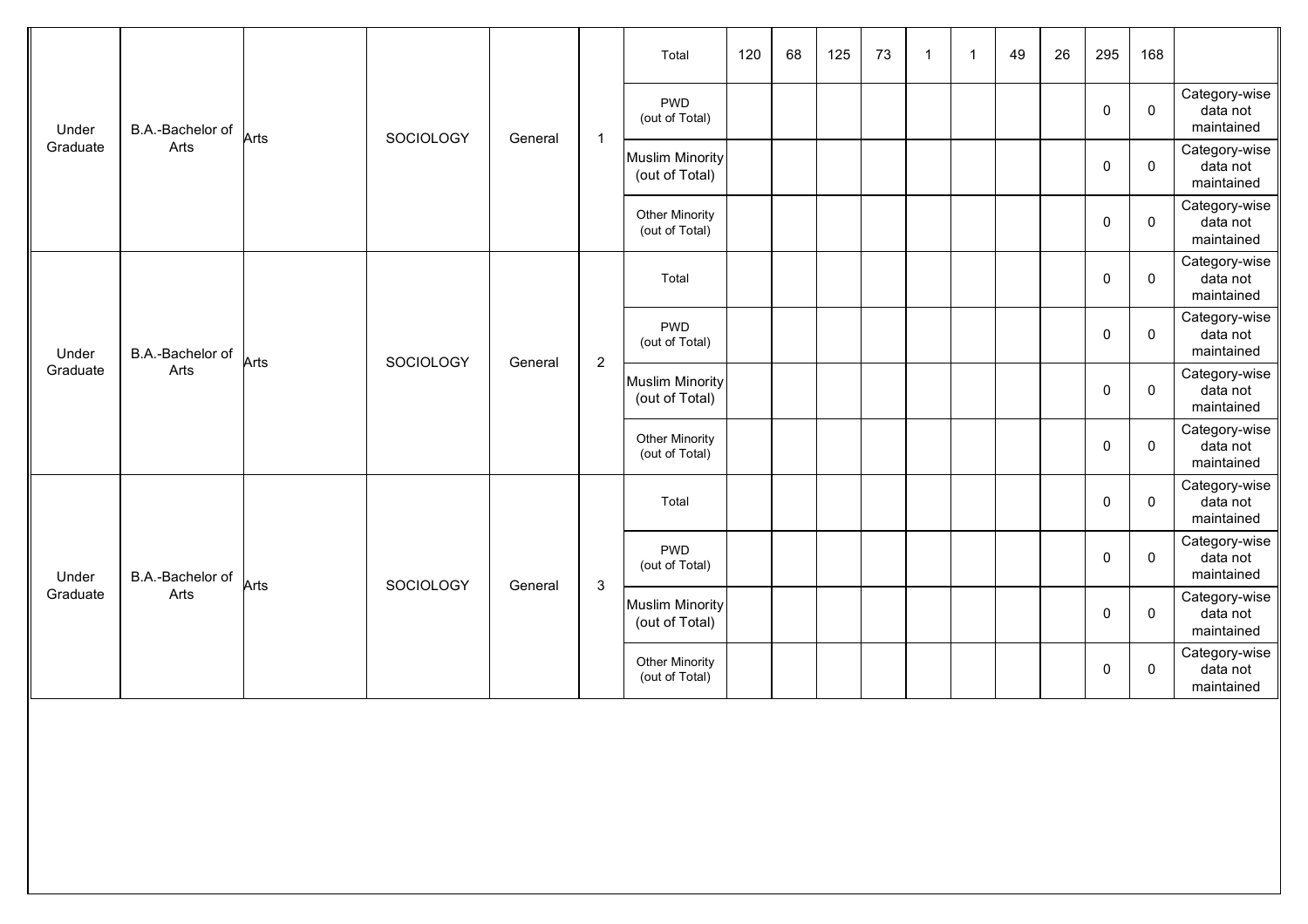| | | | | | | | | | | | | | | | | | |
|---|---|---|---|---|---|---|---|---|---|---|---|---|---|---|---|---|---|
| Under Graduate | B.A.-Bachelor of Arts | Arts | SOCIOLOGY | General | 1 | Total | 120 | 68 | 125 | 73 | 1 | 1 | 49 | 26 | 295 | 168 | |
| | | | | | | PWD (out of Total) | | | | | | | | | 0 | 0 | Category-wise data not maintained |
| | | | | | | Muslim Minority (out of Total) | | | | | | | | | 0 | 0 | Category-wise data not maintained |
| | | | | | | Other Minority (out of Total) | | | | | | | | | 0 | 0 | Category-wise data not maintained |
| Under Graduate | B.A.-Bachelor of Arts | Arts | SOCIOLOGY | General | 2 | Total | | | | | | | | | 0 | 0 | Category-wise data not maintained |
| | | | | | | PWD (out of Total) | | | | | | | | | 0 | 0 | Category-wise data not maintained |
| | | | | | | Muslim Minority (out of Total) | | | | | | | | | 0 | 0 | Category-wise data not maintained |
| | | | | | | Other Minority (out of Total) | | | | | | | | | 0 | 0 | Category-wise data not maintained |
| Under Graduate | B.A.-Bachelor of Arts | Arts | SOCIOLOGY | General | 3 | Total | | | | | | | | | 0 | 0 | Category-wise data not maintained |
| | | | | | | PWD (out of Total) | | | | | | | | | 0 | 0 | Category-wise data not maintained |
| | | | | | | Muslim Minority (out of Total) | | | | | | | | | 0 | 0 | Category-wise data not maintained |
| | | | | | | Other Minority (out of Total) | | | | | | | | | 0 | 0 | Category-wise data not maintained |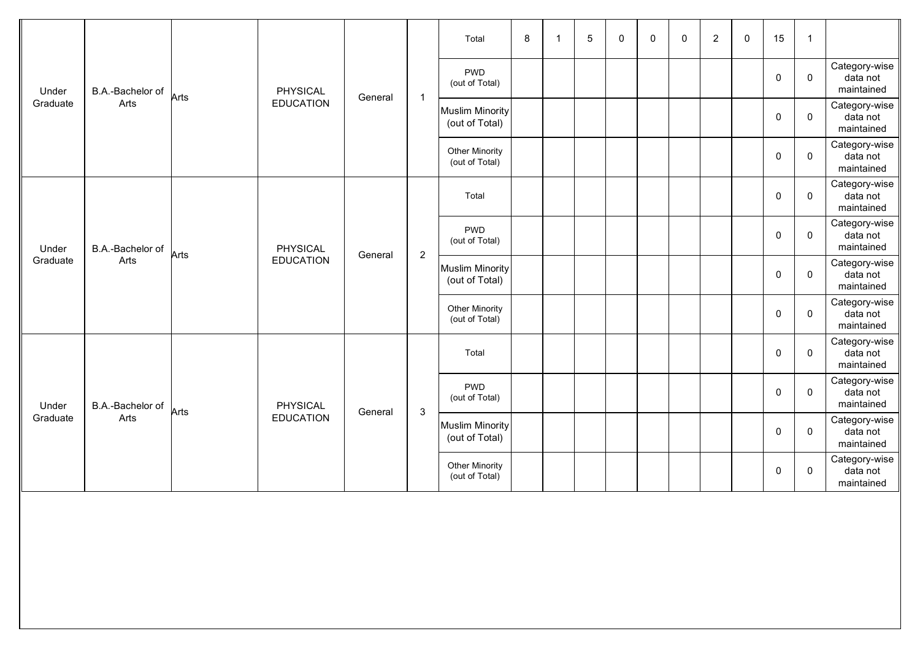| | | | | | | | | | | | | | | | | | |
|---|---|---|---|---|---|---|---|---|---|---|---|---|---|---|---|---|---|
| Under Graduate | B.A.-Bachelor of Arts | Arts | PHYSICAL EDUCATION | General | 1 | Total | 8 | 1 | 5 | 0 | 0 | 0 | 2 | 0 | 15 | 1 | |
| | | | | | | PWD (out of Total) | | | | | | | | | 0 | 0 | Category-wise data not maintained |
| | | | | | | Muslim Minority (out of Total) | | | | | | | | | 0 | 0 | Category-wise data not maintained |
| | | | | | | Other Minority (out of Total) | | | | | | | | | 0 | 0 | Category-wise data not maintained |
| Under Graduate | B.A.-Bachelor of Arts | Arts | PHYSICAL EDUCATION | General | 2 | Total | | | | | | | | | 0 | 0 | Category-wise data not maintained |
| | | | | | | PWD (out of Total) | | | | | | | | | 0 | 0 | Category-wise data not maintained |
| | | | | | | Muslim Minority (out of Total) | | | | | | | | | 0 | 0 | Category-wise data not maintained |
| | | | | | | Other Minority (out of Total) | | | | | | | | | 0 | 0 | Category-wise data not maintained |
| Under Graduate | B.A.-Bachelor of Arts | Arts | PHYSICAL EDUCATION | General | 3 | Total | | | | | | | | | 0 | 0 | Category-wise data not maintained |
| | | | | | | PWD (out of Total) | | | | | | | | | 0 | 0 | Category-wise data not maintained |
| | | | | | | Muslim Minority (out of Total) | | | | | | | | | 0 | 0 | Category-wise data not maintained |
| | | | | | | Other Minority (out of Total) | | | | | | | | | 0 | 0 | Category-wise data not maintained |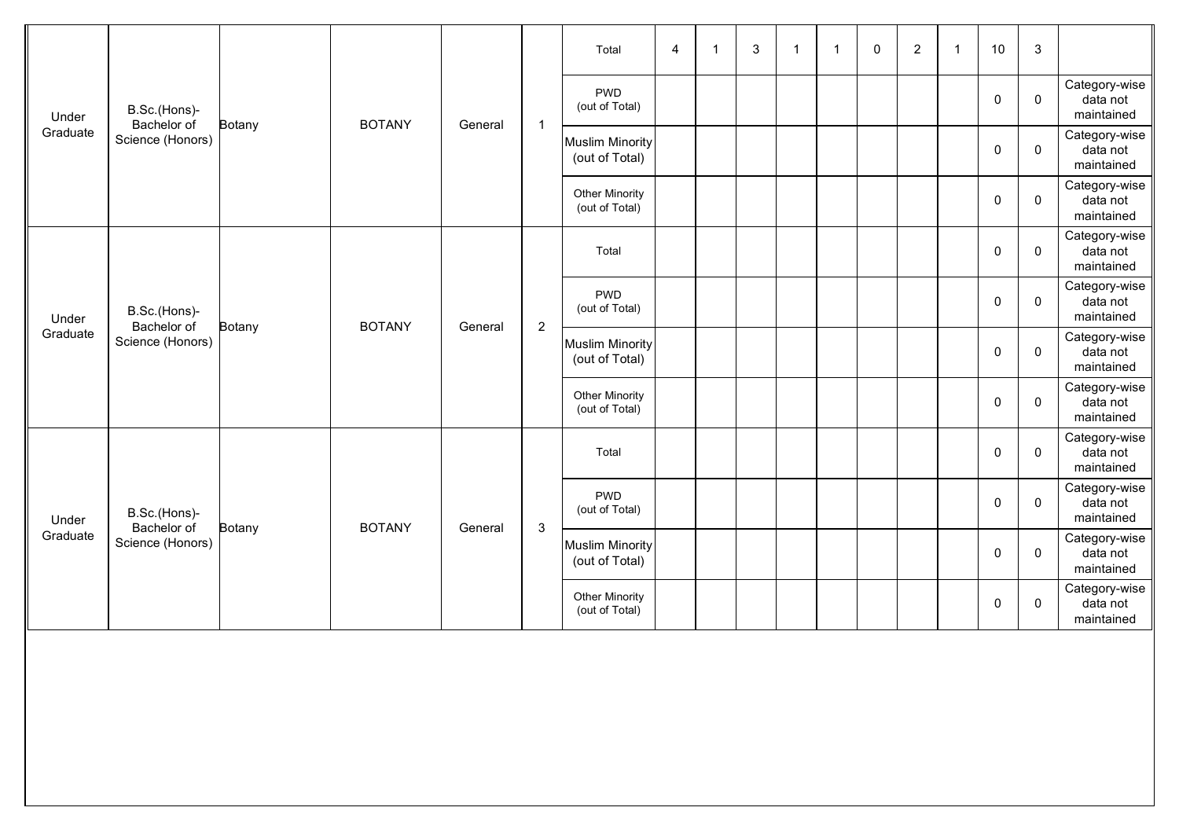| | | | | | | | | | | | | | | | | | |
|---|---|---|---|---|---|---|---|---|---|---|---|---|---|---|---|---|---|
| Under Graduate | B.Sc.(Hons)-Bachelor of Science (Honors) | Botany | BOTANY | General | 1 | Total | 4 | 1 | 3 | 1 | 1 | 0 | 2 | 1 | 10 | 3 | |
| | | | | | | PWD (out of Total) | | | | | | | | | 0 | 0 | Category-wise data not maintained |
| | | | | | | Muslim Minority (out of Total) | | | | | | | | | 0 | 0 | Category-wise data not maintained |
| | | | | | | Other Minority (out of Total) | | | | | | | | | 0 | 0 | Category-wise data not maintained |
| Under Graduate | B.Sc.(Hons)-Bachelor of Science (Honors) | Botany | BOTANY | General | 2 | Total | | | | | | | | | 0 | 0 | Category-wise data not maintained |
| | | | | | | PWD (out of Total) | | | | | | | | | 0 | 0 | Category-wise data not maintained |
| | | | | | | Muslim Minority (out of Total) | | | | | | | | | 0 | 0 | Category-wise data not maintained |
| | | | | | | Other Minority (out of Total) | | | | | | | | | 0 | 0 | Category-wise data not maintained |
| Under Graduate | B.Sc.(Hons)-Bachelor of Science (Honors) | Botany | BOTANY | General | 3 | Total | | | | | | | | | 0 | 0 | Category-wise data not maintained |
| | | | | | | PWD (out of Total) | | | | | | | | | 0 | 0 | Category-wise data not maintained |
| | | | | | | Muslim Minority (out of Total) | | | | | | | | | 0 | 0 | Category-wise data not maintained |
| | | | | | | Other Minority (out of Total) | | | | | | | | | 0 | 0 | Category-wise data not maintained |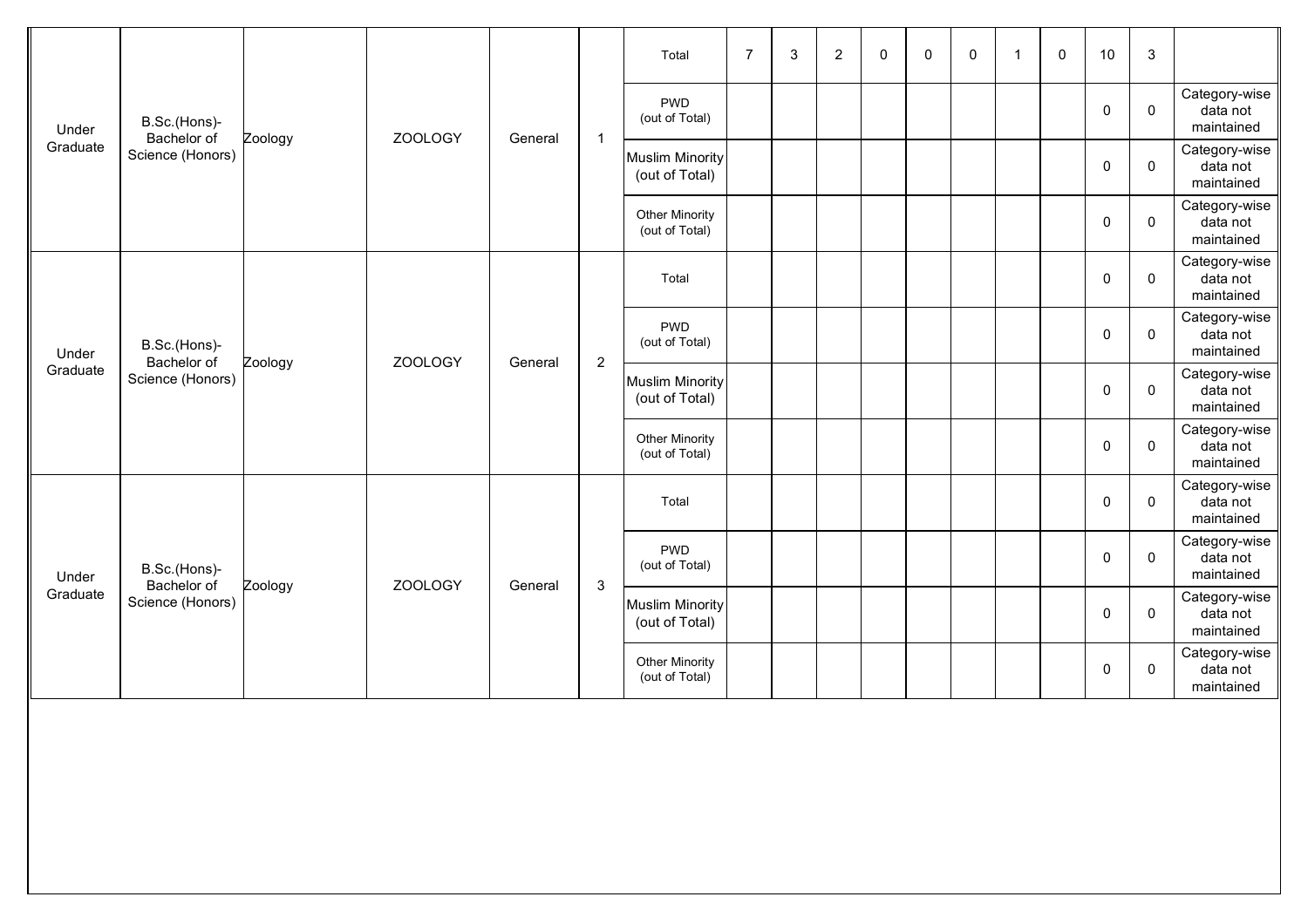| | | | | | | | | | | | | | | | | | |
|---|---|---|---|---|---|---|---|---|---|---|---|---|---|---|---|---|---|
| Under Graduate | B.Sc.(Hons)-Bachelor of Science (Honors) | Zoology | ZOOLOGY | General | 1 | Total | 7 | 3 | 2 | 0 | 0 | 0 | 1 | 0 | 10 | 3 | |
| | | | | | | PWD (out of Total) | | | | | | | | | 0 | 0 | Category-wise data not maintained |
| | | | | | | Muslim Minority (out of Total) | | | | | | | | | 0 | 0 | Category-wise data not maintained |
| | | | | | | Other Minority (out of Total) | | | | | | | | | 0 | 0 | Category-wise data not maintained |
| Under Graduate | B.Sc.(Hons)-Bachelor of Science (Honors) | Zoology | ZOOLOGY | General | 2 | Total | | | | | | | | | 0 | 0 | Category-wise data not maintained |
| | | | | | | PWD (out of Total) | | | | | | | | | 0 | 0 | Category-wise data not maintained |
| | | | | | | Muslim Minority (out of Total) | | | | | | | | | 0 | 0 | Category-wise data not maintained |
| | | | | | | Other Minority (out of Total) | | | | | | | | | 0 | 0 | Category-wise data not maintained |
| Under Graduate | B.Sc.(Hons)-Bachelor of Science (Honors) | Zoology | ZOOLOGY | General | 3 | Total | | | | | | | | | 0 | 0 | Category-wise data not maintained |
| | | | | | | PWD (out of Total) | | | | | | | | | 0 | 0 | Category-wise data not maintained |
| | | | | | | Muslim Minority (out of Total) | | | | | | | | | 0 | 0 | Category-wise data not maintained |
| | | | | | | Other Minority (out of Total) | | | | | | | | | 0 | 0 | Category-wise data not maintained |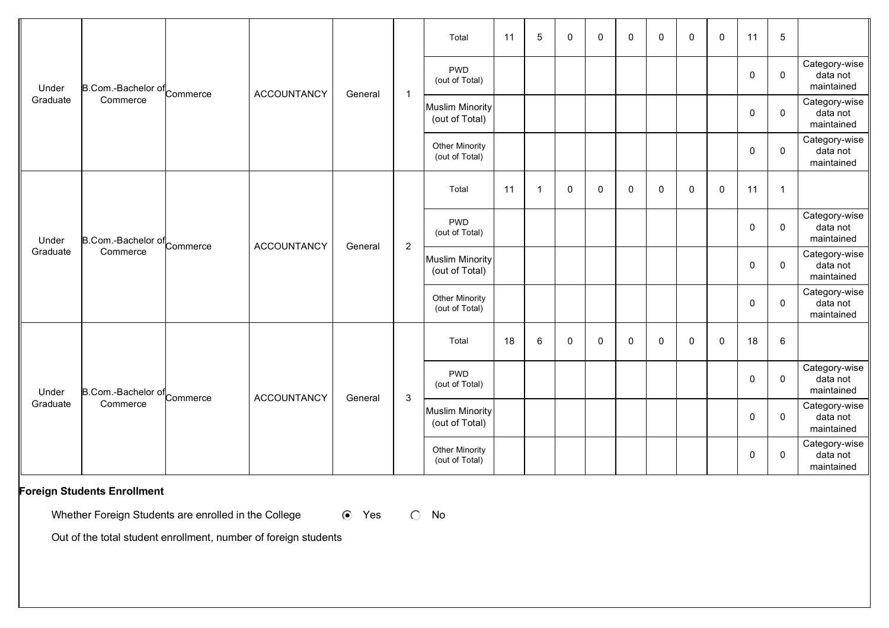| Under Graduate | B.Com.-Bachelor of Commerce | Commerce | ACCOUNTANCY | General | 1 | Total | 11 | 5 | 0 | 0 | 0 | 0 | 0 | 0 | 11 | 5 | |
|---|---|---|---|---|---|---|---|---|---|---|---|---|---|---|---|---|---|
| | | | | | | PWD (out of Total) | | | | | | | | | 0 | 0 | Category-wise data not maintained |
| | | | | | | Muslim Minority (out of Total) | | | | | | | | | 0 | 0 | Category-wise data not maintained |
| | | | | | | Other Minority (out of Total) | | | | | | | | | 0 | 0 | Category-wise data not maintained |
| Under Graduate | B.Com.-Bachelor of Commerce | Commerce | ACCOUNTANCY | General | 2 | Total | 11 | 1 | 0 | 0 | 0 | 0 | 0 | 0 | 11 | 1 | |
| | | | | | | PWD (out of Total) | | | | | | | | | 0 | 0 | Category-wise data not maintained |
| | | | | | | Muslim Minority (out of Total) | | | | | | | | | 0 | 0 | Category-wise data not maintained |
| | | | | | | Other Minority (out of Total) | | | | | | | | | 0 | 0 | Category-wise data not maintained |
| Under Graduate | B.Com.-Bachelor of Commerce | Commerce | ACCOUNTANCY | General | 3 | Total | 18 | 6 | 0 | 0 | 0 | 0 | 0 | 0 | 18 | 6 | |
| | | | | | | PWD (out of Total) | | | | | | | | | 0 | 0 | Category-wise data not maintained |
| | | | | | | Muslim Minority (out of Total) | | | | | | | | | 0 | 0 | Category-wise data not maintained |
| | | | | | | Other Minority (out of Total) | | | | | | | | | 0 | 0 | Category-wise data not maintained |

**Foreign Students Enrollment**

Whether Foreign Students are enrolled in the College (●) Yes ( ) No

Out of the total student enrollment, number of foreign students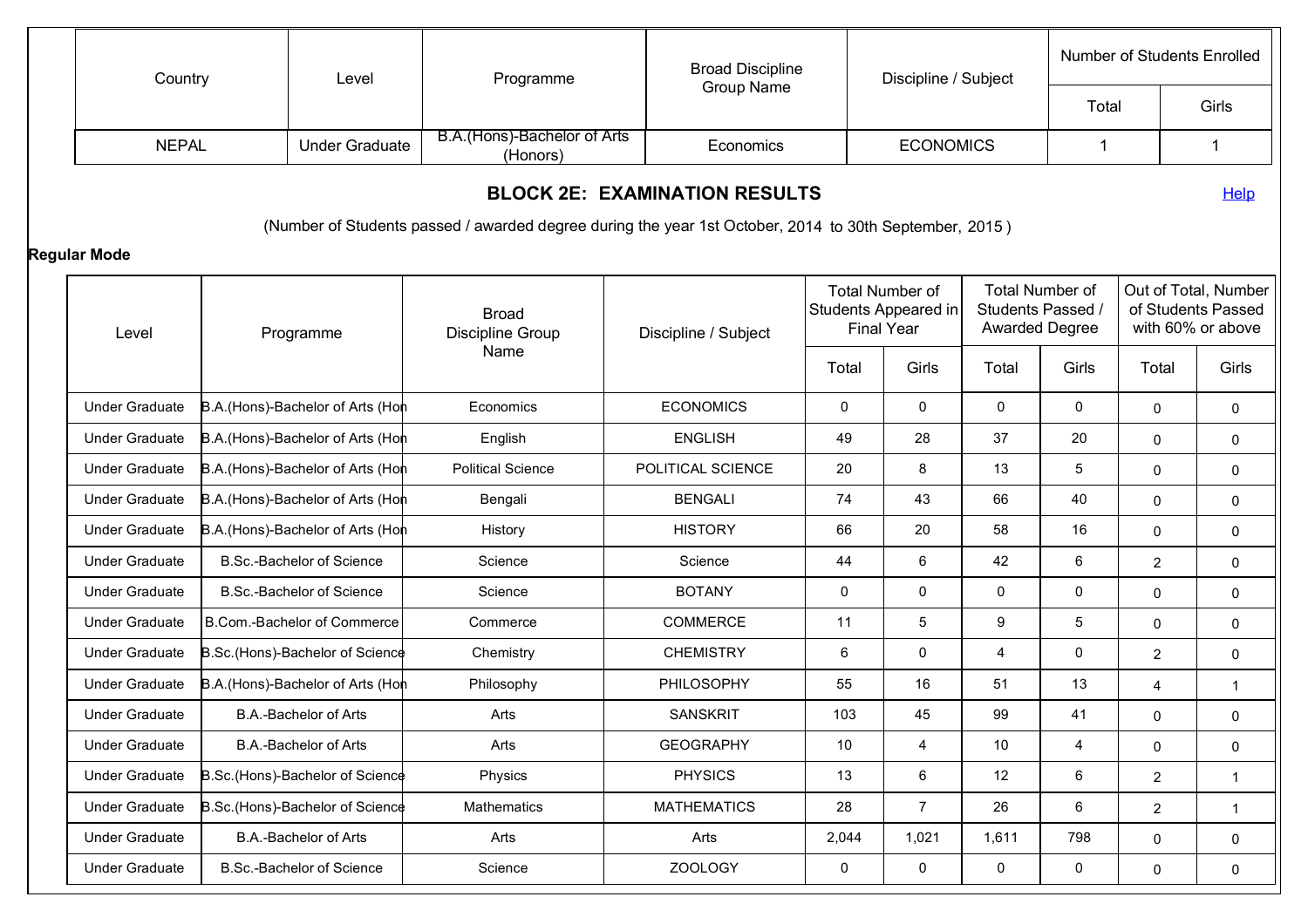| Country | Level | Programme | Broad Discipline Group Name | Discipline / Subject | Number of Students Enrolled | |
|---|---|---|---|---|---|---|
| | | | | | Total | Girls |
| NEPAL | Under Graduate | B.A.(Hons)-Bachelor of Arts (Honors) | Economics | ECONOMICS | 1 | 1 |

## BLOCK 2E: EXAMINATION RESULTS

Help

(Number of Students passed / awarded degree during the year 1st October, 2014 to 30th September, 2015 )

**Regular Mode**

| Level | Programme | Broad Discipline Group Name | Discipline / Subject | Total Number of Students Appeared in Final Year | | Total Number of Students Passed / Awarded Degree | | Out of Total, Number of Students Passed with 60% or above | |
|---|---|---|---|---|---|---|---|---|---|
| | | | | Total | Girls | Total | Girls | Total | Girls |
| Under Graduate | B.A.(Hons)-Bachelor of Arts (Hon | Economics | ECONOMICS | 0 | 0 | 0 | 0 | 0 | 0 |
| Under Graduate | B.A.(Hons)-Bachelor of Arts (Hon | English | ENGLISH | 49 | 28 | 37 | 20 | 0 | 0 |
| Under Graduate | B.A.(Hons)-Bachelor of Arts (Hon | Political Science | POLITICAL SCIENCE | 20 | 8 | 13 | 5 | 0 | 0 |
| Under Graduate | B.A.(Hons)-Bachelor of Arts (Hon | Bengali | BENGALI | 74 | 43 | 66 | 40 | 0 | 0 |
| Under Graduate | B.A.(Hons)-Bachelor of Arts (Hon | History | HISTORY | 66 | 20 | 58 | 16 | 0 | 0 |
| Under Graduate | B.Sc.-Bachelor of Science | Science | Science | 44 | 6 | 42 | 6 | 2 | 0 |
| Under Graduate | B.Sc.-Bachelor of Science | Science | BOTANY | 0 | 0 | 0 | 0 | 0 | 0 |
| Under Graduate | B.Com.-Bachelor of Commerce | Commerce | COMMERCE | 11 | 5 | 9 | 5 | 0 | 0 |
| Under Graduate | B.Sc.(Hons)-Bachelor of Science | Chemistry | CHEMISTRY | 6 | 0 | 4 | 0 | 2 | 0 |
| Under Graduate | B.A.(Hons)-Bachelor of Arts (Hon | Philosophy | PHILOSOPHY | 55 | 16 | 51 | 13 | 4 | 1 |
| Under Graduate | B.A.-Bachelor of Arts | Arts | SANSKRIT | 103 | 45 | 99 | 41 | 0 | 0 |
| Under Graduate | B.A.-Bachelor of Arts | Arts | GEOGRAPHY | 10 | 4 | 10 | 4 | 0 | 0 |
| Under Graduate | B.Sc.(Hons)-Bachelor of Science | Physics | PHYSICS | 13 | 6 | 12 | 6 | 2 | 1 |
| Under Graduate | B.Sc.(Hons)-Bachelor of Science | Mathematics | MATHEMATICS | 28 | 7 | 26 | 6 | 2 | 1 |
| Under Graduate | B.A.-Bachelor of Arts | Arts | Arts | 2,044 | 1,021 | 1,611 | 798 | 0 | 0 |
| Under Graduate | B.Sc.-Bachelor of Science | Science | ZOOLOGY | 0 | 0 | 0 | 0 | 0 | 0 |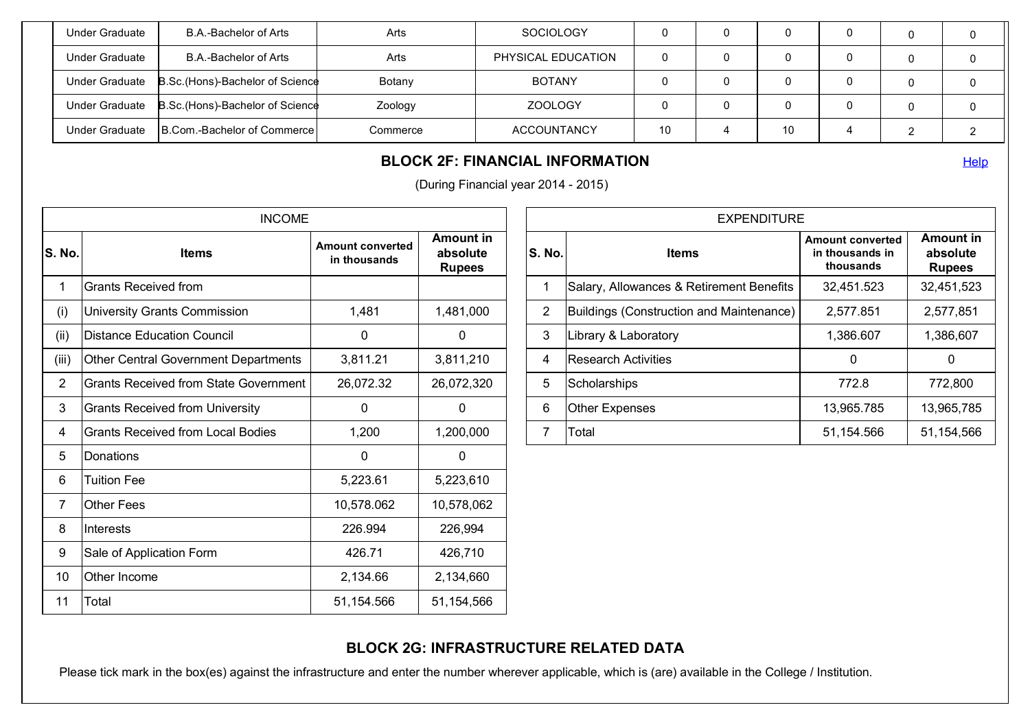| Under Graduate | B.A.-Bachelor of Arts | Arts | SOCIOLOGY | 0 | 0 | 0 | 0 | 0 | 0 |
|---|---|---|---|---|---|---|---|---|---|
| Under Graduate | B.A.-Bachelor of Arts | Arts | PHYSICAL EDUCATION | 0 | 0 | 0 | 0 | 0 | 0 |
| Under Graduate | B.Sc.(Hons)-Bachelor of Science | Botany | BOTANY | 0 | 0 | 0 | 0 | 0 | 0 |
| Under Graduate | B.Sc.(Hons)-Bachelor of Science | Zoology | ZOOLOGY | 0 | 0 | 0 | 0 | 0 | 0 |
| Under Graduate | B.Com.-Bachelor of Commerce | Commerce | ACCOUNTANCY | 10 | 4 | 10 | 4 | 2 | 2 |

## BLOCK 2F: FINANCIAL INFORMATION

Help

(During Financial year 2014 - 2015)

| INCOME | | | |
|---|---|---|---|
| **S. No.** | **Items** | **Amount converted in thousands** | **Amount in absolute Rupees** |
| 1 | Grants Received from | | |
| (i) | University Grants Commission | 1,481 | 1,481,000 |
| (ii) | Distance Education Council | 0 | 0 |
| (iii) | Other Central Government Departments | 3,811.21 | 3,811,210 |
| 2 | Grants Received from State Government | 26,072.32 | 26,072,320 |
| 3 | Grants Received from University | 0 | 0 |
| 4 | Grants Received from Local Bodies | 1,200 | 1,200,000 |
| 5 | Donations | 0 | 0 |
| 6 | Tuition Fee | 5,223.61 | 5,223,610 |
| 7 | Other Fees | 10,578.062 | 10,578,062 |
| 8 | Interests | 226.994 | 226,994 |
| 9 | Sale of Application Form | 426.71 | 426,710 |
| 10 | Other Income | 2,134.66 | 2,134,660 |
| 11 | Total | 51,154.566 | 51,154,566 |

| EXPENDITURE | | | |
|---|---|---|---|
| **S. No.** | **Items** | **Amount converted in thousands in thousands** | **Amount in absolute Rupees** |
| 1 | Salary, Allowances & Retirement Benefits | 32,451.523 | 32,451,523 |
| 2 | Buildings (Construction and Maintenance) | 2,577.851 | 2,577,851 |
| 3 | Library & Laboratory | 1,386.607 | 1,386,607 |
| 4 | Research Activities | 0 | 0 |
| 5 | Scholarships | 772.8 | 772,800 |
| 6 | Other Expenses | 13,965.785 | 13,965,785 |
| 7 | Total | 51,154.566 | 51,154,566 |

## BLOCK 2G: INFRASTRUCTURE RELATED DATA

Please tick mark in the box(es) against the infrastructure and enter the number wherever applicable, which is (are) available in the College / Institution.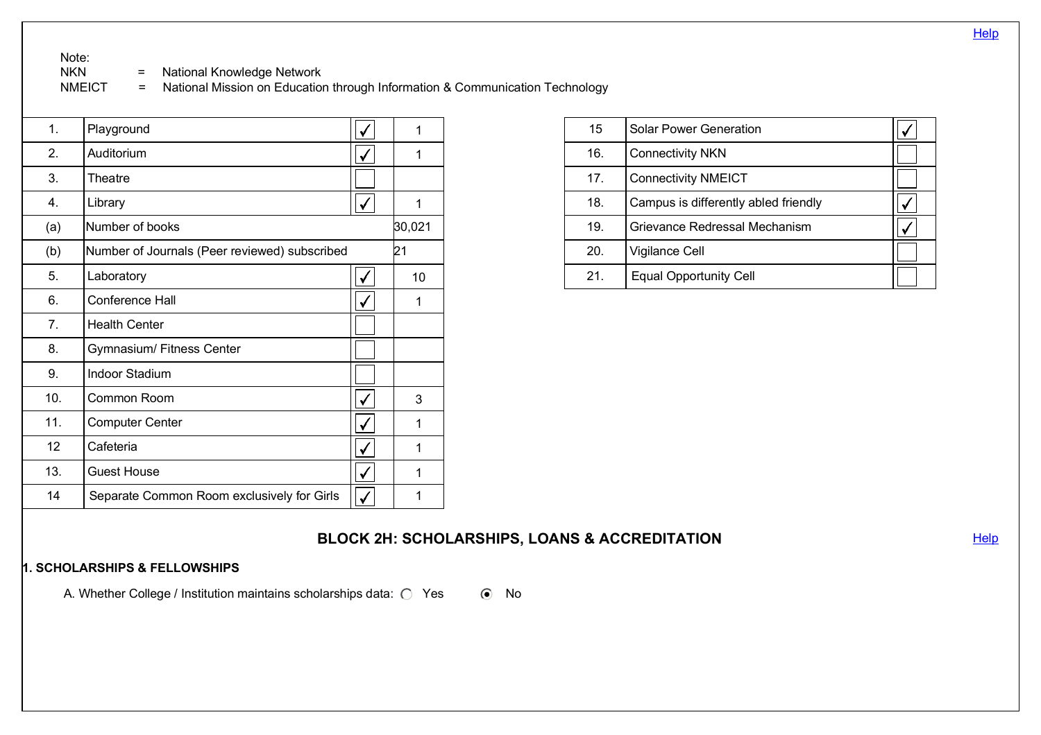Help

Note:
NKN = National Knowledge Network
NMEICT = National Mission on Education through Information & Communication Technology

| | | | |
|---|---|---|---|
| 1. | Playground | ✓ | 1 |
| 2. | Auditorium | ✓ | 1 |
| 3. | Theatre | ☐ | |
| 4. | Library | ✓ | 1 |
| (a) | Number of books | | 30,021 |
| (b) | Number of Journals (Peer reviewed) subscribed | | 21 |
| 5. | Laboratory | ✓ | 10 |
| 6. | Conference Hall | ✓ | 1 |
| 7. | Health Center | ☐ | |
| 8. | Gymnasium/ Fitness Center | ☐ | |
| 9. | Indoor Stadium | ☐ | |
| 10. | Common Room | ✓ | 3 |
| 11. | Computer Center | ✓ | 1 |
| 12 | Cafeteria | ✓ | 1 |
| 13. | Guest House | ✓ | 1 |
| 14 | Separate Common Room exclusively for Girls | ✓ | 1 |

| | | |
|---|---|---|
| 15 | Solar Power Generation | ✓ |
| 16. | Connectivity NKN | ☐ |
| 17. | Connectivity NMEICT | ☐ |
| 18. | Campus is differently abled friendly | ✓ |
| 19. | Grievance Redressal Mechanism | ✓ |
| 20. | Vigilance Cell | ☐ |
| 21. | Equal Opportunity Cell | ☐ |

## BLOCK 2H: SCHOLARSHIPS, LOANS & ACCREDITATION

Help

**1. SCHOLARSHIPS & FELLOWSHIPS**

A. Whether College / Institution maintains scholarships data: ○ Yes ◉ No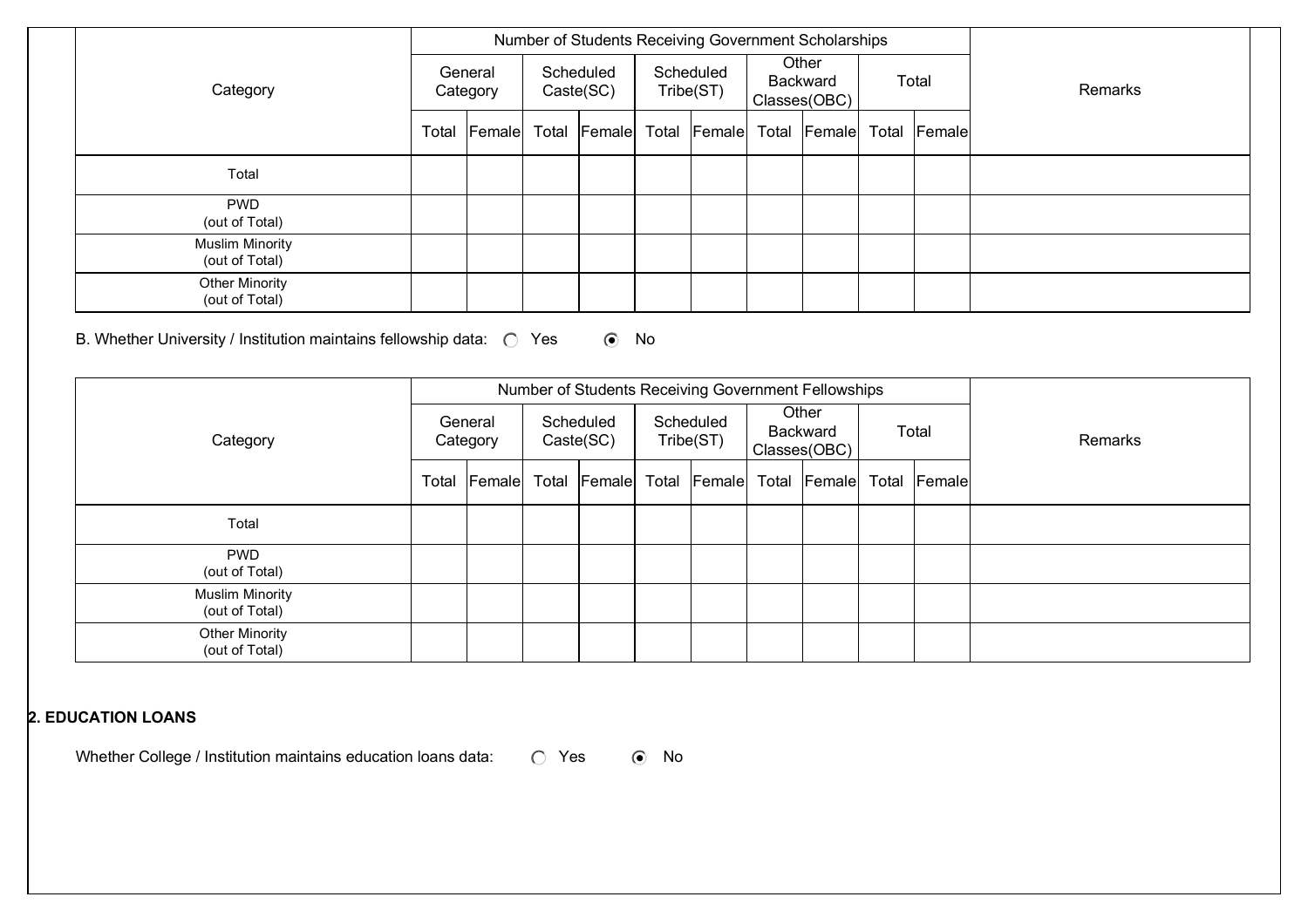| Category | Number of Students Receiving Government Scholarships | | | | | | | | | | Remarks |
|---|---|---|---|---|---|---|---|---|---|---|---|
| | General Category | | Scheduled Caste(SC) | | Scheduled Tribe(ST) | | Other Backward Classes(OBC) | | Total | | |
| | Total | Female | Total | Female | Total | Female | Total | Female | Total | Female | |
| Total | | | | | | | | | | | |
| PWD (out of Total) | | | | | | | | | | | |
| Muslim Minority (out of Total) | | | | | | | | | | | |
| Other Minority (out of Total) | | | | | | | | | | | |

B. Whether University / Institution maintains fellowship data: ○ Yes ◉ No

| Category | Number of Students Receiving Government Fellowships | | | | | | | | | | Remarks |
|---|---|---|---|---|---|---|---|---|---|---|---|
| | General Category | | Scheduled Caste(SC) | | Scheduled Tribe(ST) | | Other Backward Classes(OBC) | | Total | | |
| | Total | Female | Total | Female | Total | Female | Total | Female | Total | Female | |
| Total | | | | | | | | | | | |
| PWD (out of Total) | | | | | | | | | | | |
| Muslim Minority (out of Total) | | | | | | | | | | | |
| Other Minority (out of Total) | | | | | | | | | | | |

**2. EDUCATION LOANS**

Whether College / Institution maintains education loans data: ○ Yes ◉ No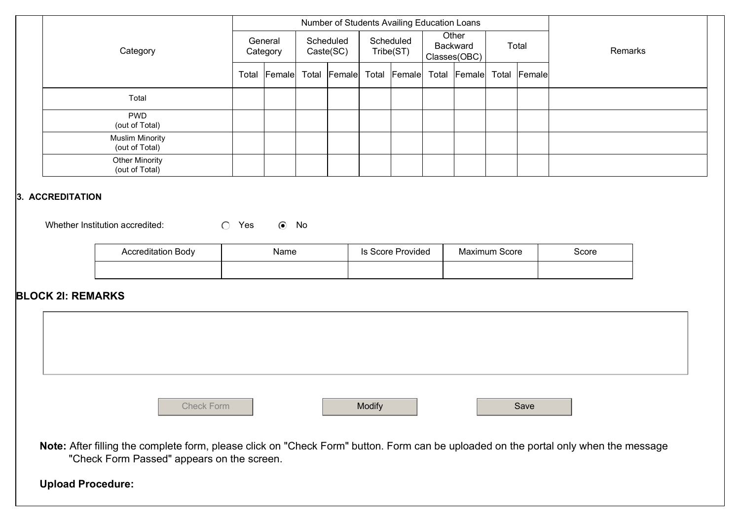| Category | Number of Students Availing Education Loans | | | | | | | | | | Remarks |
|---|---|---|---|---|---|---|---|---|---|---|---|
| | General Category | | Scheduled Caste(SC) | | Scheduled Tribe(ST) | | Other Backward Classes(OBC) | | Total | | |
| | Total | Female | Total | Female | Total | Female | Total | Female | Total | Female | |
| Total | | | | | | | | | | | |
| PWD (out of Total) | | | | | | | | | | | |
| Muslim Minority (out of Total) | | | | | | | | | | | |
| Other Minority (out of Total) | | | | | | | | | | | |

**3. ACCREDITATION**

Whether Institution accredited: ○ Yes ◉ No

| Accreditation Body | Name | Is Score Provided | Maximum Score | Score |
|---|---|---|---|---|
| | | | | |

## BLOCK 2I: REMARKS

Check Form | Modify | Save

**Note:** After filling the complete form, please click on "Check Form" button. Form can be uploaded on the portal only when the message "Check Form Passed" appears on the screen.

**Upload Procedure:**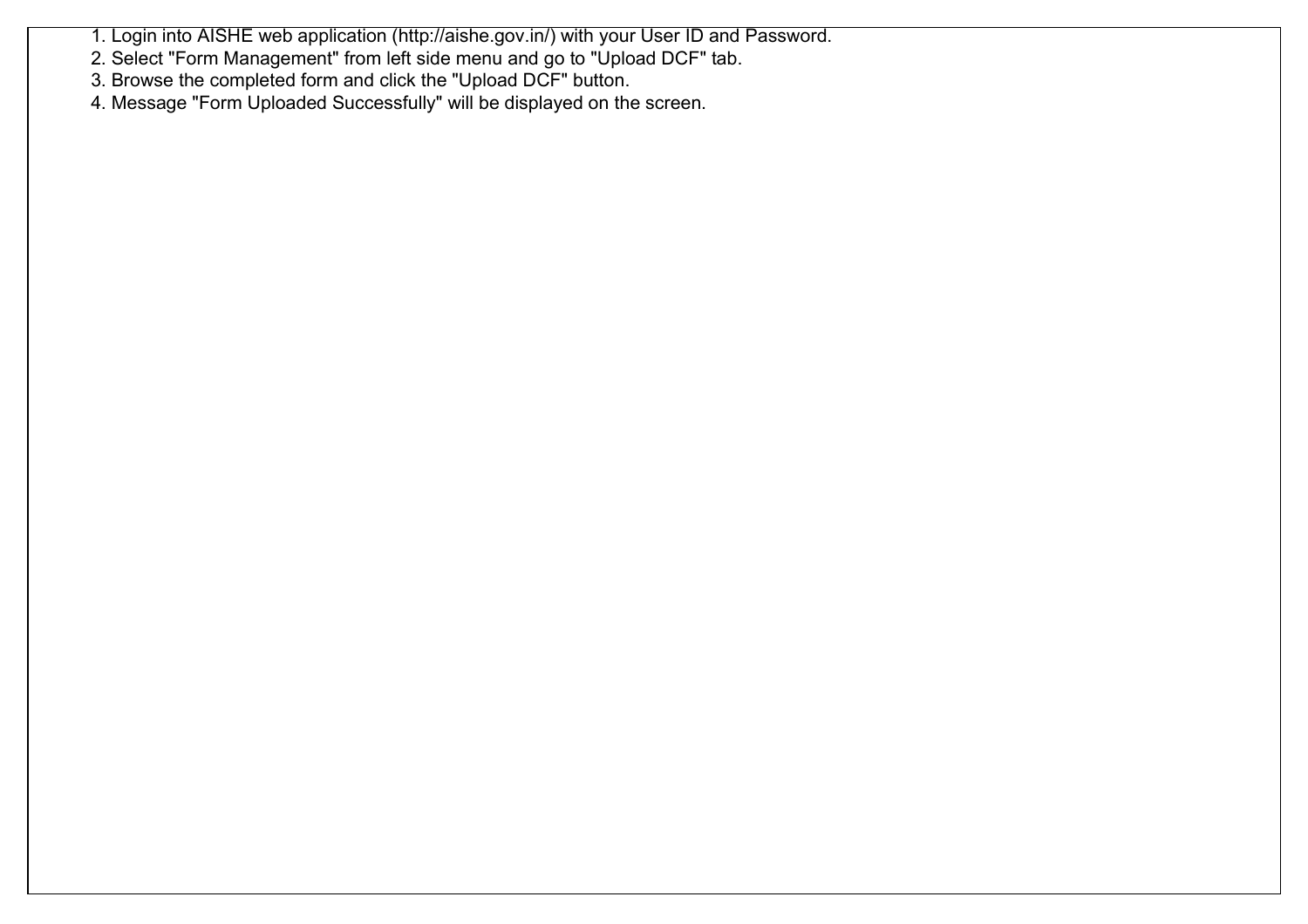1. Login into AISHE web application (http://aishe.gov.in/) with your User ID and Password.
2. Select "Form Management" from left side menu and go to "Upload DCF" tab.
3. Browse the completed form and click the "Upload DCF" button.
4. Message "Form Uploaded Successfully" will be displayed on the screen.